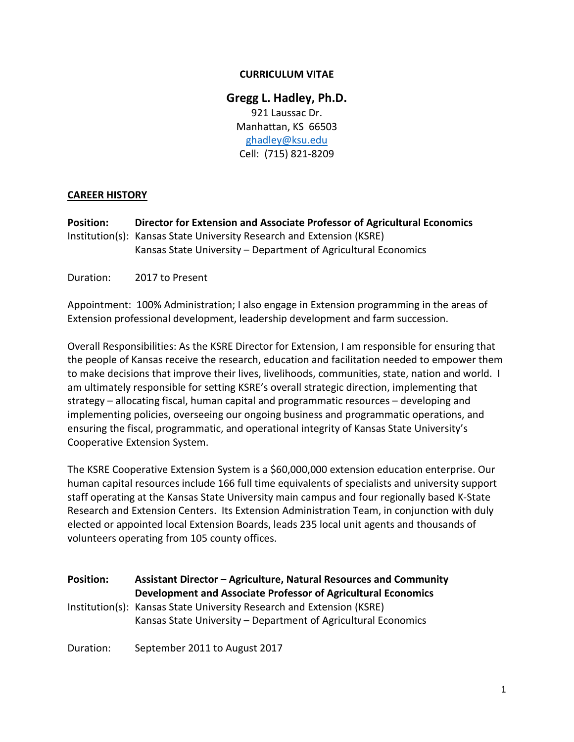**CURRICULUM VITAE**

# Gregg L. Hadley, Ph.D.

921 Laussac Dr.
Manhattan, KS 66503
ghadley@ksu.edu
Cell: (715) 821-8209

## CAREER HISTORY

**Position:** **Director for Extension and Associate Professor of Agricultural Economics**
Institution(s): Kansas State University Research and Extension (KSRE)
Kansas State University – Department of Agricultural Economics

Duration: 2017 to Present

Appointment: 100% Administration; I also engage in Extension programming in the areas of Extension professional development, leadership development and farm succession.

Overall Responsibilities: As the KSRE Director for Extension, I am responsible for ensuring that the people of Kansas receive the research, education and facilitation needed to empower them to make decisions that improve their lives, livelihoods, communities, state, nation and world. I am ultimately responsible for setting KSRE's overall strategic direction, implementing that strategy – allocating fiscal, human capital and programmatic resources – developing and implementing policies, overseeing our ongoing business and programmatic operations, and ensuring the fiscal, programmatic, and operational integrity of Kansas State University's Cooperative Extension System.

The KSRE Cooperative Extension System is a $60,000,000 extension education enterprise. Our human capital resources include 166 full time equivalents of specialists and university support staff operating at the Kansas State University main campus and four regionally based K-State Research and Extension Centers. Its Extension Administration Team, in conjunction with duly elected or appointed local Extension Boards, leads 235 local unit agents and thousands of volunteers operating from 105 county offices.

**Position:** **Assistant Director – Agriculture, Natural Resources and Community Development and Associate Professor of Agricultural Economics**
Institution(s): Kansas State University Research and Extension (KSRE)
Kansas State University – Department of Agricultural Economics

Duration: September 2011 to August 2017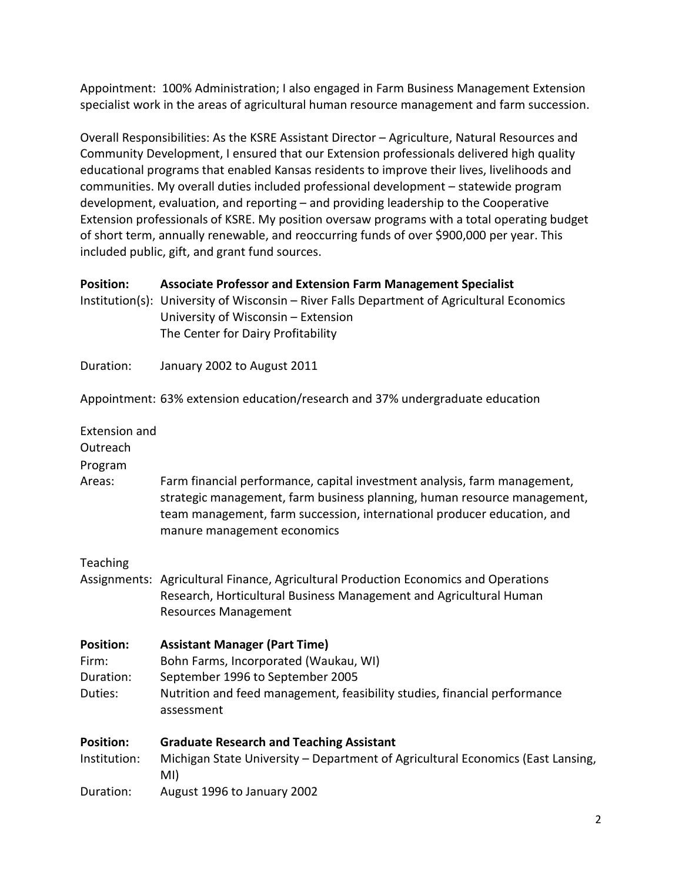Appointment: 100% Administration; I also engaged in Farm Business Management Extension specialist work in the areas of agricultural human resource management and farm succession.

Overall Responsibilities: As the KSRE Assistant Director – Agriculture, Natural Resources and Community Development, I ensured that our Extension professionals delivered high quality educational programs that enabled Kansas residents to improve their lives, livelihoods and communities. My overall duties included professional development – statewide program development, evaluation, and reporting – and providing leadership to the Cooperative Extension professionals of KSRE. My position oversaw programs with a total operating budget of short term, annually renewable, and reoccurring funds of over $900,000 per year. This included public, gift, and grant fund sources.

**Position:** **Associate Professor and Extension Farm Management Specialist**
Institution(s): University of Wisconsin – River Falls Department of Agricultural Economics
University of Wisconsin – Extension
The Center for Dairy Profitability

Duration: January 2002 to August 2011

Appointment: 63% extension education/research and 37% undergraduate education

Extension and Outreach Program Areas: Farm financial performance, capital investment analysis, farm management, strategic management, farm business planning, human resource management, team management, farm succession, international producer education, and manure management economics

Teaching Assignments: Agricultural Finance, Agricultural Production Economics and Operations Research, Horticultural Business Management and Agricultural Human Resources Management

**Position:** **Assistant Manager (Part Time)**
Firm: Bohn Farms, Incorporated (Waukau, WI)
Duration: September 1996 to September 2005
Duties: Nutrition and feed management, feasibility studies, financial performance assessment

**Position:** **Graduate Research and Teaching Assistant**
Institution: Michigan State University – Department of Agricultural Economics (East Lansing, MI)
Duration: August 1996 to January 2002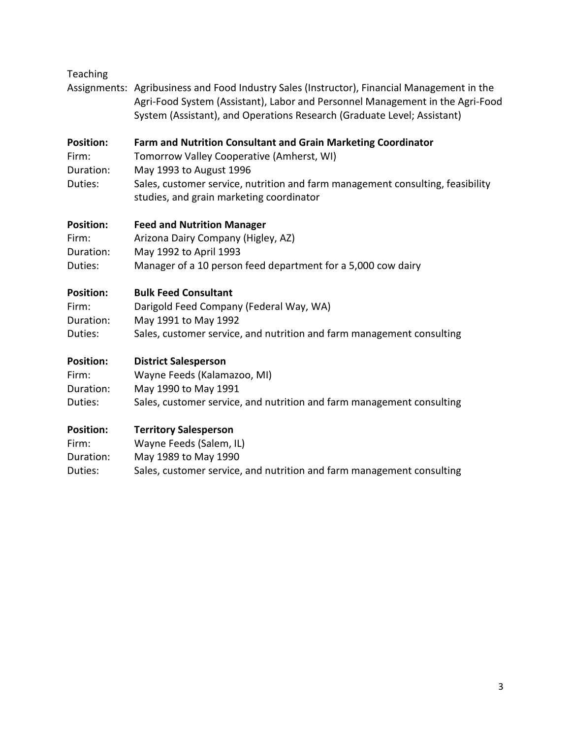Teaching Assignments: Agribusiness and Food Industry Sales (Instructor), Financial Management in the Agri-Food System (Assistant), Labor and Personnel Management in the Agri-Food System (Assistant), and Operations Research (Graduate Level; Assistant)

**Position:** **Farm and Nutrition Consultant and Grain Marketing Coordinator**
Firm: Tomorrow Valley Cooperative (Amherst, WI)
Duration: May 1993 to August 1996
Duties: Sales, customer service, nutrition and farm management consulting, feasibility studies, and grain marketing coordinator

**Position:** **Feed and Nutrition Manager**
Firm: Arizona Dairy Company (Higley, AZ)
Duration: May 1992 to April 1993
Duties: Manager of a 10 person feed department for a 5,000 cow dairy

**Position:** **Bulk Feed Consultant**
Firm: Darigold Feed Company (Federal Way, WA)
Duration: May 1991 to May 1992
Duties: Sales, customer service, and nutrition and farm management consulting

**Position:** **District Salesperson**
Firm: Wayne Feeds (Kalamazoo, MI)
Duration: May 1990 to May 1991
Duties: Sales, customer service, and nutrition and farm management consulting

**Position:** **Territory Salesperson**
Firm: Wayne Feeds (Salem, IL)
Duration: May 1989 to May 1990
Duties: Sales, customer service, and nutrition and farm management consulting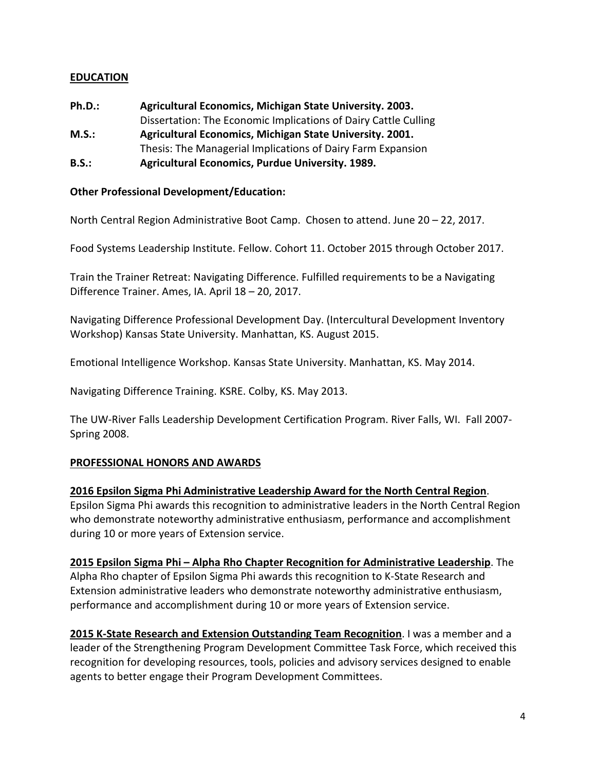## EDUCATION

**Ph.D.:** **Agricultural Economics, Michigan State University. 2003.**
Dissertation: The Economic Implications of Dairy Cattle Culling

**M.S.:** **Agricultural Economics, Michigan State University. 2001.**
Thesis: The Managerial Implications of Dairy Farm Expansion

**B.S.:** **Agricultural Economics, Purdue University. 1989.**

### Other Professional Development/Education:

North Central Region Administrative Boot Camp. Chosen to attend. June 20 – 22, 2017.

Food Systems Leadership Institute. Fellow. Cohort 11. October 2015 through October 2017.

Train the Trainer Retreat: Navigating Difference. Fulfilled requirements to be a Navigating Difference Trainer. Ames, IA. April 18 – 20, 2017.

Navigating Difference Professional Development Day. (Intercultural Development Inventory Workshop) Kansas State University. Manhattan, KS. August 2015.

Emotional Intelligence Workshop. Kansas State University. Manhattan, KS. May 2014.

Navigating Difference Training. KSRE. Colby, KS. May 2013.

The UW-River Falls Leadership Development Certification Program. River Falls, WI. Fall 2007-Spring 2008.

## PROFESSIONAL HONORS AND AWARDS

**2016 Epsilon Sigma Phi Administrative Leadership Award for the North Central Region**. Epsilon Sigma Phi awards this recognition to administrative leaders in the North Central Region who demonstrate noteworthy administrative enthusiasm, performance and accomplishment during 10 or more years of Extension service.

**2015 Epsilon Sigma Phi – Alpha Rho Chapter Recognition for Administrative Leadership**. The Alpha Rho chapter of Epsilon Sigma Phi awards this recognition to K-State Research and Extension administrative leaders who demonstrate noteworthy administrative enthusiasm, performance and accomplishment during 10 or more years of Extension service.

**2015 K-State Research and Extension Outstanding Team Recognition**. I was a member and a leader of the Strengthening Program Development Committee Task Force, which received this recognition for developing resources, tools, policies and advisory services designed to enable agents to better engage their Program Development Committees.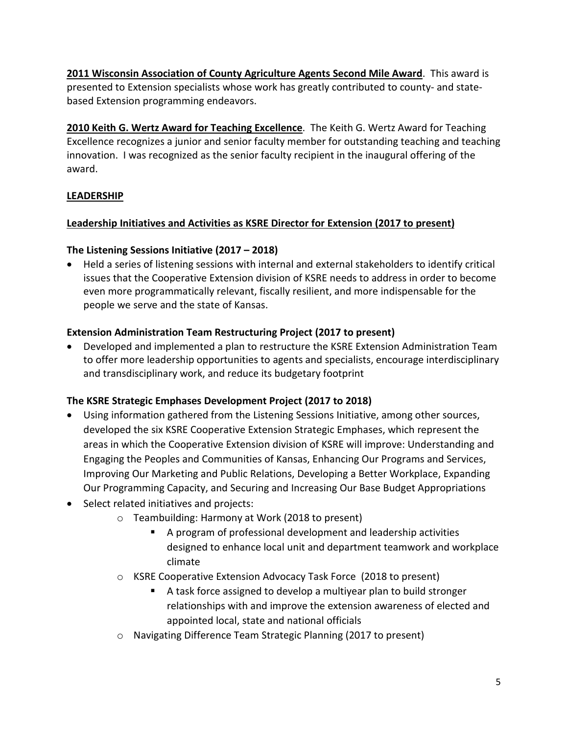**2011 Wisconsin Association of County Agriculture Agents Second Mile Award**. This award is presented to Extension specialists whose work has greatly contributed to county- and state-based Extension programming endeavors.

**2010 Keith G. Wertz Award for Teaching Excellence**. The Keith G. Wertz Award for Teaching Excellence recognizes a junior and senior faculty member for outstanding teaching and teaching innovation. I was recognized as the senior faculty recipient in the inaugural offering of the award.

## LEADERSHIP

### Leadership Initiatives and Activities as KSRE Director for Extension (2017 to present)

**The Listening Sessions Initiative (2017 – 2018)**

- Held a series of listening sessions with internal and external stakeholders to identify critical issues that the Cooperative Extension division of KSRE needs to address in order to become even more programmatically relevant, fiscally resilient, and more indispensable for the people we serve and the state of Kansas.

**Extension Administration Team Restructuring Project (2017 to present)**

- Developed and implemented a plan to restructure the KSRE Extension Administration Team to offer more leadership opportunities to agents and specialists, encourage interdisciplinary and transdisciplinary work, and reduce its budgetary footprint

**The KSRE Strategic Emphases Development Project (2017 to 2018)**

- Using information gathered from the Listening Sessions Initiative, among other sources, developed the six KSRE Cooperative Extension Strategic Emphases, which represent the areas in which the Cooperative Extension division of KSRE will improve: Understanding and Engaging the Peoples and Communities of Kansas, Enhancing Our Programs and Services, Improving Our Marketing and Public Relations, Developing a Better Workplace, Expanding Our Programming Capacity, and Securing and Increasing Our Base Budget Appropriations
- Select related initiatives and projects:
  - Teambuilding: Harmony at Work (2018 to present)
    - A program of professional development and leadership activities designed to enhance local unit and department teamwork and workplace climate
  - KSRE Cooperative Extension Advocacy Task Force (2018 to present)
    - A task force assigned to develop a multiyear plan to build stronger relationships with and improve the extension awareness of elected and appointed local, state and national officials
  - Navigating Difference Team Strategic Planning (2017 to present)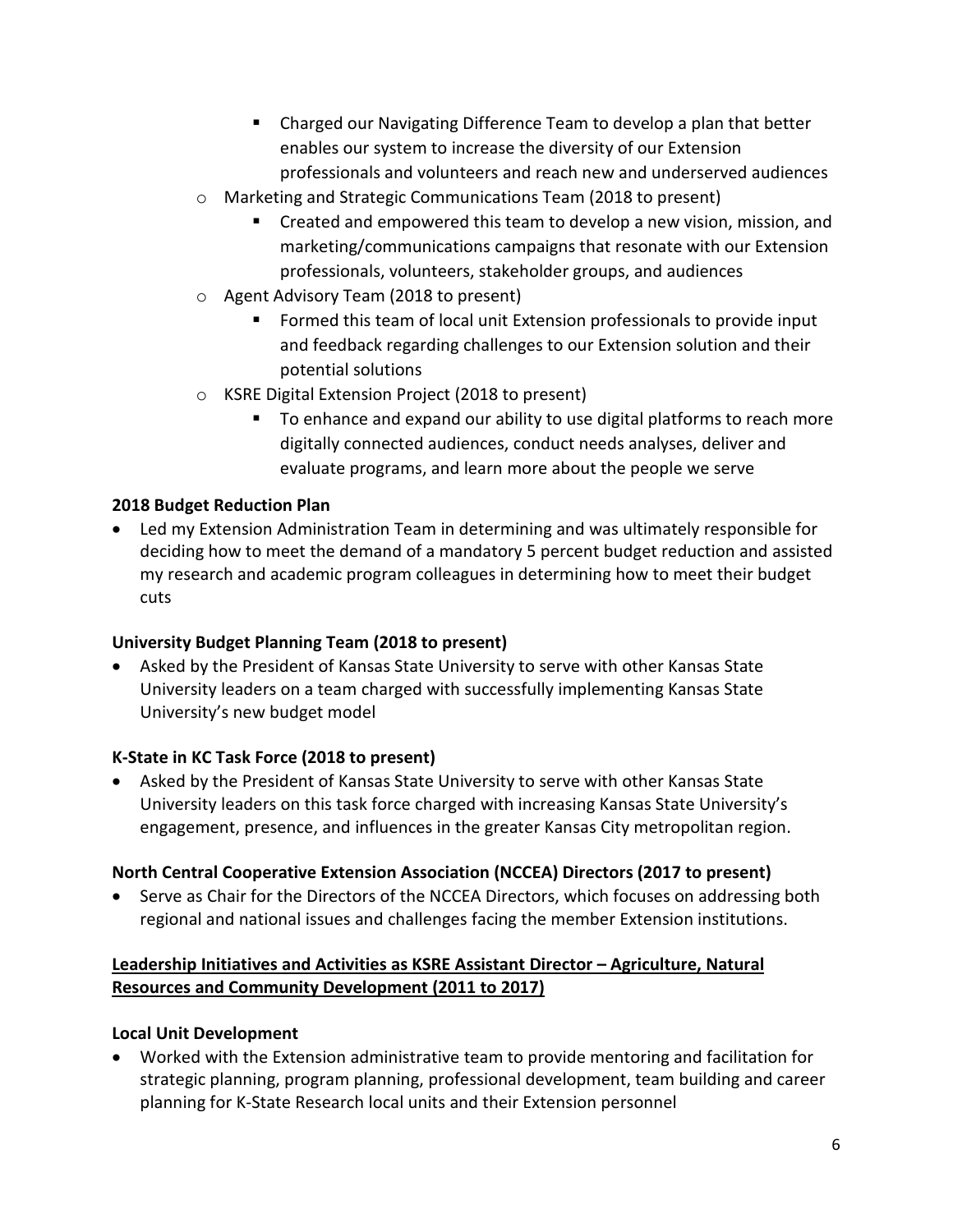- Charged our Navigating Difference Team to develop a plan that better enables our system to increase the diversity of our Extension professionals and volunteers and reach new and underserved audiences
  - Marketing and Strategic Communications Team (2018 to present)
    - Created and empowered this team to develop a new vision, mission, and marketing/communications campaigns that resonate with our Extension professionals, volunteers, stakeholder groups, and audiences
  - Agent Advisory Team (2018 to present)
    - Formed this team of local unit Extension professionals to provide input and feedback regarding challenges to our Extension solution and their potential solutions
  - KSRE Digital Extension Project (2018 to present)
    - To enhance and expand our ability to use digital platforms to reach more digitally connected audiences, conduct needs analyses, deliver and evaluate programs, and learn more about the people we serve

**2018 Budget Reduction Plan**

- Led my Extension Administration Team in determining and was ultimately responsible for deciding how to meet the demand of a mandatory 5 percent budget reduction and assisted my research and academic program colleagues in determining how to meet their budget cuts

**University Budget Planning Team (2018 to present)**

- Asked by the President of Kansas State University to serve with other Kansas State University leaders on a team charged with successfully implementing Kansas State University's new budget model

**K-State in KC Task Force (2018 to present)**

- Asked by the President of Kansas State University to serve with other Kansas State University leaders on this task force charged with increasing Kansas State University's engagement, presence, and influences in the greater Kansas City metropolitan region.

**North Central Cooperative Extension Association (NCCEA) Directors (2017 to present)**

- Serve as Chair for the Directors of the NCCEA Directors, which focuses on addressing both regional and national issues and challenges facing the member Extension institutions.

**Leadership Initiatives and Activities as KSRE Assistant Director – Agriculture, Natural Resources and Community Development (2011 to 2017)**

**Local Unit Development**

- Worked with the Extension administrative team to provide mentoring and facilitation for strategic planning, program planning, professional development, team building and career planning for K-State Research local units and their Extension personnel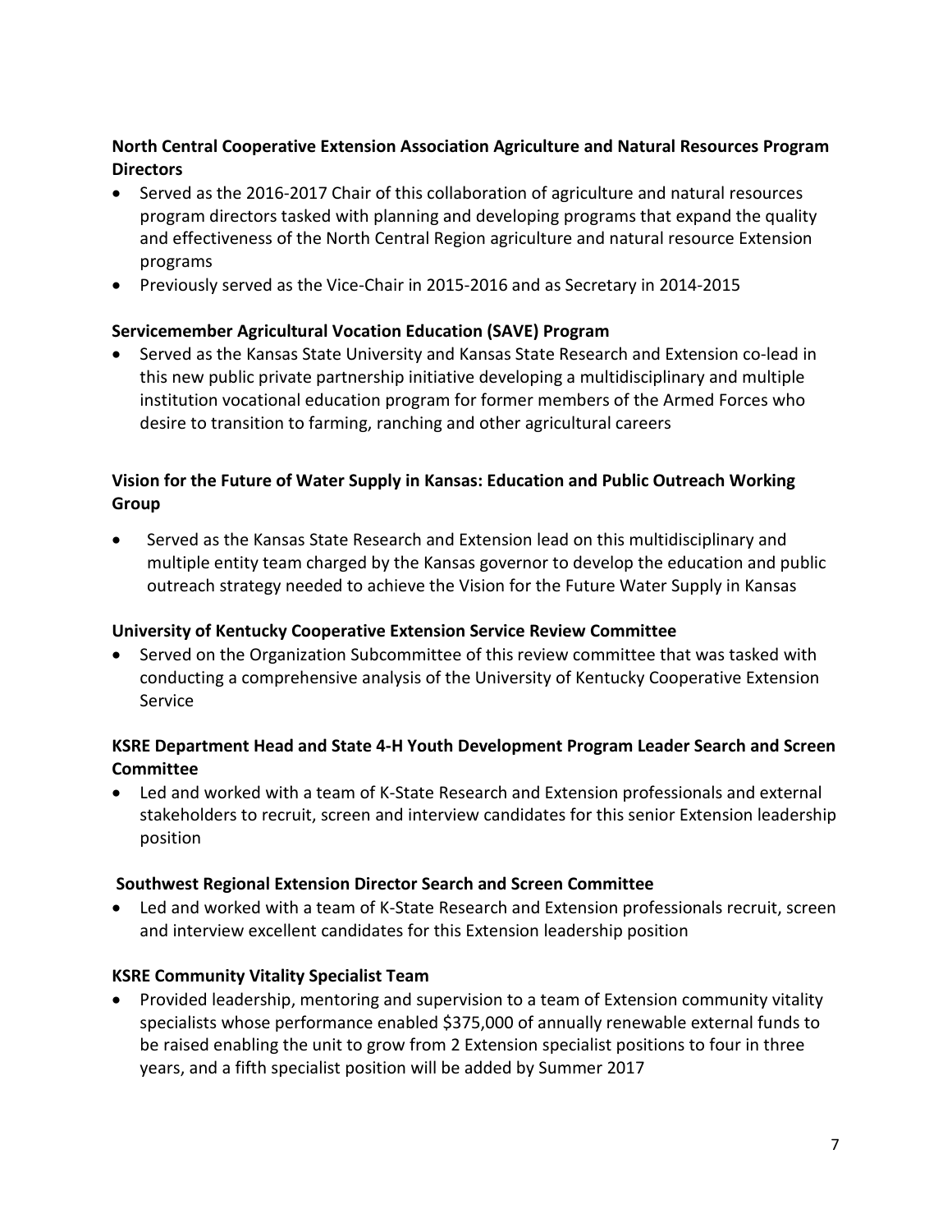**North Central Cooperative Extension Association Agriculture and Natural Resources Program Directors**

- Served as the 2016-2017 Chair of this collaboration of agriculture and natural resources program directors tasked with planning and developing programs that expand the quality and effectiveness of the North Central Region agriculture and natural resource Extension programs
- Previously served as the Vice-Chair in 2015-2016 and as Secretary in 2014-2015

**Servicemember Agricultural Vocation Education (SAVE) Program**

- Served as the Kansas State University and Kansas State Research and Extension co-lead in this new public private partnership initiative developing a multidisciplinary and multiple institution vocational education program for former members of the Armed Forces who desire to transition to farming, ranching and other agricultural careers

**Vision for the Future of Water Supply in Kansas: Education and Public Outreach Working Group**

- Served as the Kansas State Research and Extension lead on this multidisciplinary and multiple entity team charged by the Kansas governor to develop the education and public outreach strategy needed to achieve the Vision for the Future Water Supply in Kansas

**University of Kentucky Cooperative Extension Service Review Committee**

- Served on the Organization Subcommittee of this review committee that was tasked with conducting a comprehensive analysis of the University of Kentucky Cooperative Extension Service

**KSRE Department Head and State 4-H Youth Development Program Leader Search and Screen Committee**

- Led and worked with a team of K-State Research and Extension professionals and external stakeholders to recruit, screen and interview candidates for this senior Extension leadership position

**Southwest Regional Extension Director Search and Screen Committee**

- Led and worked with a team of K-State Research and Extension professionals recruit, screen and interview excellent candidates for this Extension leadership position

**KSRE Community Vitality Specialist Team**

- Provided leadership, mentoring and supervision to a team of Extension community vitality specialists whose performance enabled $375,000 of annually renewable external funds to be raised enabling the unit to grow from 2 Extension specialist positions to four in three years, and a fifth specialist position will be added by Summer 2017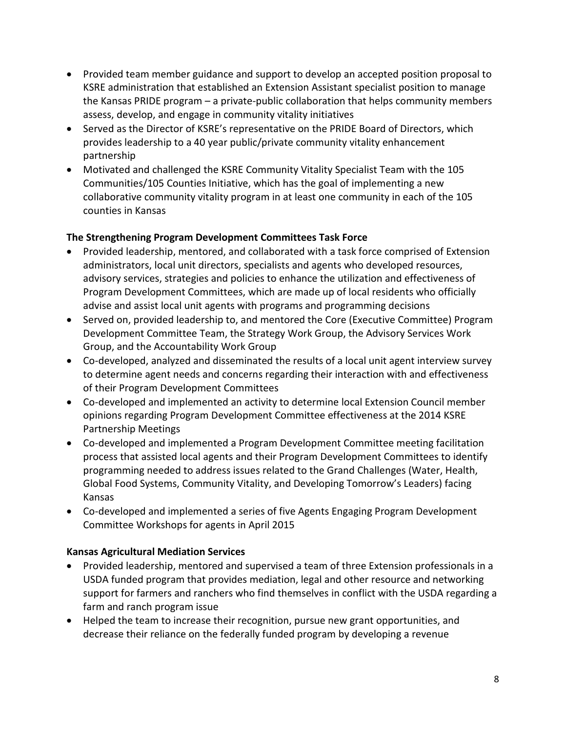- Provided team member guidance and support to develop an accepted position proposal to KSRE administration that established an Extension Assistant specialist position to manage the Kansas PRIDE program – a private-public collaboration that helps community members assess, develop, and engage in community vitality initiatives
- Served as the Director of KSRE's representative on the PRIDE Board of Directors, which provides leadership to a 40 year public/private community vitality enhancement partnership
- Motivated and challenged the KSRE Community Vitality Specialist Team with the 105 Communities/105 Counties Initiative, which has the goal of implementing a new collaborative community vitality program in at least one community in each of the 105 counties in Kansas

**The Strengthening Program Development Committees Task Force**

- Provided leadership, mentored, and collaborated with a task force comprised of Extension administrators, local unit directors, specialists and agents who developed resources, advisory services, strategies and policies to enhance the utilization and effectiveness of Program Development Committees, which are made up of local residents who officially advise and assist local unit agents with programs and programming decisions
- Served on, provided leadership to, and mentored the Core (Executive Committee) Program Development Committee Team, the Strategy Work Group, the Advisory Services Work Group, and the Accountability Work Group
- Co-developed, analyzed and disseminated the results of a local unit agent interview survey to determine agent needs and concerns regarding their interaction with and effectiveness of their Program Development Committees
- Co-developed and implemented an activity to determine local Extension Council member opinions regarding Program Development Committee effectiveness at the 2014 KSRE Partnership Meetings
- Co-developed and implemented a Program Development Committee meeting facilitation process that assisted local agents and their Program Development Committees to identify programming needed to address issues related to the Grand Challenges (Water, Health, Global Food Systems, Community Vitality, and Developing Tomorrow's Leaders) facing Kansas
- Co-developed and implemented a series of five Agents Engaging Program Development Committee Workshops for agents in April 2015

**Kansas Agricultural Mediation Services**

- Provided leadership, mentored and supervised a team of three Extension professionals in a USDA funded program that provides mediation, legal and other resource and networking support for farmers and ranchers who find themselves in conflict with the USDA regarding a farm and ranch program issue
- Helped the team to increase their recognition, pursue new grant opportunities, and decrease their reliance on the federally funded program by developing a revenue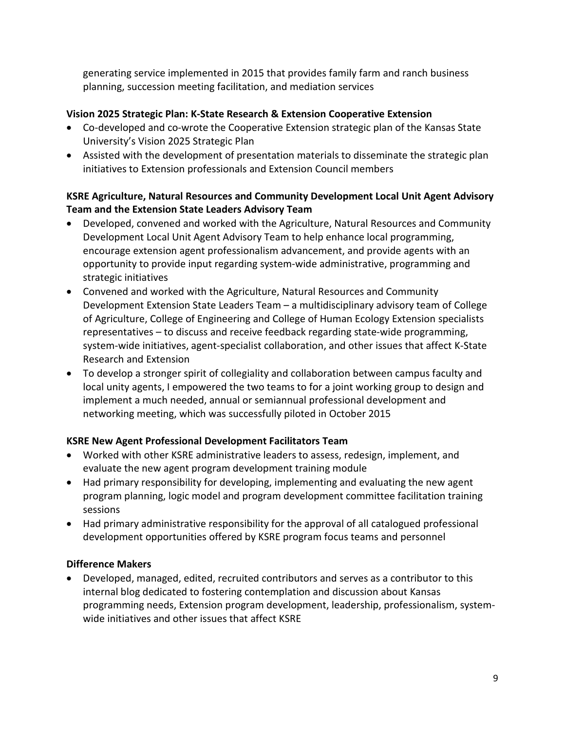generating service implemented in 2015 that provides family farm and ranch business planning, succession meeting facilitation, and mediation services

**Vision 2025 Strategic Plan: K-State Research & Extension Cooperative Extension**

- Co-developed and co-wrote the Cooperative Extension strategic plan of the Kansas State University's Vision 2025 Strategic Plan
- Assisted with the development of presentation materials to disseminate the strategic plan initiatives to Extension professionals and Extension Council members

**KSRE Agriculture, Natural Resources and Community Development Local Unit Agent Advisory Team and the Extension State Leaders Advisory Team**

- Developed, convened and worked with the Agriculture, Natural Resources and Community Development Local Unit Agent Advisory Team to help enhance local programming, encourage extension agent professionalism advancement, and provide agents with an opportunity to provide input regarding system-wide administrative, programming and strategic initiatives
- Convened and worked with the Agriculture, Natural Resources and Community Development Extension State Leaders Team – a multidisciplinary advisory team of College of Agriculture, College of Engineering and College of Human Ecology Extension specialists representatives – to discuss and receive feedback regarding state-wide programming, system-wide initiatives, agent-specialist collaboration, and other issues that affect K-State Research and Extension
- To develop a stronger spirit of collegiality and collaboration between campus faculty and local unity agents, I empowered the two teams to for a joint working group to design and implement a much needed, annual or semiannual professional development and networking meeting, which was successfully piloted in October 2015

**KSRE New Agent Professional Development Facilitators Team**

- Worked with other KSRE administrative leaders to assess, redesign, implement, and evaluate the new agent program development training module
- Had primary responsibility for developing, implementing and evaluating the new agent program planning, logic model and program development committee facilitation training sessions
- Had primary administrative responsibility for the approval of all catalogued professional development opportunities offered by KSRE program focus teams and personnel

**Difference Makers**

- Developed, managed, edited, recruited contributors and serves as a contributor to this internal blog dedicated to fostering contemplation and discussion about Kansas programming needs, Extension program development, leadership, professionalism, system-wide initiatives and other issues that affect KSRE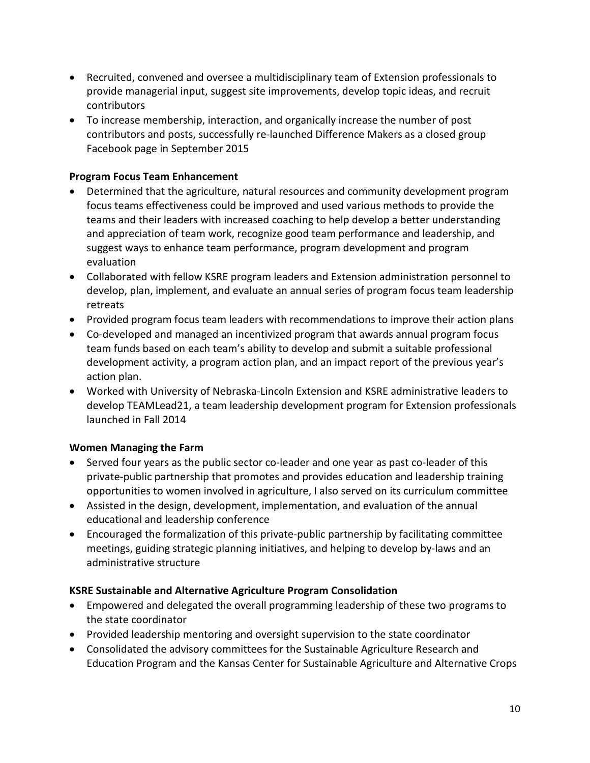- Recruited, convened and oversee a multidisciplinary team of Extension professionals to provide managerial input, suggest site improvements, develop topic ideas, and recruit contributors
- To increase membership, interaction, and organically increase the number of post contributors and posts, successfully re-launched Difference Makers as a closed group Facebook page in September 2015

**Program Focus Team Enhancement**

- Determined that the agriculture, natural resources and community development program focus teams effectiveness could be improved and used various methods to provide the teams and their leaders with increased coaching to help develop a better understanding and appreciation of team work, recognize good team performance and leadership, and suggest ways to enhance team performance, program development and program evaluation
- Collaborated with fellow KSRE program leaders and Extension administration personnel to develop, plan, implement, and evaluate an annual series of program focus team leadership retreats
- Provided program focus team leaders with recommendations to improve their action plans
- Co-developed and managed an incentivized program that awards annual program focus team funds based on each team's ability to develop and submit a suitable professional development activity, a program action plan, and an impact report of the previous year's action plan.
- Worked with University of Nebraska-Lincoln Extension and KSRE administrative leaders to develop TEAMLead21, a team leadership development program for Extension professionals launched in Fall 2014

**Women Managing the Farm**

- Served four years as the public sector co-leader and one year as past co-leader of this private-public partnership that promotes and provides education and leadership training opportunities to women involved in agriculture, I also served on its curriculum committee
- Assisted in the design, development, implementation, and evaluation of the annual educational and leadership conference
- Encouraged the formalization of this private-public partnership by facilitating committee meetings, guiding strategic planning initiatives, and helping to develop by-laws and an administrative structure

**KSRE Sustainable and Alternative Agriculture Program Consolidation**

- Empowered and delegated the overall programming leadership of these two programs to the state coordinator
- Provided leadership mentoring and oversight supervision to the state coordinator
- Consolidated the advisory committees for the Sustainable Agriculture Research and Education Program and the Kansas Center for Sustainable Agriculture and Alternative Crops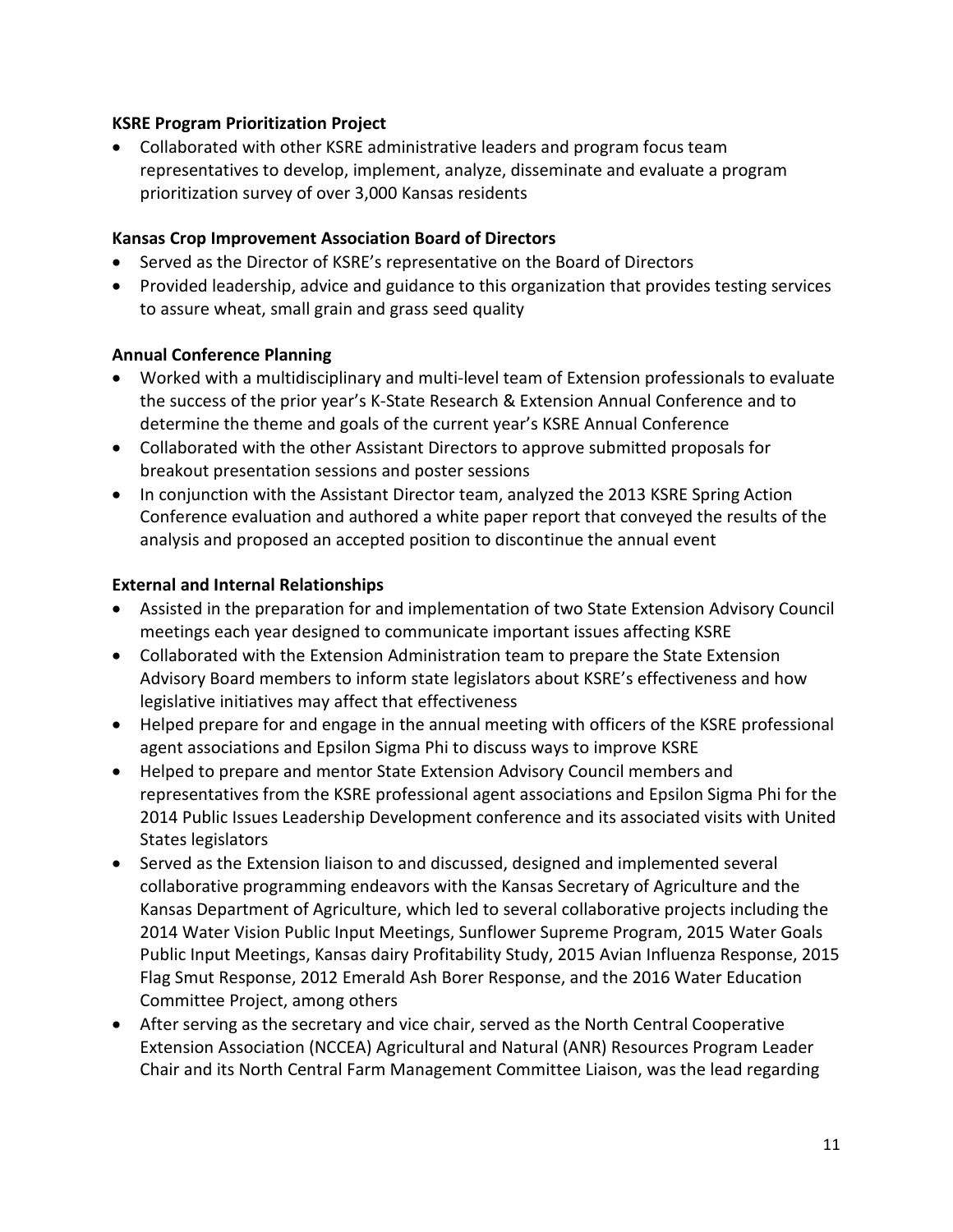**KSRE Program Prioritization Project**

- Collaborated with other KSRE administrative leaders and program focus team representatives to develop, implement, analyze, disseminate and evaluate a program prioritization survey of over 3,000 Kansas residents

**Kansas Crop Improvement Association Board of Directors**

- Served as the Director of KSRE's representative on the Board of Directors
- Provided leadership, advice and guidance to this organization that provides testing services to assure wheat, small grain and grass seed quality

**Annual Conference Planning**

- Worked with a multidisciplinary and multi-level team of Extension professionals to evaluate the success of the prior year's K-State Research & Extension Annual Conference and to determine the theme and goals of the current year's KSRE Annual Conference
- Collaborated with the other Assistant Directors to approve submitted proposals for breakout presentation sessions and poster sessions
- In conjunction with the Assistant Director team, analyzed the 2013 KSRE Spring Action Conference evaluation and authored a white paper report that conveyed the results of the analysis and proposed an accepted position to discontinue the annual event

**External and Internal Relationships**

- Assisted in the preparation for and implementation of two State Extension Advisory Council meetings each year designed to communicate important issues affecting KSRE
- Collaborated with the Extension Administration team to prepare the State Extension Advisory Board members to inform state legislators about KSRE's effectiveness and how legislative initiatives may affect that effectiveness
- Helped prepare for and engage in the annual meeting with officers of the KSRE professional agent associations and Epsilon Sigma Phi to discuss ways to improve KSRE
- Helped to prepare and mentor State Extension Advisory Council members and representatives from the KSRE professional agent associations and Epsilon Sigma Phi for the 2014 Public Issues Leadership Development conference and its associated visits with United States legislators
- Served as the Extension liaison to and discussed, designed and implemented several collaborative programming endeavors with the Kansas Secretary of Agriculture and the Kansas Department of Agriculture, which led to several collaborative projects including the 2014 Water Vision Public Input Meetings, Sunflower Supreme Program, 2015 Water Goals Public Input Meetings, Kansas dairy Profitability Study, 2015 Avian Influenza Response, 2015 Flag Smut Response, 2012 Emerald Ash Borer Response, and the 2016 Water Education Committee Project, among others
- After serving as the secretary and vice chair, served as the North Central Cooperative Extension Association (NCCEA) Agricultural and Natural (ANR) Resources Program Leader Chair and its North Central Farm Management Committee Liaison, was the lead regarding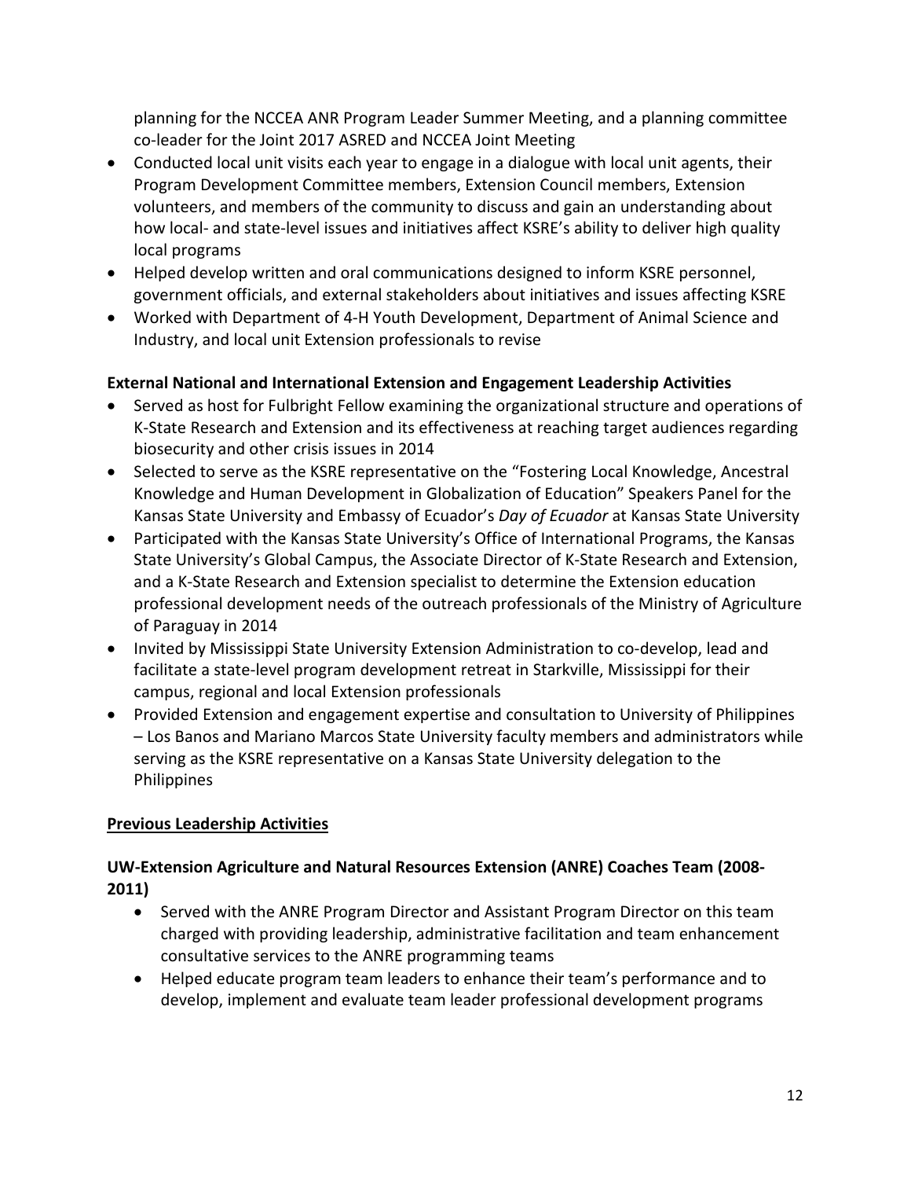planning for the NCCEA ANR Program Leader Summer Meeting, and a planning committee co-leader for the Joint 2017 ASRED and NCCEA Joint Meeting

- Conducted local unit visits each year to engage in a dialogue with local unit agents, their Program Development Committee members, Extension Council members, Extension volunteers, and members of the community to discuss and gain an understanding about how local- and state-level issues and initiatives affect KSRE's ability to deliver high quality local programs
- Helped develop written and oral communications designed to inform KSRE personnel, government officials, and external stakeholders about initiatives and issues affecting KSRE
- Worked with Department of 4-H Youth Development, Department of Animal Science and Industry, and local unit Extension professionals to revise

**External National and International Extension and Engagement Leadership Activities**

- Served as host for Fulbright Fellow examining the organizational structure and operations of K-State Research and Extension and its effectiveness at reaching target audiences regarding biosecurity and other crisis issues in 2014
- Selected to serve as the KSRE representative on the "Fostering Local Knowledge, Ancestral Knowledge and Human Development in Globalization of Education" Speakers Panel for the Kansas State University and Embassy of Ecuador's *Day of Ecuador* at Kansas State University
- Participated with the Kansas State University's Office of International Programs, the Kansas State University's Global Campus, the Associate Director of K-State Research and Extension, and a K-State Research and Extension specialist to determine the Extension education professional development needs of the outreach professionals of the Ministry of Agriculture of Paraguay in 2014
- Invited by Mississippi State University Extension Administration to co-develop, lead and facilitate a state-level program development retreat in Starkville, Mississippi for their campus, regional and local Extension professionals
- Provided Extension and engagement expertise and consultation to University of Philippines – Los Banos and Mariano Marcos State University faculty members and administrators while serving as the KSRE representative on a Kansas State University delegation to the Philippines

**Previous Leadership Activities**

**UW-Extension Agriculture and Natural Resources Extension (ANRE) Coaches Team (2008-2011)**

- Served with the ANRE Program Director and Assistant Program Director on this team charged with providing leadership, administrative facilitation and team enhancement consultative services to the ANRE programming teams
- Helped educate program team leaders to enhance their team's performance and to develop, implement and evaluate team leader professional development programs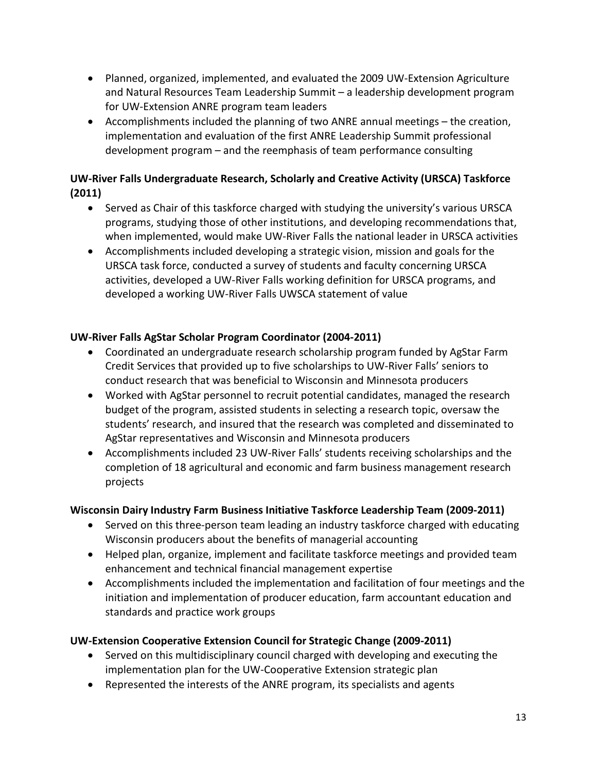- Planned, organized, implemented, and evaluated the 2009 UW-Extension Agriculture and Natural Resources Team Leadership Summit – a leadership development program for UW-Extension ANRE program team leaders
- Accomplishments included the planning of two ANRE annual meetings – the creation, implementation and evaluation of the first ANRE Leadership Summit professional development program – and the reemphasis of team performance consulting

**UW-River Falls Undergraduate Research, Scholarly and Creative Activity (URSCA) Taskforce (2011)**

- Served as Chair of this taskforce charged with studying the university's various URSCA programs, studying those of other institutions, and developing recommendations that, when implemented, would make UW-River Falls the national leader in URSCA activities
- Accomplishments included developing a strategic vision, mission and goals for the URSCA task force, conducted a survey of students and faculty concerning URSCA activities, developed a UW-River Falls working definition for URSCA programs, and developed a working UW-River Falls UWSCA statement of value

**UW-River Falls AgStar Scholar Program Coordinator (2004-2011)**

- Coordinated an undergraduate research scholarship program funded by AgStar Farm Credit Services that provided up to five scholarships to UW-River Falls' seniors to conduct research that was beneficial to Wisconsin and Minnesota producers
- Worked with AgStar personnel to recruit potential candidates, managed the research budget of the program, assisted students in selecting a research topic, oversaw the students' research, and insured that the research was completed and disseminated to AgStar representatives and Wisconsin and Minnesota producers
- Accomplishments included 23 UW-River Falls' students receiving scholarships and the completion of 18 agricultural and economic and farm business management research projects

**Wisconsin Dairy Industry Farm Business Initiative Taskforce Leadership Team (2009-2011)**

- Served on this three-person team leading an industry taskforce charged with educating Wisconsin producers about the benefits of managerial accounting
- Helped plan, organize, implement and facilitate taskforce meetings and provided team enhancement and technical financial management expertise
- Accomplishments included the implementation and facilitation of four meetings and the initiation and implementation of producer education, farm accountant education and standards and practice work groups

**UW-Extension Cooperative Extension Council for Strategic Change (2009-2011)**

- Served on this multidisciplinary council charged with developing and executing the implementation plan for the UW-Cooperative Extension strategic plan
- Represented the interests of the ANRE program, its specialists and agents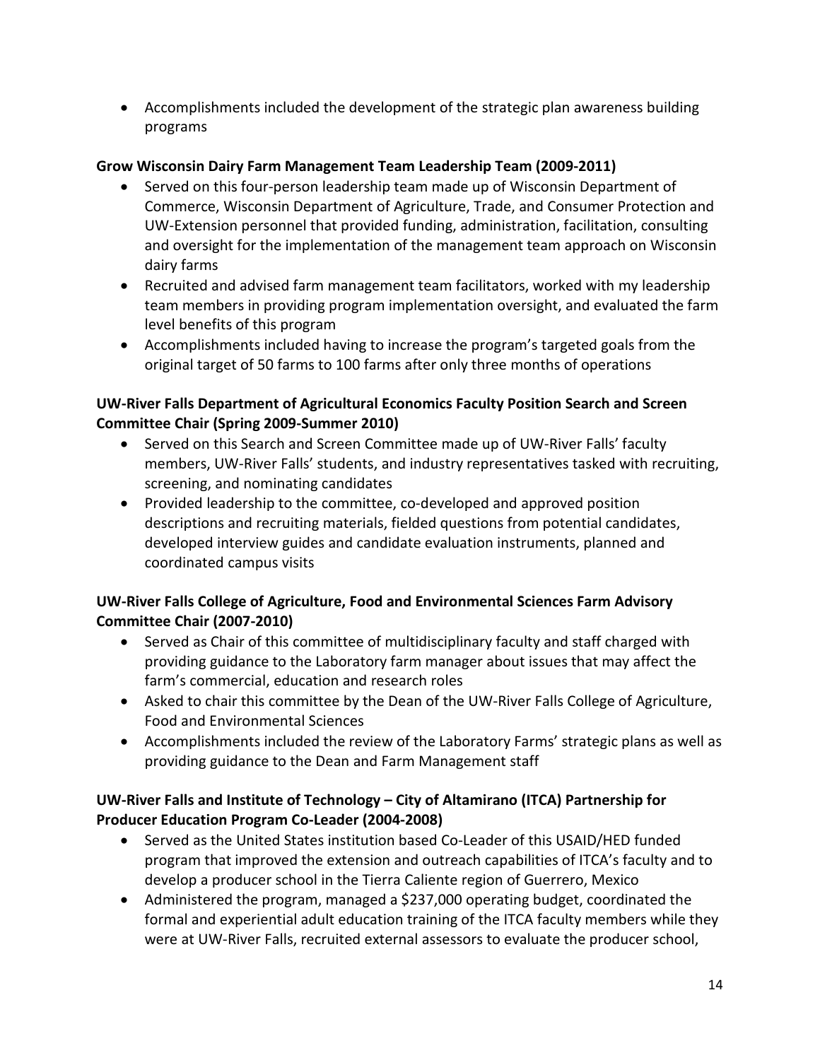- Accomplishments included the development of the strategic plan awareness building programs

**Grow Wisconsin Dairy Farm Management Team Leadership Team (2009-2011)**

- Served on this four-person leadership team made up of Wisconsin Department of Commerce, Wisconsin Department of Agriculture, Trade, and Consumer Protection and UW-Extension personnel that provided funding, administration, facilitation, consulting and oversight for the implementation of the management team approach on Wisconsin dairy farms
- Recruited and advised farm management team facilitators, worked with my leadership team members in providing program implementation oversight, and evaluated the farm level benefits of this program
- Accomplishments included having to increase the program's targeted goals from the original target of 50 farms to 100 farms after only three months of operations

**UW-River Falls Department of Agricultural Economics Faculty Position Search and Screen Committee Chair (Spring 2009-Summer 2010)**

- Served on this Search and Screen Committee made up of UW-River Falls' faculty members, UW-River Falls' students, and industry representatives tasked with recruiting, screening, and nominating candidates
- Provided leadership to the committee, co-developed and approved position descriptions and recruiting materials, fielded questions from potential candidates, developed interview guides and candidate evaluation instruments, planned and coordinated campus visits

**UW-River Falls College of Agriculture, Food and Environmental Sciences Farm Advisory Committee Chair (2007-2010)**

- Served as Chair of this committee of multidisciplinary faculty and staff charged with providing guidance to the Laboratory farm manager about issues that may affect the farm's commercial, education and research roles
- Asked to chair this committee by the Dean of the UW-River Falls College of Agriculture, Food and Environmental Sciences
- Accomplishments included the review of the Laboratory Farms' strategic plans as well as providing guidance to the Dean and Farm Management staff

**UW-River Falls and Institute of Technology – City of Altamirano (ITCA) Partnership for Producer Education Program Co-Leader (2004-2008)**

- Served as the United States institution based Co-Leader of this USAID/HED funded program that improved the extension and outreach capabilities of ITCA's faculty and to develop a producer school in the Tierra Caliente region of Guerrero, Mexico
- Administered the program, managed a $237,000 operating budget, coordinated the formal and experiential adult education training of the ITCA faculty members while they were at UW-River Falls, recruited external assessors to evaluate the producer school,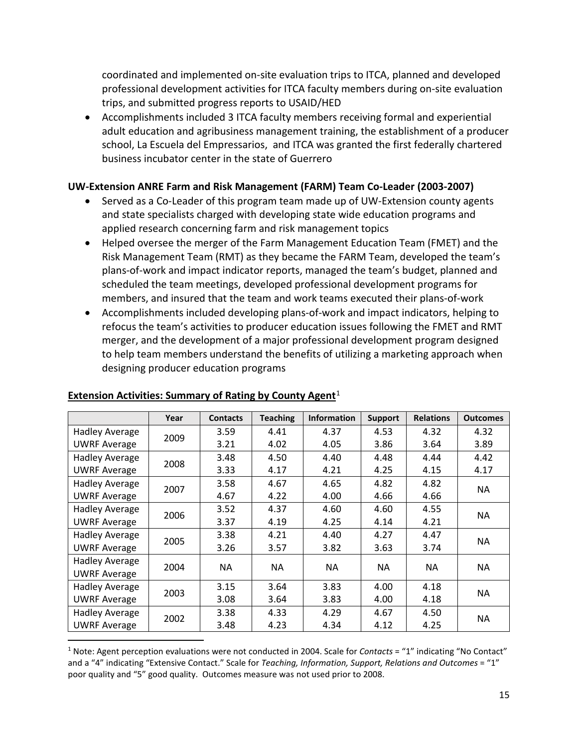coordinated and implemented on-site evaluation trips to ITCA, planned and developed professional development activities for ITCA faculty members during on-site evaluation trips, and submitted progress reports to USAID/HED

- Accomplishments included 3 ITCA faculty members receiving formal and experiential adult education and agribusiness management training, the establishment of a producer school, La Escuela del Empressarios, and ITCA was granted the first federally chartered business incubator center in the state of Guerrero

**UW-Extension ANRE Farm and Risk Management (FARM) Team Co-Leader (2003-2007)**

- Served as a Co-Leader of this program team made up of UW-Extension county agents and state specialists charged with developing state wide education programs and applied research concerning farm and risk management topics
- Helped oversee the merger of the Farm Management Education Team (FMET) and the Risk Management Team (RMT) as they became the FARM Team, developed the team's plans-of-work and impact indicator reports, managed the team's budget, planned and scheduled the team meetings, developed professional development programs for members, and insured that the team and work teams executed their plans-of-work
- Accomplishments included developing plans-of-work and impact indicators, helping to refocus the team's activities to producer education issues following the FMET and RMT merger, and the development of a major professional development program designed to help team members understand the benefits of utilizing a marketing approach when designing producer education programs

**Extension Activities: Summary of Rating by County Agent**[1]

| | Year | Contacts | Teaching | Information | Support | Relations | Outcomes |
|---|---|---|---|---|---|---|---|
| Hadley Average | 2009 | 3.59 | 4.41 | 4.37 | 4.53 | 4.32 | 4.32 |
| UWRF Average | | 3.21 | 4.02 | 4.05 | 3.86 | 3.64 | 3.89 |
| Hadley Average | 2008 | 3.48 | 4.50 | 4.40 | 4.48 | 4.44 | 4.42 |
| UWRF Average | | 3.33 | 4.17 | 4.21 | 4.25 | 4.15 | 4.17 |
| Hadley Average | 2007 | 3.58 | 4.67 | 4.65 | 4.82 | 4.82 | NA |
| UWRF Average | | 4.67 | 4.22 | 4.00 | 4.66 | 4.66 | |
| Hadley Average | 2006 | 3.52 | 4.37 | 4.60 | 4.60 | 4.55 | NA |
| UWRF Average | | 3.37 | 4.19 | 4.25 | 4.14 | 4.21 | |
| Hadley Average | 2005 | 3.38 | 4.21 | 4.40 | 4.27 | 4.47 | NA |
| UWRF Average | | 3.26 | 3.57 | 3.82 | 3.63 | 3.74 | |
| Hadley Average | 2004 | NA | NA | NA | NA | NA | NA |
| UWRF Average | | | | | | | |
| Hadley Average | 2003 | 3.15 | 3.64 | 3.83 | 4.00 | 4.18 | NA |
| UWRF Average | | 3.08 | 3.64 | 3.83 | 4.00 | 4.18 | |
| Hadley Average | 2002 | 3.38 | 4.33 | 4.29 | 4.67 | 4.50 | NA |
| UWRF Average | | 3.48 | 4.23 | 4.34 | 4.12 | 4.25 | |

[1] Note: Agent perception evaluations were not conducted in 2004. Scale for *Contacts* = "1" indicating "No Contact" and a "4" indicating "Extensive Contact." Scale for *Teaching, Information, Support, Relations and Outcomes* = "1" poor quality and "5" good quality. Outcomes measure was not used prior to 2008.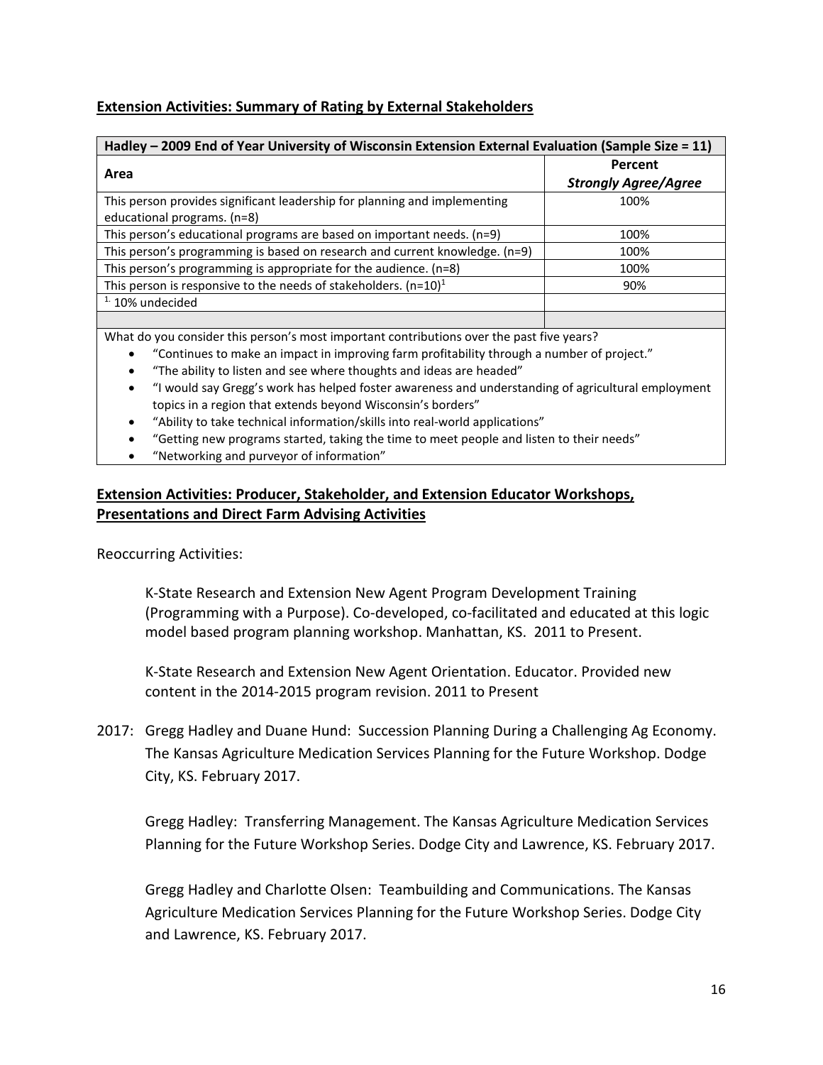**Extension Activities: Summary of Rating by External Stakeholders**

| Hadley – 2009 End of Year University of Wisconsin Extension External Evaluation (Sample Size = 11) | |
|---|---|
| **Area** | **Percent** ***Strongly Agree/Agree*** |
| This person provides significant leadership for planning and implementing educational programs. (n=8) | 100% |
| This person's educational programs are based on important needs. (n=9) | 100% |
| This person's programming is based on research and current knowledge. (n=9) | 100% |
| This person's programming is appropriate for the audience. (n=8) | 100% |
| This person is responsive to the needs of stakeholders. (n=10)[1] | 90% |
| [1.] 10% undecided | |
| | |

What do you consider this person's most important contributions over the past five years?

- "Continues to make an impact in improving farm profitability through a number of project."
- "The ability to listen and see where thoughts and ideas are headed"
- "I would say Gregg's work has helped foster awareness and understanding of agricultural employment topics in a region that extends beyond Wisconsin's borders"
- "Ability to take technical information/skills into real-world applications"
- "Getting new programs started, taking the time to meet people and listen to their needs"
- "Networking and purveyor of information"

**Extension Activities: Producer, Stakeholder, and Extension Educator Workshops, Presentations and Direct Farm Advising Activities**

Reoccurring Activities:

K-State Research and Extension New Agent Program Development Training (Programming with a Purpose). Co-developed, co-facilitated and educated at this logic model based program planning workshop. Manhattan, KS. 2011 to Present.

K-State Research and Extension New Agent Orientation. Educator. Provided new content in the 2014-2015 program revision. 2011 to Present

2017: Gregg Hadley and Duane Hund: Succession Planning During a Challenging Ag Economy. The Kansas Agriculture Medication Services Planning for the Future Workshop. Dodge City, KS. February 2017.

Gregg Hadley: Transferring Management. The Kansas Agriculture Medication Services Planning for the Future Workshop Series. Dodge City and Lawrence, KS. February 2017.

Gregg Hadley and Charlotte Olsen: Teambuilding and Communications. The Kansas Agriculture Medication Services Planning for the Future Workshop Series. Dodge City and Lawrence, KS. February 2017.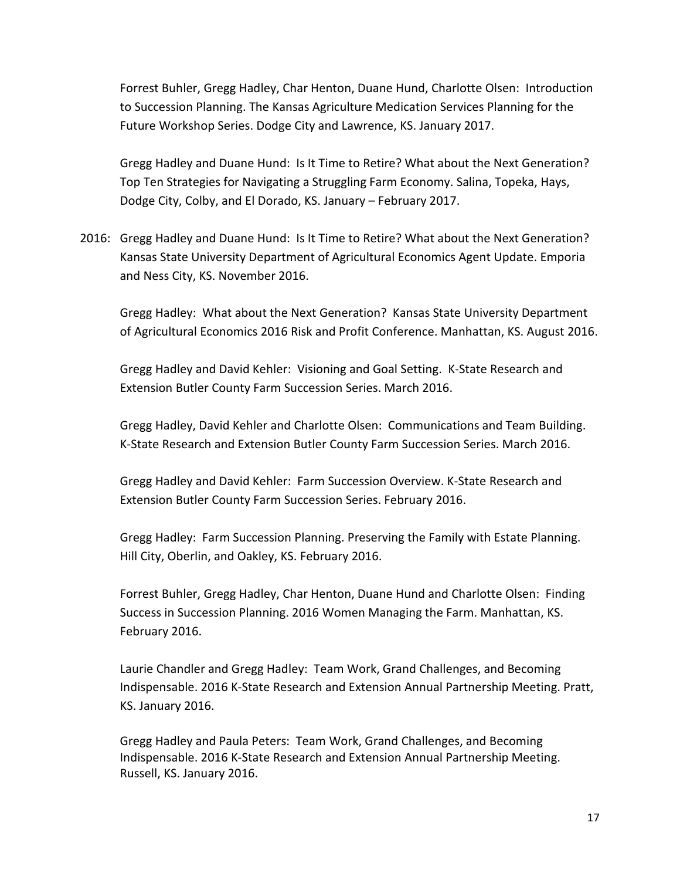Forrest Buhler, Gregg Hadley, Char Henton, Duane Hund, Charlotte Olsen: Introduction to Succession Planning. The Kansas Agriculture Medication Services Planning for the Future Workshop Series. Dodge City and Lawrence, KS. January 2017.

Gregg Hadley and Duane Hund: Is It Time to Retire? What about the Next Generation? Top Ten Strategies for Navigating a Struggling Farm Economy. Salina, Topeka, Hays, Dodge City, Colby, and El Dorado, KS. January – February 2017.

2016: Gregg Hadley and Duane Hund: Is It Time to Retire? What about the Next Generation? Kansas State University Department of Agricultural Economics Agent Update. Emporia and Ness City, KS. November 2016.

Gregg Hadley: What about the Next Generation? Kansas State University Department of Agricultural Economics 2016 Risk and Profit Conference. Manhattan, KS. August 2016.

Gregg Hadley and David Kehler: Visioning and Goal Setting. K-State Research and Extension Butler County Farm Succession Series. March 2016.

Gregg Hadley, David Kehler and Charlotte Olsen: Communications and Team Building. K-State Research and Extension Butler County Farm Succession Series. March 2016.

Gregg Hadley and David Kehler: Farm Succession Overview. K-State Research and Extension Butler County Farm Succession Series. February 2016.

Gregg Hadley: Farm Succession Planning. Preserving the Family with Estate Planning. Hill City, Oberlin, and Oakley, KS. February 2016.

Forrest Buhler, Gregg Hadley, Char Henton, Duane Hund and Charlotte Olsen: Finding Success in Succession Planning. 2016 Women Managing the Farm. Manhattan, KS. February 2016.

Laurie Chandler and Gregg Hadley: Team Work, Grand Challenges, and Becoming Indispensable. 2016 K-State Research and Extension Annual Partnership Meeting. Pratt, KS. January 2016.

Gregg Hadley and Paula Peters: Team Work, Grand Challenges, and Becoming Indispensable. 2016 K-State Research and Extension Annual Partnership Meeting. Russell, KS. January 2016.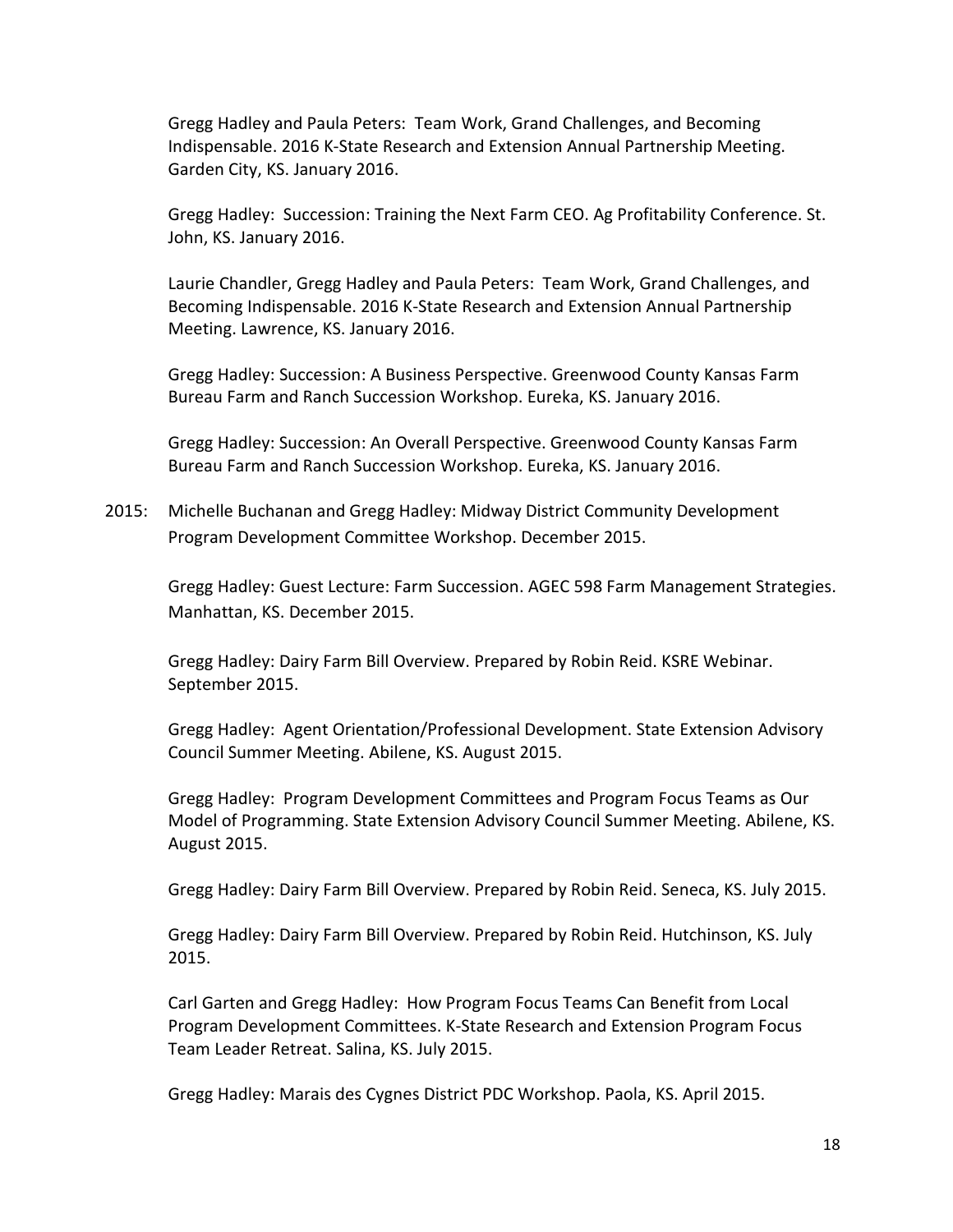Gregg Hadley and Paula Peters: Team Work, Grand Challenges, and Becoming Indispensable. 2016 K-State Research and Extension Annual Partnership Meeting. Garden City, KS. January 2016.

Gregg Hadley: Succession: Training the Next Farm CEO. Ag Profitability Conference. St. John, KS. January 2016.

Laurie Chandler, Gregg Hadley and Paula Peters: Team Work, Grand Challenges, and Becoming Indispensable. 2016 K-State Research and Extension Annual Partnership Meeting. Lawrence, KS. January 2016.

Gregg Hadley: Succession: A Business Perspective. Greenwood County Kansas Farm Bureau Farm and Ranch Succession Workshop. Eureka, KS. January 2016.

Gregg Hadley: Succession: An Overall Perspective. Greenwood County Kansas Farm Bureau Farm and Ranch Succession Workshop. Eureka, KS. January 2016.

2015: Michelle Buchanan and Gregg Hadley: Midway District Community Development Program Development Committee Workshop. December 2015.

Gregg Hadley: Guest Lecture: Farm Succession. AGEC 598 Farm Management Strategies. Manhattan, KS. December 2015.

Gregg Hadley: Dairy Farm Bill Overview. Prepared by Robin Reid. KSRE Webinar. September 2015.

Gregg Hadley: Agent Orientation/Professional Development. State Extension Advisory Council Summer Meeting. Abilene, KS. August 2015.

Gregg Hadley: Program Development Committees and Program Focus Teams as Our Model of Programming. State Extension Advisory Council Summer Meeting. Abilene, KS. August 2015.

Gregg Hadley: Dairy Farm Bill Overview. Prepared by Robin Reid. Seneca, KS. July 2015.

Gregg Hadley: Dairy Farm Bill Overview. Prepared by Robin Reid. Hutchinson, KS. July 2015.

Carl Garten and Gregg Hadley: How Program Focus Teams Can Benefit from Local Program Development Committees. K-State Research and Extension Program Focus Team Leader Retreat. Salina, KS. July 2015.

Gregg Hadley: Marais des Cygnes District PDC Workshop. Paola, KS. April 2015.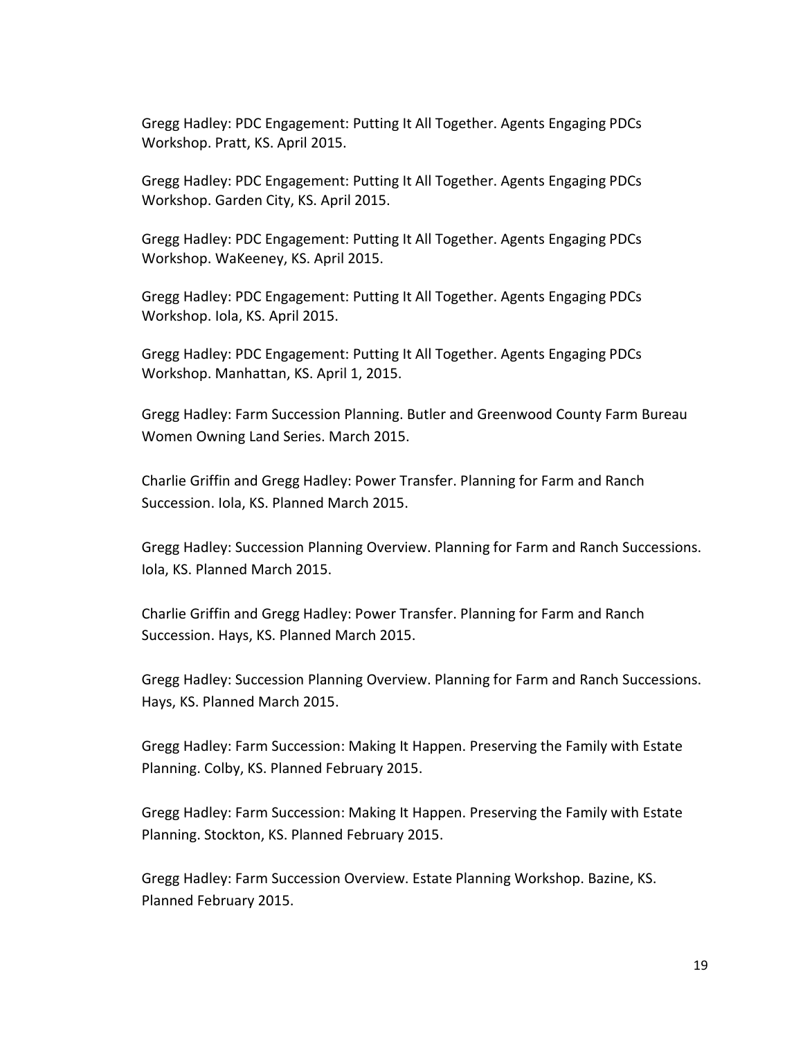Gregg Hadley: PDC Engagement: Putting It All Together. Agents Engaging PDCs Workshop. Pratt, KS. April 2015.

Gregg Hadley: PDC Engagement: Putting It All Together. Agents Engaging PDCs Workshop. Garden City, KS. April 2015.

Gregg Hadley: PDC Engagement: Putting It All Together. Agents Engaging PDCs Workshop. WaKeeney, KS. April 2015.

Gregg Hadley: PDC Engagement: Putting It All Together. Agents Engaging PDCs Workshop. Iola, KS. April 2015.

Gregg Hadley: PDC Engagement: Putting It All Together. Agents Engaging PDCs Workshop. Manhattan, KS. April 1, 2015.

Gregg Hadley: Farm Succession Planning. Butler and Greenwood County Farm Bureau Women Owning Land Series. March 2015.

Charlie Griffin and Gregg Hadley: Power Transfer. Planning for Farm and Ranch Succession. Iola, KS. Planned March 2015.

Gregg Hadley: Succession Planning Overview. Planning for Farm and Ranch Successions. Iola, KS. Planned March 2015.

Charlie Griffin and Gregg Hadley: Power Transfer. Planning for Farm and Ranch Succession. Hays, KS. Planned March 2015.

Gregg Hadley: Succession Planning Overview. Planning for Farm and Ranch Successions. Hays, KS. Planned March 2015.

Gregg Hadley: Farm Succession: Making It Happen. Preserving the Family with Estate Planning. Colby, KS. Planned February 2015.

Gregg Hadley: Farm Succession: Making It Happen. Preserving the Family with Estate Planning. Stockton, KS. Planned February 2015.

Gregg Hadley: Farm Succession Overview. Estate Planning Workshop. Bazine, KS. Planned February 2015.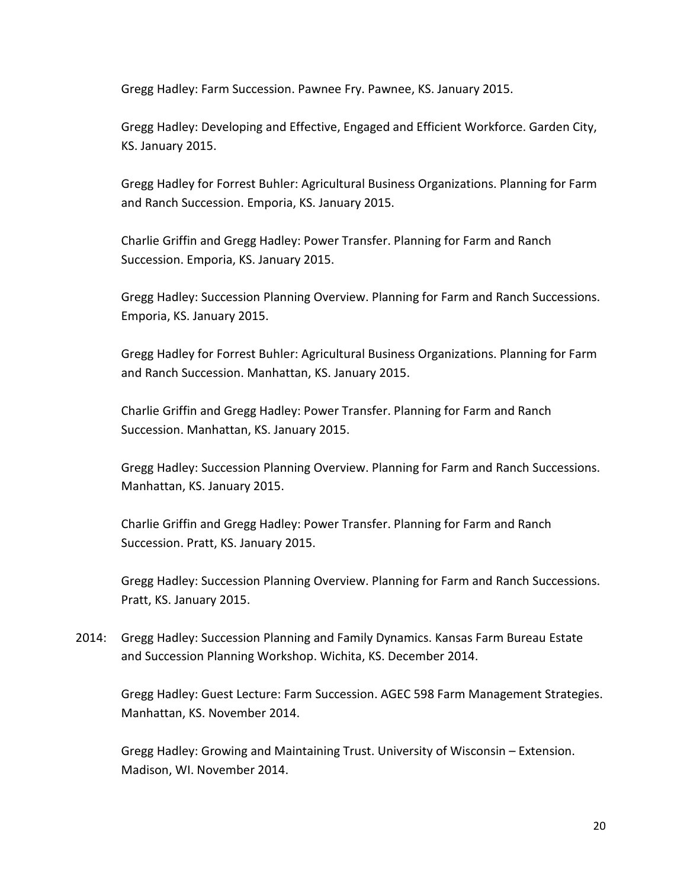Gregg Hadley: Farm Succession. Pawnee Fry. Pawnee, KS. January 2015.

Gregg Hadley: Developing and Effective, Engaged and Efficient Workforce. Garden City, KS. January 2015.

Gregg Hadley for Forrest Buhler: Agricultural Business Organizations. Planning for Farm and Ranch Succession. Emporia, KS. January 2015.

Charlie Griffin and Gregg Hadley: Power Transfer. Planning for Farm and Ranch Succession. Emporia, KS. January 2015.

Gregg Hadley: Succession Planning Overview. Planning for Farm and Ranch Successions. Emporia, KS. January 2015.

Gregg Hadley for Forrest Buhler: Agricultural Business Organizations. Planning for Farm and Ranch Succession. Manhattan, KS. January 2015.

Charlie Griffin and Gregg Hadley: Power Transfer. Planning for Farm and Ranch Succession. Manhattan, KS. January 2015.

Gregg Hadley: Succession Planning Overview. Planning for Farm and Ranch Successions. Manhattan, KS. January 2015.

Charlie Griffin and Gregg Hadley: Power Transfer. Planning for Farm and Ranch Succession. Pratt, KS. January 2015.

Gregg Hadley: Succession Planning Overview. Planning for Farm and Ranch Successions. Pratt, KS. January 2015.

2014: Gregg Hadley: Succession Planning and Family Dynamics. Kansas Farm Bureau Estate and Succession Planning Workshop. Wichita, KS. December 2014.

Gregg Hadley: Guest Lecture: Farm Succession. AGEC 598 Farm Management Strategies. Manhattan, KS. November 2014.

Gregg Hadley: Growing and Maintaining Trust. University of Wisconsin – Extension. Madison, WI. November 2014.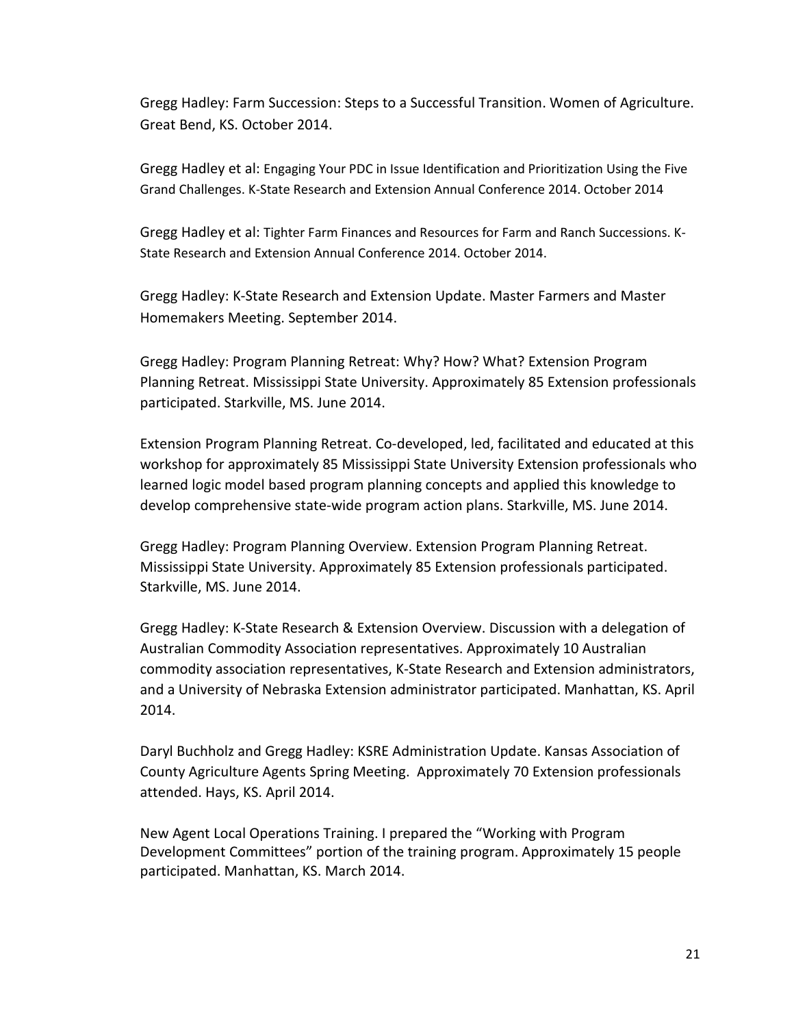Gregg Hadley: Farm Succession: Steps to a Successful Transition. Women of Agriculture. Great Bend, KS. October 2014.

Gregg Hadley et al: Engaging Your PDC in Issue Identification and Prioritization Using the Five Grand Challenges. K-State Research and Extension Annual Conference 2014. October 2014

Gregg Hadley et al: Tighter Farm Finances and Resources for Farm and Ranch Successions. K-State Research and Extension Annual Conference 2014. October 2014.

Gregg Hadley: K-State Research and Extension Update. Master Farmers and Master Homemakers Meeting. September 2014.

Gregg Hadley: Program Planning Retreat: Why? How? What? Extension Program Planning Retreat. Mississippi State University. Approximately 85 Extension professionals participated. Starkville, MS. June 2014.

Extension Program Planning Retreat. Co-developed, led, facilitated and educated at this workshop for approximately 85 Mississippi State University Extension professionals who learned logic model based program planning concepts and applied this knowledge to develop comprehensive state-wide program action plans. Starkville, MS. June 2014.

Gregg Hadley: Program Planning Overview. Extension Program Planning Retreat. Mississippi State University. Approximately 85 Extension professionals participated. Starkville, MS. June 2014.

Gregg Hadley: K-State Research & Extension Overview. Discussion with a delegation of Australian Commodity Association representatives. Approximately 10 Australian commodity association representatives, K-State Research and Extension administrators, and a University of Nebraska Extension administrator participated. Manhattan, KS. April 2014.

Daryl Buchholz and Gregg Hadley: KSRE Administration Update. Kansas Association of County Agriculture Agents Spring Meeting. Approximately 70 Extension professionals attended. Hays, KS. April 2014.

New Agent Local Operations Training. I prepared the "Working with Program Development Committees" portion of the training program. Approximately 15 people participated. Manhattan, KS. March 2014.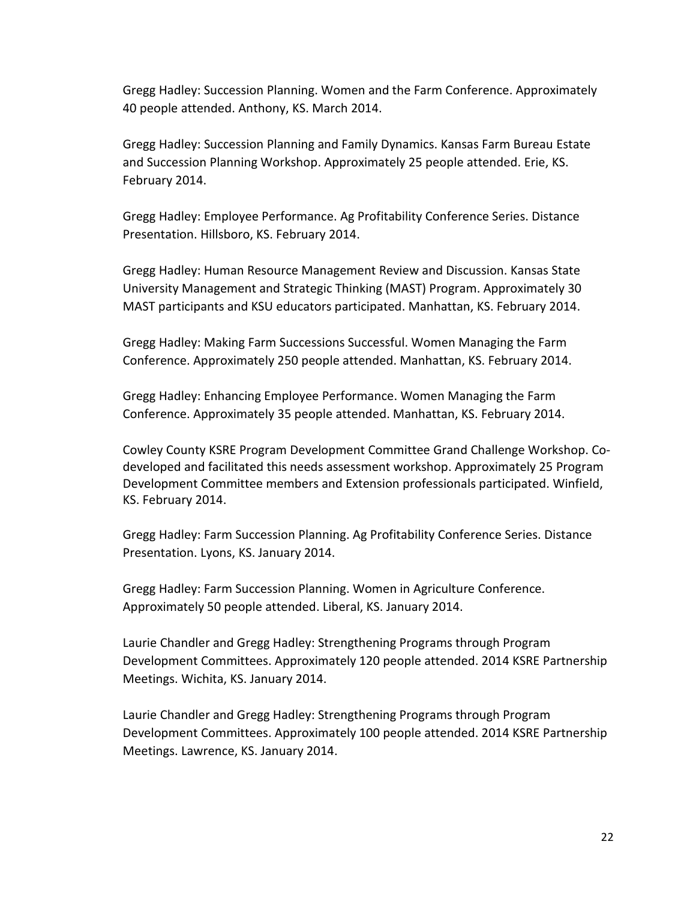Gregg Hadley: Succession Planning. Women and the Farm Conference. Approximately 40 people attended. Anthony, KS. March 2014.

Gregg Hadley: Succession Planning and Family Dynamics. Kansas Farm Bureau Estate and Succession Planning Workshop. Approximately 25 people attended. Erie, KS. February 2014.

Gregg Hadley: Employee Performance. Ag Profitability Conference Series. Distance Presentation. Hillsboro, KS. February 2014.

Gregg Hadley: Human Resource Management Review and Discussion. Kansas State University Management and Strategic Thinking (MAST) Program. Approximately 30 MAST participants and KSU educators participated. Manhattan, KS. February 2014.

Gregg Hadley: Making Farm Successions Successful. Women Managing the Farm Conference. Approximately 250 people attended. Manhattan, KS. February 2014.

Gregg Hadley: Enhancing Employee Performance. Women Managing the Farm Conference. Approximately 35 people attended. Manhattan, KS. February 2014.

Cowley County KSRE Program Development Committee Grand Challenge Workshop. Co-developed and facilitated this needs assessment workshop. Approximately 25 Program Development Committee members and Extension professionals participated. Winfield, KS. February 2014.

Gregg Hadley: Farm Succession Planning. Ag Profitability Conference Series. Distance Presentation. Lyons, KS. January 2014.

Gregg Hadley: Farm Succession Planning. Women in Agriculture Conference. Approximately 50 people attended. Liberal, KS. January 2014.

Laurie Chandler and Gregg Hadley: Strengthening Programs through Program Development Committees. Approximately 120 people attended. 2014 KSRE Partnership Meetings. Wichita, KS. January 2014.

Laurie Chandler and Gregg Hadley: Strengthening Programs through Program Development Committees. Approximately 100 people attended. 2014 KSRE Partnership Meetings. Lawrence, KS. January 2014.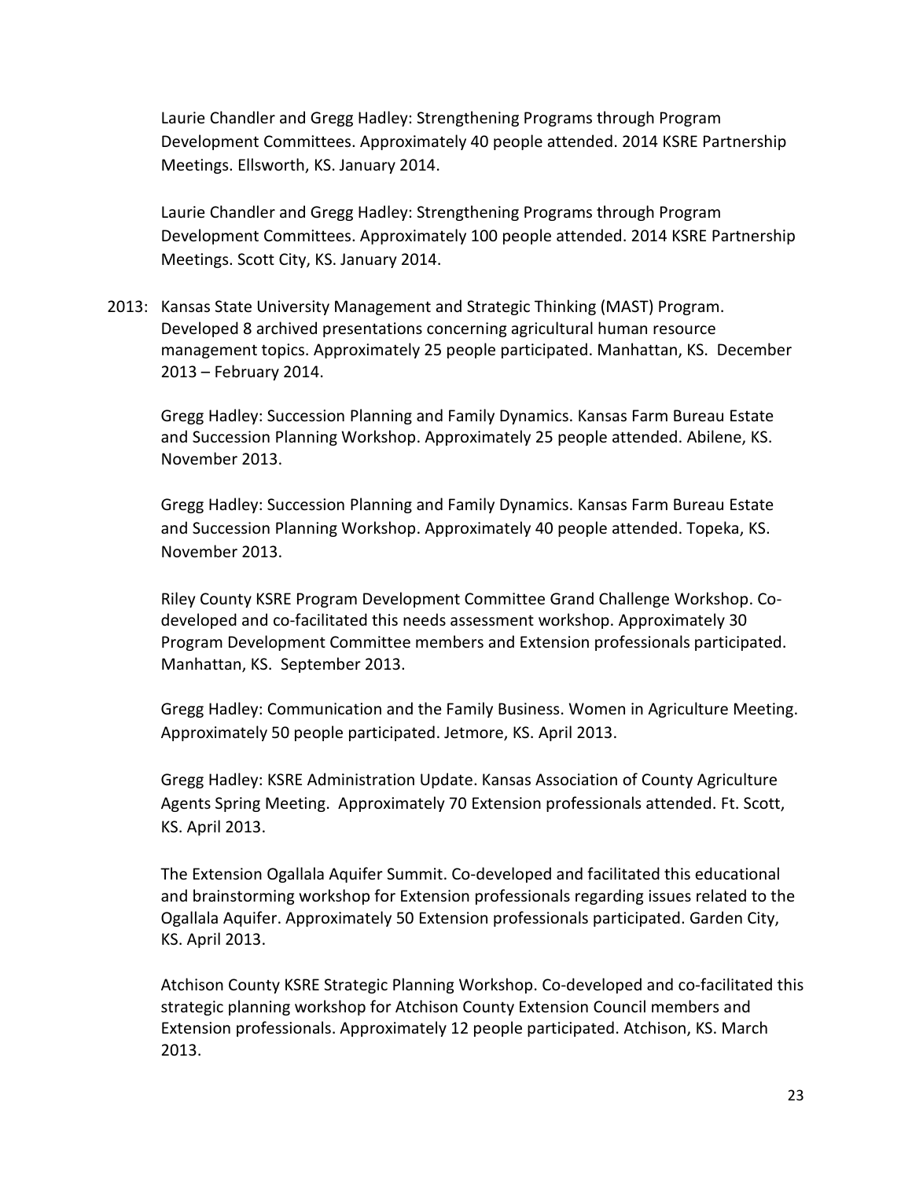Laurie Chandler and Gregg Hadley: Strengthening Programs through Program Development Committees. Approximately 40 people attended. 2014 KSRE Partnership Meetings. Ellsworth, KS. January 2014.

Laurie Chandler and Gregg Hadley: Strengthening Programs through Program Development Committees. Approximately 100 people attended. 2014 KSRE Partnership Meetings. Scott City, KS. January 2014.

2013: Kansas State University Management and Strategic Thinking (MAST) Program. Developed 8 archived presentations concerning agricultural human resource management topics. Approximately 25 people participated. Manhattan, KS. December 2013 – February 2014.

Gregg Hadley: Succession Planning and Family Dynamics. Kansas Farm Bureau Estate and Succession Planning Workshop. Approximately 25 people attended. Abilene, KS. November 2013.

Gregg Hadley: Succession Planning and Family Dynamics. Kansas Farm Bureau Estate and Succession Planning Workshop. Approximately 40 people attended. Topeka, KS. November 2013.

Riley County KSRE Program Development Committee Grand Challenge Workshop. Co-developed and co-facilitated this needs assessment workshop. Approximately 30 Program Development Committee members and Extension professionals participated. Manhattan, KS. September 2013.

Gregg Hadley: Communication and the Family Business. Women in Agriculture Meeting. Approximately 50 people participated. Jetmore, KS. April 2013.

Gregg Hadley: KSRE Administration Update. Kansas Association of County Agriculture Agents Spring Meeting. Approximately 70 Extension professionals attended. Ft. Scott, KS. April 2013.

The Extension Ogallala Aquifer Summit. Co-developed and facilitated this educational and brainstorming workshop for Extension professionals regarding issues related to the Ogallala Aquifer. Approximately 50 Extension professionals participated. Garden City, KS. April 2013.

Atchison County KSRE Strategic Planning Workshop. Co-developed and co-facilitated this strategic planning workshop for Atchison County Extension Council members and Extension professionals. Approximately 12 people participated. Atchison, KS. March 2013.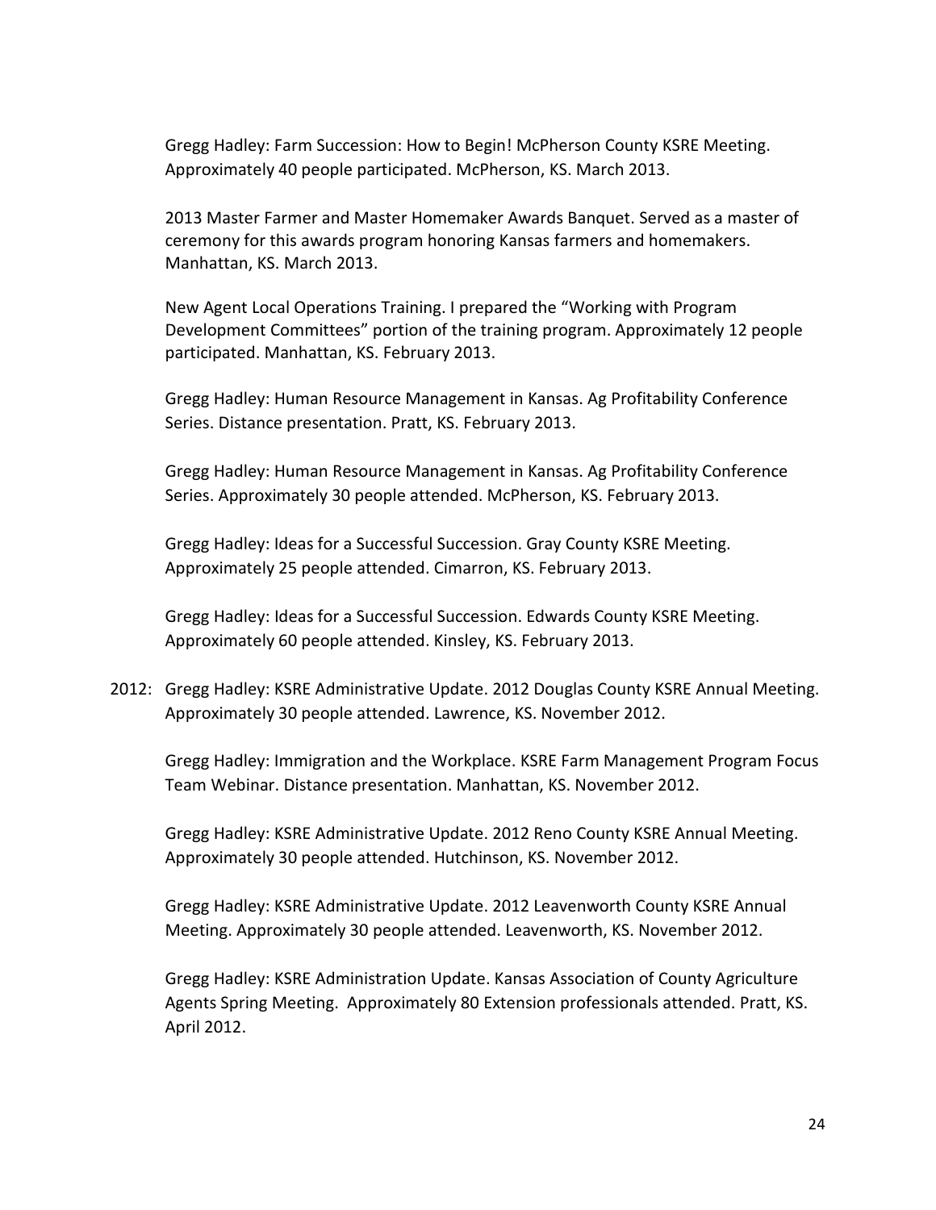Gregg Hadley: Farm Succession: How to Begin! McPherson County KSRE Meeting. Approximately 40 people participated. McPherson, KS. March 2013.

2013 Master Farmer and Master Homemaker Awards Banquet. Served as a master of ceremony for this awards program honoring Kansas farmers and homemakers. Manhattan, KS. March 2013.

New Agent Local Operations Training. I prepared the "Working with Program Development Committees" portion of the training program. Approximately 12 people participated. Manhattan, KS. February 2013.

Gregg Hadley: Human Resource Management in Kansas. Ag Profitability Conference Series. Distance presentation. Pratt, KS. February 2013.

Gregg Hadley: Human Resource Management in Kansas. Ag Profitability Conference Series. Approximately 30 people attended. McPherson, KS. February 2013.

Gregg Hadley: Ideas for a Successful Succession. Gray County KSRE Meeting. Approximately 25 people attended. Cimarron, KS. February 2013.

Gregg Hadley: Ideas for a Successful Succession. Edwards County KSRE Meeting. Approximately 60 people attended. Kinsley, KS. February 2013.

2012: Gregg Hadley: KSRE Administrative Update. 2012 Douglas County KSRE Annual Meeting. Approximately 30 people attended. Lawrence, KS. November 2012.

Gregg Hadley: Immigration and the Workplace. KSRE Farm Management Program Focus Team Webinar. Distance presentation. Manhattan, KS. November 2012.

Gregg Hadley: KSRE Administrative Update. 2012 Reno County KSRE Annual Meeting. Approximately 30 people attended. Hutchinson, KS. November 2012.

Gregg Hadley: KSRE Administrative Update. 2012 Leavenworth County KSRE Annual Meeting. Approximately 30 people attended. Leavenworth, KS. November 2012.

Gregg Hadley: KSRE Administration Update. Kansas Association of County Agriculture Agents Spring Meeting. Approximately 80 Extension professionals attended. Pratt, KS. April 2012.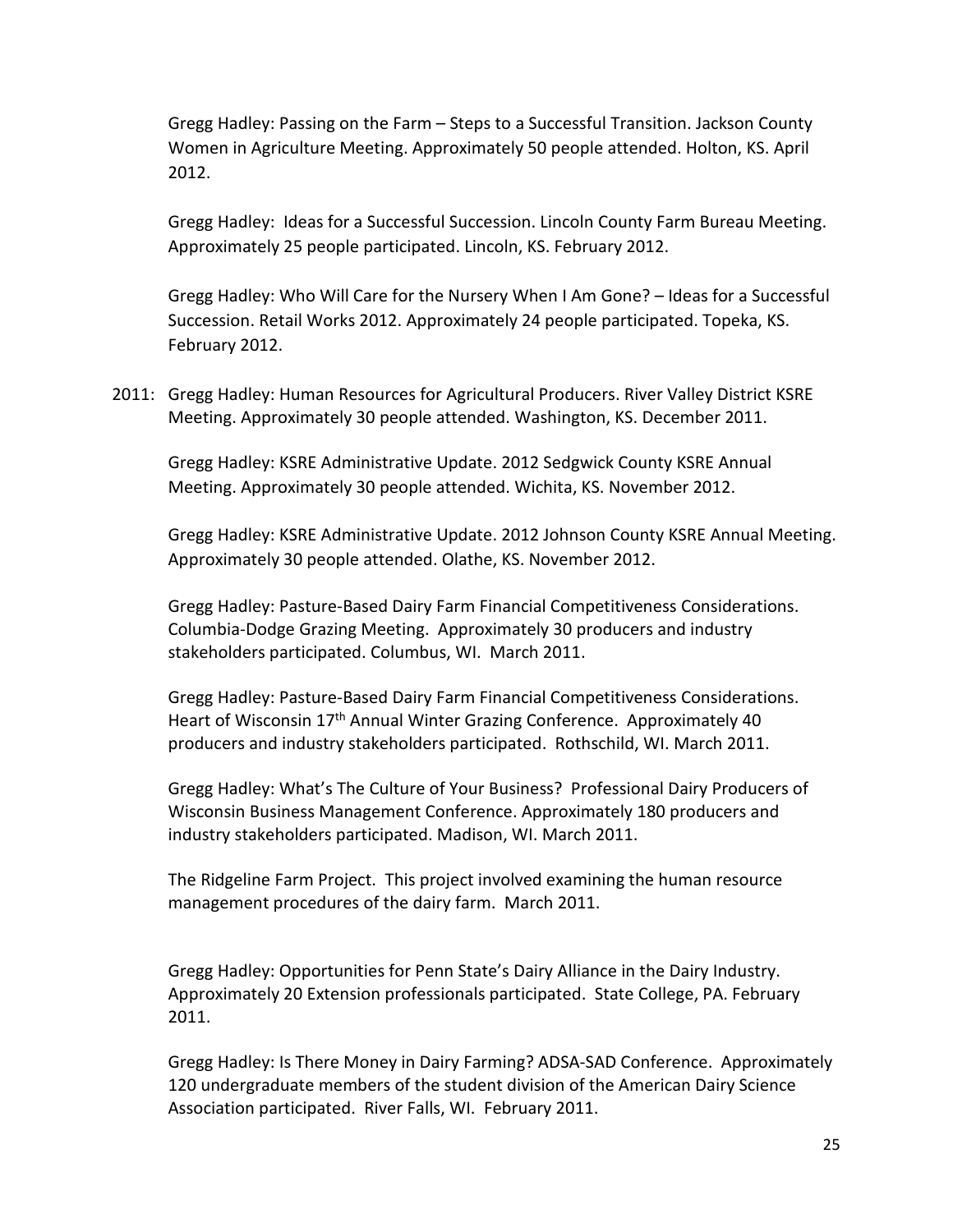Gregg Hadley: Passing on the Farm – Steps to a Successful Transition. Jackson County Women in Agriculture Meeting. Approximately 50 people attended. Holton, KS. April 2012.

Gregg Hadley: Ideas for a Successful Succession. Lincoln County Farm Bureau Meeting. Approximately 25 people participated. Lincoln, KS. February 2012.

Gregg Hadley: Who Will Care for the Nursery When I Am Gone? – Ideas for a Successful Succession. Retail Works 2012. Approximately 24 people participated. Topeka, KS. February 2012.

2011: Gregg Hadley: Human Resources for Agricultural Producers. River Valley District KSRE Meeting. Approximately 30 people attended. Washington, KS. December 2011.

Gregg Hadley: KSRE Administrative Update. 2012 Sedgwick County KSRE Annual Meeting. Approximately 30 people attended. Wichita, KS. November 2012.

Gregg Hadley: KSRE Administrative Update. 2012 Johnson County KSRE Annual Meeting. Approximately 30 people attended. Olathe, KS. November 2012.

Gregg Hadley: Pasture-Based Dairy Farm Financial Competitiveness Considerations. Columbia-Dodge Grazing Meeting. Approximately 30 producers and industry stakeholders participated. Columbus, WI. March 2011.

Gregg Hadley: Pasture-Based Dairy Farm Financial Competitiveness Considerations. Heart of Wisconsin 17th Annual Winter Grazing Conference. Approximately 40 producers and industry stakeholders participated. Rothschild, WI. March 2011.

Gregg Hadley: What's The Culture of Your Business? Professional Dairy Producers of Wisconsin Business Management Conference. Approximately 180 producers and industry stakeholders participated. Madison, WI. March 2011.

The Ridgeline Farm Project. This project involved examining the human resource management procedures of the dairy farm. March 2011.

Gregg Hadley: Opportunities for Penn State's Dairy Alliance in the Dairy Industry. Approximately 20 Extension professionals participated. State College, PA. February 2011.

Gregg Hadley: Is There Money in Dairy Farming? ADSA-SAD Conference. Approximately 120 undergraduate members of the student division of the American Dairy Science Association participated. River Falls, WI. February 2011.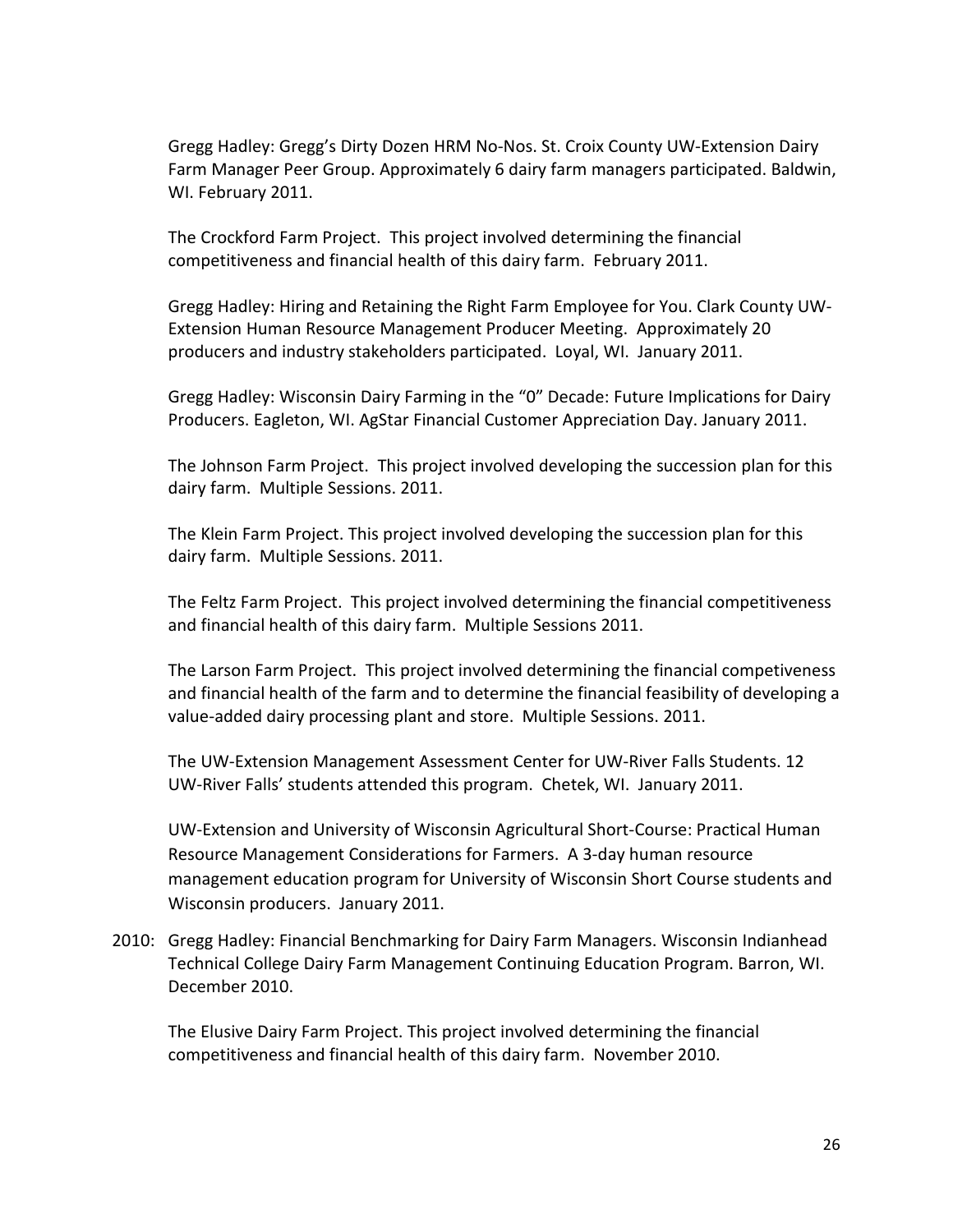Gregg Hadley: Gregg's Dirty Dozen HRM No-Nos. St. Croix County UW-Extension Dairy Farm Manager Peer Group. Approximately 6 dairy farm managers participated. Baldwin, WI. February 2011.

The Crockford Farm Project. This project involved determining the financial competitiveness and financial health of this dairy farm. February 2011.

Gregg Hadley: Hiring and Retaining the Right Farm Employee for You. Clark County UW-Extension Human Resource Management Producer Meeting. Approximately 20 producers and industry stakeholders participated. Loyal, WI. January 2011.

Gregg Hadley: Wisconsin Dairy Farming in the "0" Decade: Future Implications for Dairy Producers. Eagleton, WI. AgStar Financial Customer Appreciation Day. January 2011.

The Johnson Farm Project. This project involved developing the succession plan for this dairy farm. Multiple Sessions. 2011.

The Klein Farm Project. This project involved developing the succession plan for this dairy farm. Multiple Sessions. 2011.

The Feltz Farm Project. This project involved determining the financial competitiveness and financial health of this dairy farm. Multiple Sessions 2011.

The Larson Farm Project. This project involved determining the financial competeviness and financial health of the farm and to determine the financial feasibility of developing a value-added dairy processing plant and store. Multiple Sessions. 2011.

The UW-Extension Management Assessment Center for UW-River Falls Students. 12 UW-River Falls' students attended this program. Chetek, WI. January 2011.

UW-Extension and University of Wisconsin Agricultural Short-Course: Practical Human Resource Management Considerations for Farmers. A 3-day human resource management education program for University of Wisconsin Short Course students and Wisconsin producers. January 2011.

2010: Gregg Hadley: Financial Benchmarking for Dairy Farm Managers. Wisconsin Indianhead Technical College Dairy Farm Management Continuing Education Program. Barron, WI. December 2010.

The Elusive Dairy Farm Project. This project involved determining the financial competitiveness and financial health of this dairy farm. November 2010.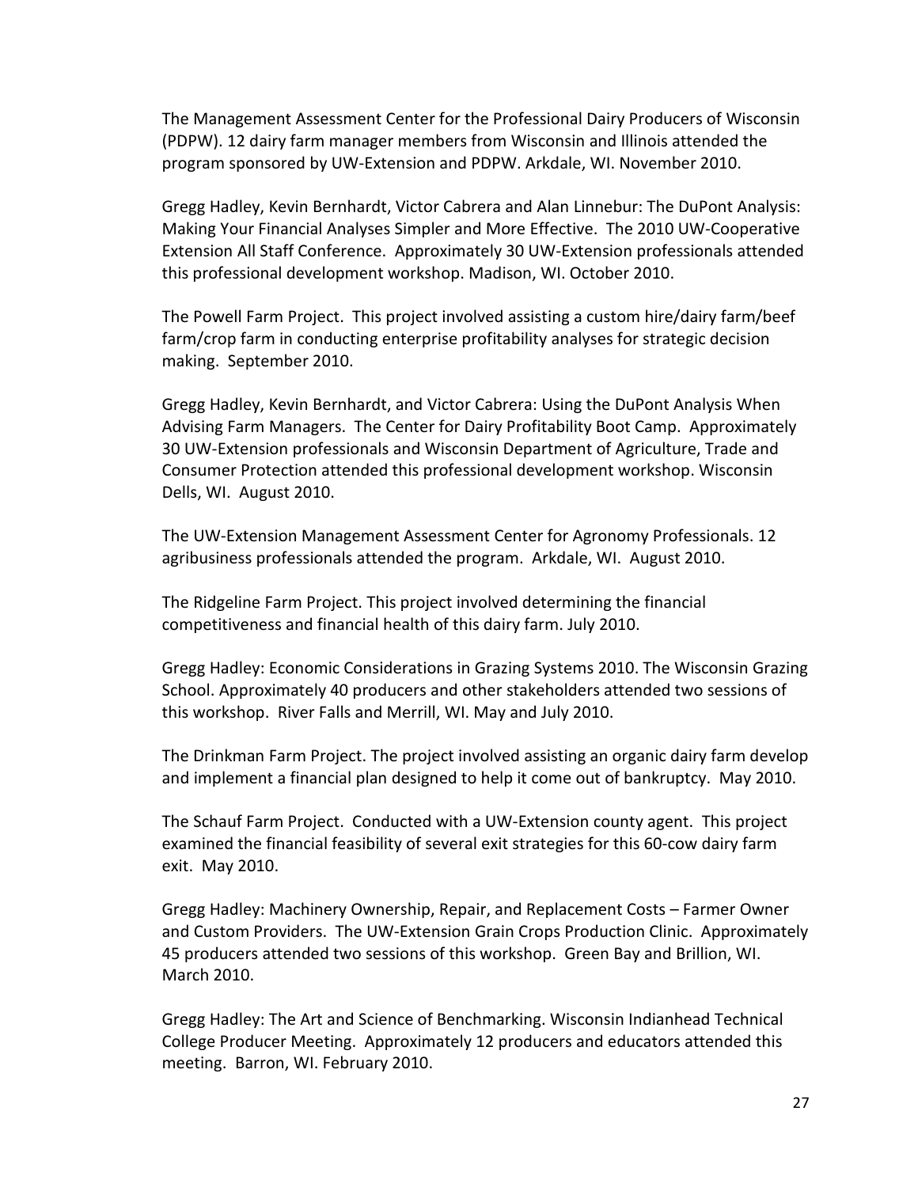The Management Assessment Center for the Professional Dairy Producers of Wisconsin (PDPW). 12 dairy farm manager members from Wisconsin and Illinois attended the program sponsored by UW-Extension and PDPW. Arkdale, WI. November 2010.

Gregg Hadley, Kevin Bernhardt, Victor Cabrera and Alan Linnebur: The DuPont Analysis: Making Your Financial Analyses Simpler and More Effective. The 2010 UW-Cooperative Extension All Staff Conference. Approximately 30 UW-Extension professionals attended this professional development workshop. Madison, WI. October 2010.

The Powell Farm Project. This project involved assisting a custom hire/dairy farm/beef farm/crop farm in conducting enterprise profitability analyses for strategic decision making. September 2010.

Gregg Hadley, Kevin Bernhardt, and Victor Cabrera: Using the DuPont Analysis When Advising Farm Managers. The Center for Dairy Profitability Boot Camp. Approximately 30 UW-Extension professionals and Wisconsin Department of Agriculture, Trade and Consumer Protection attended this professional development workshop. Wisconsin Dells, WI. August 2010.

The UW-Extension Management Assessment Center for Agronomy Professionals. 12 agribusiness professionals attended the program. Arkdale, WI. August 2010.

The Ridgeline Farm Project. This project involved determining the financial competitiveness and financial health of this dairy farm. July 2010.

Gregg Hadley: Economic Considerations in Grazing Systems 2010. The Wisconsin Grazing School. Approximately 40 producers and other stakeholders attended two sessions of this workshop. River Falls and Merrill, WI. May and July 2010.

The Drinkman Farm Project. The project involved assisting an organic dairy farm develop and implement a financial plan designed to help it come out of bankruptcy. May 2010.

The Schauf Farm Project. Conducted with a UW-Extension county agent. This project examined the financial feasibility of several exit strategies for this 60-cow dairy farm exit. May 2010.

Gregg Hadley: Machinery Ownership, Repair, and Replacement Costs – Farmer Owner and Custom Providers. The UW-Extension Grain Crops Production Clinic. Approximately 45 producers attended two sessions of this workshop. Green Bay and Brillion, WI. March 2010.

Gregg Hadley: The Art and Science of Benchmarking. Wisconsin Indianhead Technical College Producer Meeting. Approximately 12 producers and educators attended this meeting. Barron, WI. February 2010.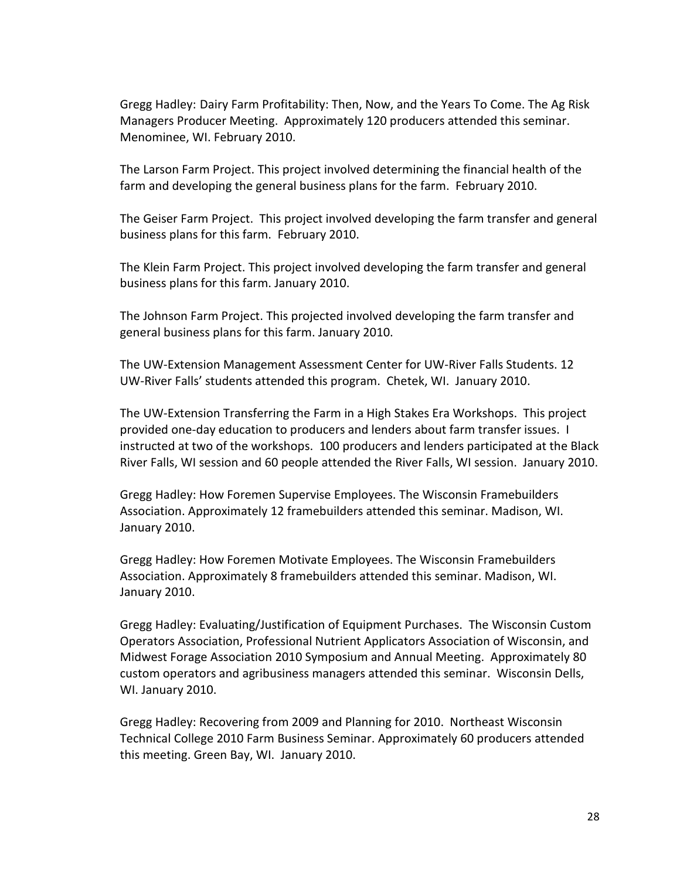Gregg Hadley: Dairy Farm Profitability: Then, Now, and the Years To Come. The Ag Risk Managers Producer Meeting. Approximately 120 producers attended this seminar. Menominee, WI. February 2010.

The Larson Farm Project. This project involved determining the financial health of the farm and developing the general business plans for the farm. February 2010.

The Geiser Farm Project. This project involved developing the farm transfer and general business plans for this farm. February 2010.

The Klein Farm Project. This project involved developing the farm transfer and general business plans for this farm. January 2010.

The Johnson Farm Project. This projected involved developing the farm transfer and general business plans for this farm. January 2010.

The UW-Extension Management Assessment Center for UW-River Falls Students. 12 UW-River Falls' students attended this program. Chetek, WI. January 2010.

The UW-Extension Transferring the Farm in a High Stakes Era Workshops. This project provided one-day education to producers and lenders about farm transfer issues. I instructed at two of the workshops. 100 producers and lenders participated at the Black River Falls, WI session and 60 people attended the River Falls, WI session. January 2010.

Gregg Hadley: How Foremen Supervise Employees. The Wisconsin Framebuilders Association. Approximately 12 framebuilders attended this seminar. Madison, WI. January 2010.

Gregg Hadley: How Foremen Motivate Employees. The Wisconsin Framebuilders Association. Approximately 8 framebuilders attended this seminar. Madison, WI. January 2010.

Gregg Hadley: Evaluating/Justification of Equipment Purchases. The Wisconsin Custom Operators Association, Professional Nutrient Applicators Association of Wisconsin, and Midwest Forage Association 2010 Symposium and Annual Meeting. Approximately 80 custom operators and agribusiness managers attended this seminar. Wisconsin Dells, WI. January 2010.

Gregg Hadley: Recovering from 2009 and Planning for 2010. Northeast Wisconsin Technical College 2010 Farm Business Seminar. Approximately 60 producers attended this meeting. Green Bay, WI. January 2010.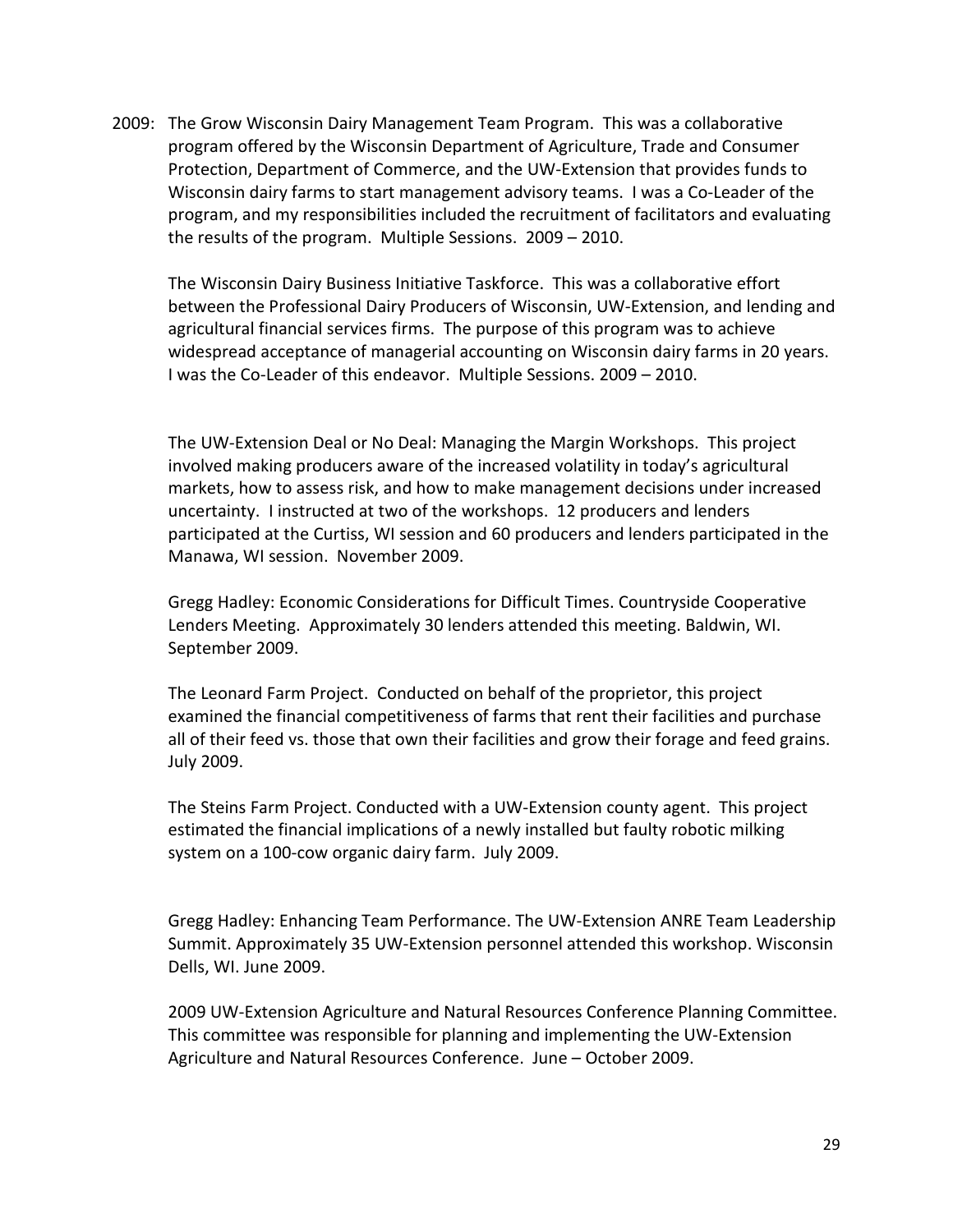2009: The Grow Wisconsin Dairy Management Team Program. This was a collaborative program offered by the Wisconsin Department of Agriculture, Trade and Consumer Protection, Department of Commerce, and the UW-Extension that provides funds to Wisconsin dairy farms to start management advisory teams. I was a Co-Leader of the program, and my responsibilities included the recruitment of facilitators and evaluating the results of the program. Multiple Sessions. 2009 – 2010.

The Wisconsin Dairy Business Initiative Taskforce. This was a collaborative effort between the Professional Dairy Producers of Wisconsin, UW-Extension, and lending and agricultural financial services firms. The purpose of this program was to achieve widespread acceptance of managerial accounting on Wisconsin dairy farms in 20 years. I was the Co-Leader of this endeavor. Multiple Sessions. 2009 – 2010.

The UW-Extension Deal or No Deal: Managing the Margin Workshops. This project involved making producers aware of the increased volatility in today's agricultural markets, how to assess risk, and how to make management decisions under increased uncertainty. I instructed at two of the workshops. 12 producers and lenders participated at the Curtiss, WI session and 60 producers and lenders participated in the Manawa, WI session. November 2009.

Gregg Hadley: Economic Considerations for Difficult Times. Countryside Cooperative Lenders Meeting. Approximately 30 lenders attended this meeting. Baldwin, WI. September 2009.

The Leonard Farm Project. Conducted on behalf of the proprietor, this project examined the financial competitiveness of farms that rent their facilities and purchase all of their feed vs. those that own their facilities and grow their forage and feed grains. July 2009.

The Steins Farm Project. Conducted with a UW-Extension county agent. This project estimated the financial implications of a newly installed but faulty robotic milking system on a 100-cow organic dairy farm. July 2009.

Gregg Hadley: Enhancing Team Performance. The UW-Extension ANRE Team Leadership Summit. Approximately 35 UW-Extension personnel attended this workshop. Wisconsin Dells, WI. June 2009.

2009 UW-Extension Agriculture and Natural Resources Conference Planning Committee. This committee was responsible for planning and implementing the UW-Extension Agriculture and Natural Resources Conference. June – October 2009.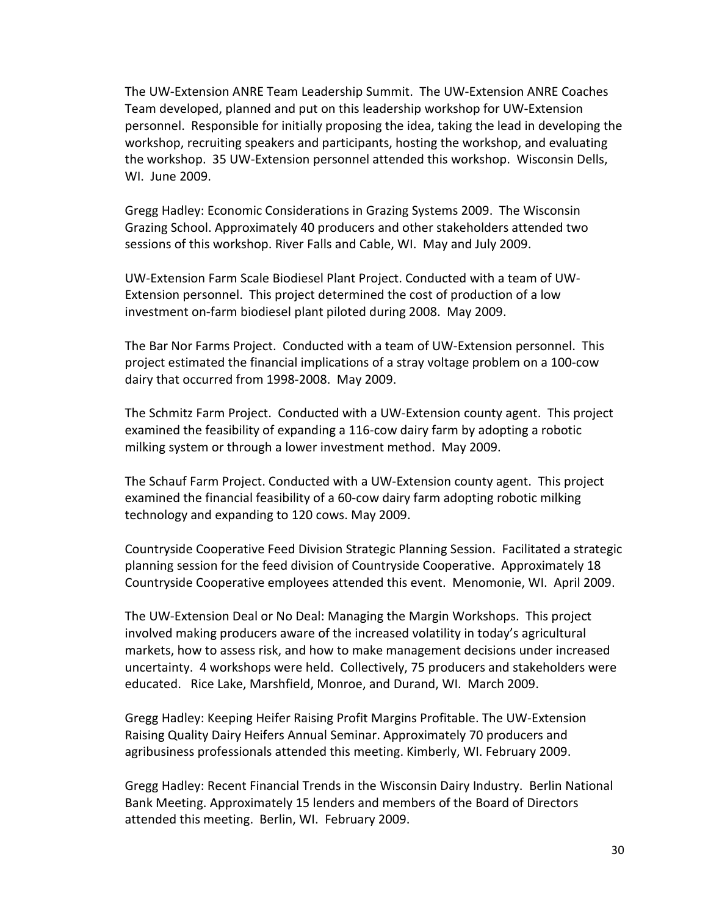The UW-Extension ANRE Team Leadership Summit. The UW-Extension ANRE Coaches Team developed, planned and put on this leadership workshop for UW-Extension personnel. Responsible for initially proposing the idea, taking the lead in developing the workshop, recruiting speakers and participants, hosting the workshop, and evaluating the workshop. 35 UW-Extension personnel attended this workshop. Wisconsin Dells, WI. June 2009.

Gregg Hadley: Economic Considerations in Grazing Systems 2009. The Wisconsin Grazing School. Approximately 40 producers and other stakeholders attended two sessions of this workshop. River Falls and Cable, WI. May and July 2009.

UW-Extension Farm Scale Biodiesel Plant Project. Conducted with a team of UW-Extension personnel. This project determined the cost of production of a low investment on-farm biodiesel plant piloted during 2008. May 2009.

The Bar Nor Farms Project. Conducted with a team of UW-Extension personnel. This project estimated the financial implications of a stray voltage problem on a 100-cow dairy that occurred from 1998-2008. May 2009.

The Schmitz Farm Project. Conducted with a UW-Extension county agent. This project examined the feasibility of expanding a 116-cow dairy farm by adopting a robotic milking system or through a lower investment method. May 2009.

The Schauf Farm Project. Conducted with a UW-Extension county agent. This project examined the financial feasibility of a 60-cow dairy farm adopting robotic milking technology and expanding to 120 cows. May 2009.

Countryside Cooperative Feed Division Strategic Planning Session. Facilitated a strategic planning session for the feed division of Countryside Cooperative. Approximately 18 Countryside Cooperative employees attended this event. Menomonie, WI. April 2009.

The UW-Extension Deal or No Deal: Managing the Margin Workshops. This project involved making producers aware of the increased volatility in today's agricultural markets, how to assess risk, and how to make management decisions under increased uncertainty. 4 workshops were held. Collectively, 75 producers and stakeholders were educated. Rice Lake, Marshfield, Monroe, and Durand, WI. March 2009.

Gregg Hadley: Keeping Heifer Raising Profit Margins Profitable. The UW-Extension Raising Quality Dairy Heifers Annual Seminar. Approximately 70 producers and agribusiness professionals attended this meeting. Kimberly, WI. February 2009.

Gregg Hadley: Recent Financial Trends in the Wisconsin Dairy Industry. Berlin National Bank Meeting. Approximately 15 lenders and members of the Board of Directors attended this meeting. Berlin, WI. February 2009.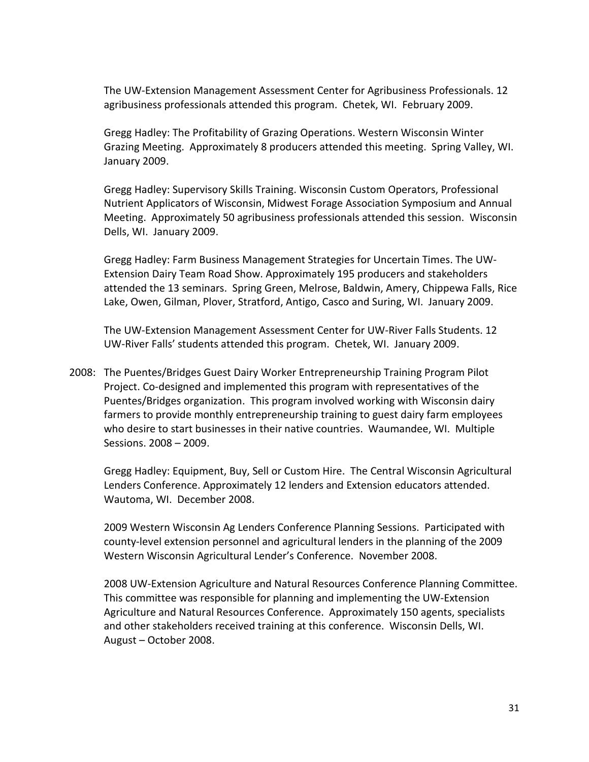The UW-Extension Management Assessment Center for Agribusiness Professionals. 12 agribusiness professionals attended this program. Chetek, WI. February 2009.

Gregg Hadley: The Profitability of Grazing Operations. Western Wisconsin Winter Grazing Meeting. Approximately 8 producers attended this meeting. Spring Valley, WI. January 2009.

Gregg Hadley: Supervisory Skills Training. Wisconsin Custom Operators, Professional Nutrient Applicators of Wisconsin, Midwest Forage Association Symposium and Annual Meeting. Approximately 50 agribusiness professionals attended this session. Wisconsin Dells, WI. January 2009.

Gregg Hadley: Farm Business Management Strategies for Uncertain Times. The UW-Extension Dairy Team Road Show. Approximately 195 producers and stakeholders attended the 13 seminars. Spring Green, Melrose, Baldwin, Amery, Chippewa Falls, Rice Lake, Owen, Gilman, Plover, Stratford, Antigo, Casco and Suring, WI. January 2009.

The UW-Extension Management Assessment Center for UW-River Falls Students. 12 UW-River Falls' students attended this program. Chetek, WI. January 2009.

2008: The Puentes/Bridges Guest Dairy Worker Entrepreneurship Training Program Pilot Project. Co-designed and implemented this program with representatives of the Puentes/Bridges organization. This program involved working with Wisconsin dairy farmers to provide monthly entrepreneurship training to guest dairy farm employees who desire to start businesses in their native countries. Waumandee, WI. Multiple Sessions. 2008 – 2009.

Gregg Hadley: Equipment, Buy, Sell or Custom Hire. The Central Wisconsin Agricultural Lenders Conference. Approximately 12 lenders and Extension educators attended. Wautoma, WI. December 2008.

2009 Western Wisconsin Ag Lenders Conference Planning Sessions. Participated with county-level extension personnel and agricultural lenders in the planning of the 2009 Western Wisconsin Agricultural Lender's Conference. November 2008.

2008 UW-Extension Agriculture and Natural Resources Conference Planning Committee. This committee was responsible for planning and implementing the UW-Extension Agriculture and Natural Resources Conference. Approximately 150 agents, specialists and other stakeholders received training at this conference. Wisconsin Dells, WI. August – October 2008.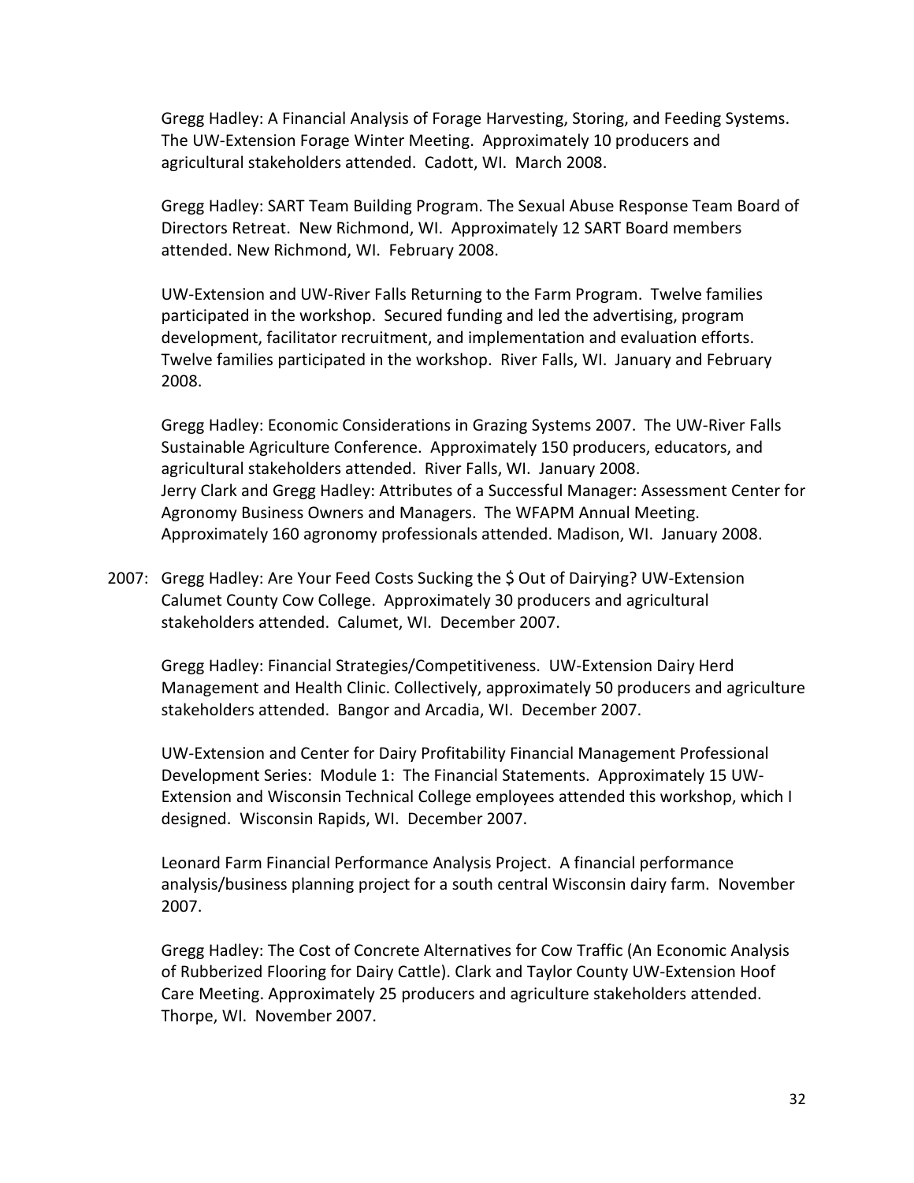Gregg Hadley: A Financial Analysis of Forage Harvesting, Storing, and Feeding Systems. The UW-Extension Forage Winter Meeting. Approximately 10 producers and agricultural stakeholders attended. Cadott, WI. March 2008.

Gregg Hadley: SART Team Building Program. The Sexual Abuse Response Team Board of Directors Retreat. New Richmond, WI. Approximately 12 SART Board members attended. New Richmond, WI. February 2008.

UW-Extension and UW-River Falls Returning to the Farm Program. Twelve families participated in the workshop. Secured funding and led the advertising, program development, facilitator recruitment, and implementation and evaluation efforts. Twelve families participated in the workshop. River Falls, WI. January and February 2008.

Gregg Hadley: Economic Considerations in Grazing Systems 2007. The UW-River Falls Sustainable Agriculture Conference. Approximately 150 producers, educators, and agricultural stakeholders attended. River Falls, WI. January 2008.
Jerry Clark and Gregg Hadley: Attributes of a Successful Manager: Assessment Center for Agronomy Business Owners and Managers. The WFAPM Annual Meeting. Approximately 160 agronomy professionals attended. Madison, WI. January 2008.

2007: Gregg Hadley: Are Your Feed Costs Sucking the $ Out of Dairying? UW-Extension Calumet County Cow College. Approximately 30 producers and agricultural stakeholders attended. Calumet, WI. December 2007.

Gregg Hadley: Financial Strategies/Competitiveness. UW-Extension Dairy Herd Management and Health Clinic. Collectively, approximately 50 producers and agriculture stakeholders attended. Bangor and Arcadia, WI. December 2007.

UW-Extension and Center for Dairy Profitability Financial Management Professional Development Series: Module 1: The Financial Statements. Approximately 15 UW-Extension and Wisconsin Technical College employees attended this workshop, which I designed. Wisconsin Rapids, WI. December 2007.

Leonard Farm Financial Performance Analysis Project. A financial performance analysis/business planning project for a south central Wisconsin dairy farm. November 2007.

Gregg Hadley: The Cost of Concrete Alternatives for Cow Traffic (An Economic Analysis of Rubberized Flooring for Dairy Cattle). Clark and Taylor County UW-Extension Hoof Care Meeting. Approximately 25 producers and agriculture stakeholders attended. Thorpe, WI. November 2007.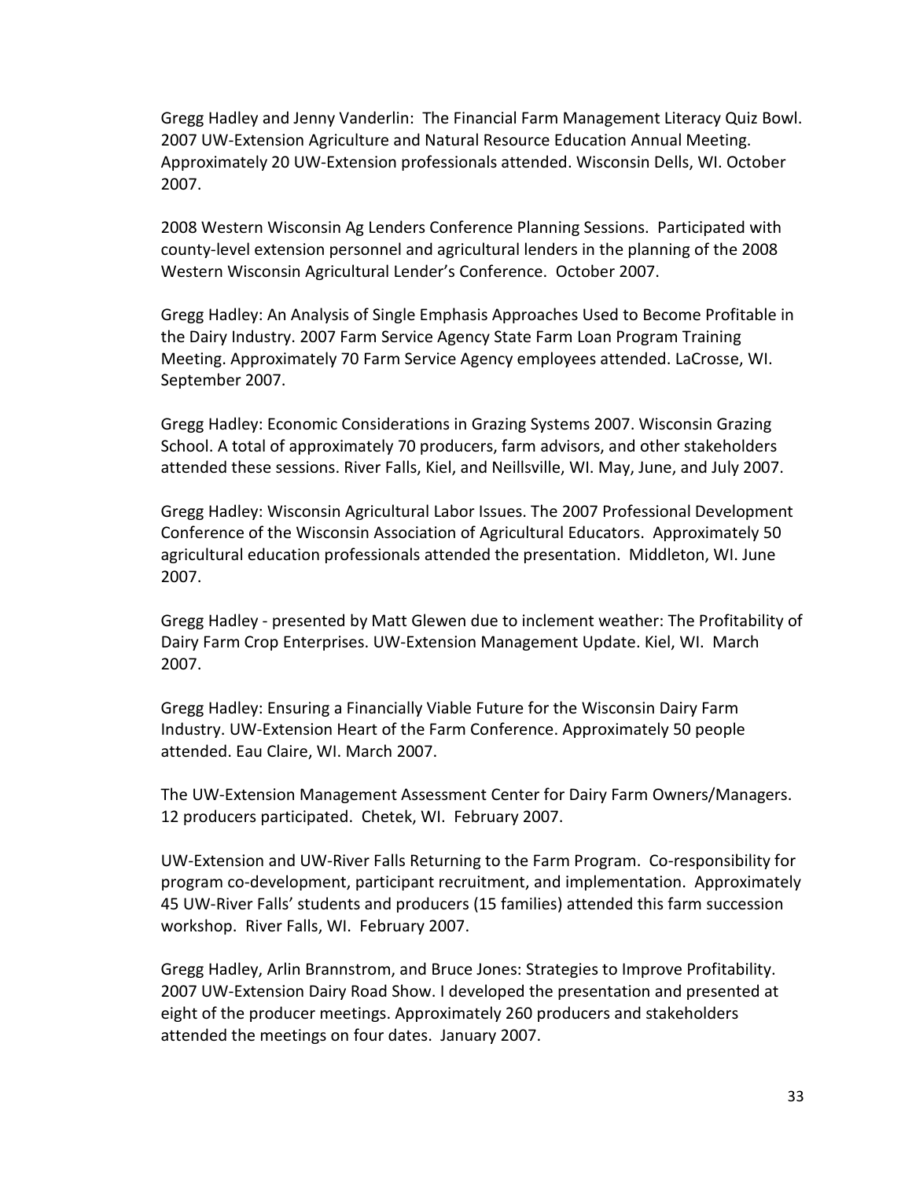Gregg Hadley and Jenny Vanderlin: The Financial Farm Management Literacy Quiz Bowl. 2007 UW-Extension Agriculture and Natural Resource Education Annual Meeting. Approximately 20 UW-Extension professionals attended. Wisconsin Dells, WI. October 2007.

2008 Western Wisconsin Ag Lenders Conference Planning Sessions. Participated with county-level extension personnel and agricultural lenders in the planning of the 2008 Western Wisconsin Agricultural Lender's Conference. October 2007.

Gregg Hadley: An Analysis of Single Emphasis Approaches Used to Become Profitable in the Dairy Industry. 2007 Farm Service Agency State Farm Loan Program Training Meeting. Approximately 70 Farm Service Agency employees attended. LaCrosse, WI. September 2007.

Gregg Hadley: Economic Considerations in Grazing Systems 2007. Wisconsin Grazing School. A total of approximately 70 producers, farm advisors, and other stakeholders attended these sessions. River Falls, Kiel, and Neillsville, WI. May, June, and July 2007.

Gregg Hadley: Wisconsin Agricultural Labor Issues. The 2007 Professional Development Conference of the Wisconsin Association of Agricultural Educators. Approximately 50 agricultural education professionals attended the presentation. Middleton, WI. June 2007.

Gregg Hadley - presented by Matt Glewen due to inclement weather: The Profitability of Dairy Farm Crop Enterprises. UW-Extension Management Update. Kiel, WI. March 2007.

Gregg Hadley: Ensuring a Financially Viable Future for the Wisconsin Dairy Farm Industry. UW-Extension Heart of the Farm Conference. Approximately 50 people attended. Eau Claire, WI. March 2007.

The UW-Extension Management Assessment Center for Dairy Farm Owners/Managers. 12 producers participated. Chetek, WI. February 2007.

UW-Extension and UW-River Falls Returning to the Farm Program. Co-responsibility for program co-development, participant recruitment, and implementation. Approximately 45 UW-River Falls' students and producers (15 families) attended this farm succession workshop. River Falls, WI. February 2007.

Gregg Hadley, Arlin Brannstrom, and Bruce Jones: Strategies to Improve Profitability. 2007 UW-Extension Dairy Road Show. I developed the presentation and presented at eight of the producer meetings. Approximately 260 producers and stakeholders attended the meetings on four dates. January 2007.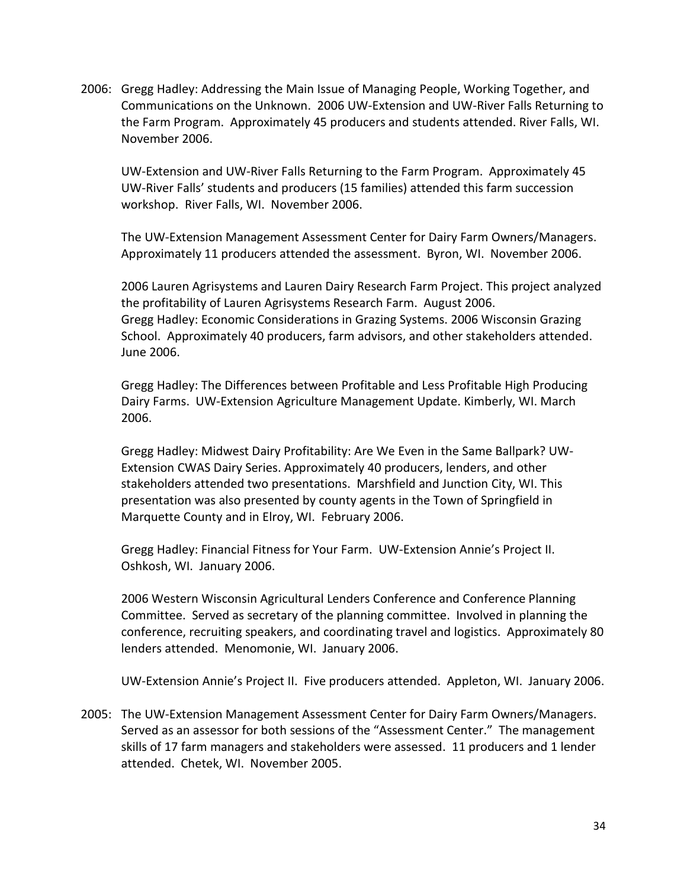2006: Gregg Hadley: Addressing the Main Issue of Managing People, Working Together, and Communications on the Unknown. 2006 UW-Extension and UW-River Falls Returning to the Farm Program. Approximately 45 producers and students attended. River Falls, WI. November 2006.

UW-Extension and UW-River Falls Returning to the Farm Program. Approximately 45 UW-River Falls' students and producers (15 families) attended this farm succession workshop. River Falls, WI. November 2006.

The UW-Extension Management Assessment Center for Dairy Farm Owners/Managers. Approximately 11 producers attended the assessment. Byron, WI. November 2006.

2006 Lauren Agrisystems and Lauren Dairy Research Farm Project. This project analyzed the profitability of Lauren Agrisystems Research Farm. August 2006.
Gregg Hadley: Economic Considerations in Grazing Systems. 2006 Wisconsin Grazing School. Approximately 40 producers, farm advisors, and other stakeholders attended. June 2006.

Gregg Hadley: The Differences between Profitable and Less Profitable High Producing Dairy Farms. UW-Extension Agriculture Management Update. Kimberly, WI. March 2006.

Gregg Hadley: Midwest Dairy Profitability: Are We Even in the Same Ballpark? UW-Extension CWAS Dairy Series. Approximately 40 producers, lenders, and other stakeholders attended two presentations. Marshfield and Junction City, WI. This presentation was also presented by county agents in the Town of Springfield in Marquette County and in Elroy, WI. February 2006.

Gregg Hadley: Financial Fitness for Your Farm. UW-Extension Annie's Project II. Oshkosh, WI. January 2006.

2006 Western Wisconsin Agricultural Lenders Conference and Conference Planning Committee. Served as secretary of the planning committee. Involved in planning the conference, recruiting speakers, and coordinating travel and logistics. Approximately 80 lenders attended. Menomonie, WI. January 2006.

UW-Extension Annie's Project II. Five producers attended. Appleton, WI. January 2006.

2005: The UW-Extension Management Assessment Center for Dairy Farm Owners/Managers. Served as an assessor for both sessions of the "Assessment Center." The management skills of 17 farm managers and stakeholders were assessed. 11 producers and 1 lender attended. Chetek, WI. November 2005.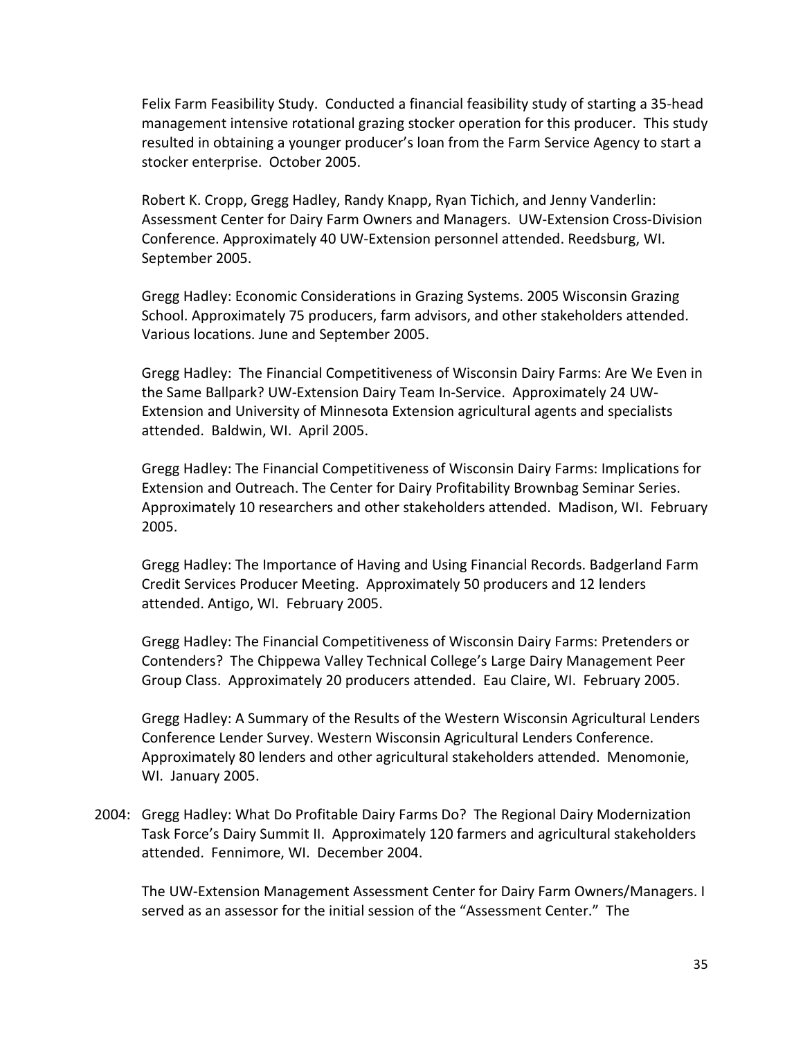Felix Farm Feasibility Study. Conducted a financial feasibility study of starting a 35-head management intensive rotational grazing stocker operation for this producer. This study resulted in obtaining a younger producer's loan from the Farm Service Agency to start a stocker enterprise. October 2005.

Robert K. Cropp, Gregg Hadley, Randy Knapp, Ryan Tichich, and Jenny Vanderlin: Assessment Center for Dairy Farm Owners and Managers. UW-Extension Cross-Division Conference. Approximately 40 UW-Extension personnel attended. Reedsburg, WI. September 2005.

Gregg Hadley: Economic Considerations in Grazing Systems. 2005 Wisconsin Grazing School. Approximately 75 producers, farm advisors, and other stakeholders attended. Various locations. June and September 2005.

Gregg Hadley: The Financial Competitiveness of Wisconsin Dairy Farms: Are We Even in the Same Ballpark? UW-Extension Dairy Team In-Service. Approximately 24 UW-Extension and University of Minnesota Extension agricultural agents and specialists attended. Baldwin, WI. April 2005.

Gregg Hadley: The Financial Competitiveness of Wisconsin Dairy Farms: Implications for Extension and Outreach. The Center for Dairy Profitability Brownbag Seminar Series. Approximately 10 researchers and other stakeholders attended. Madison, WI. February 2005.

Gregg Hadley: The Importance of Having and Using Financial Records. Badgerland Farm Credit Services Producer Meeting. Approximately 50 producers and 12 lenders attended. Antigo, WI. February 2005.

Gregg Hadley: The Financial Competitiveness of Wisconsin Dairy Farms: Pretenders or Contenders? The Chippewa Valley Technical College's Large Dairy Management Peer Group Class. Approximately 20 producers attended. Eau Claire, WI. February 2005.

Gregg Hadley: A Summary of the Results of the Western Wisconsin Agricultural Lenders Conference Lender Survey. Western Wisconsin Agricultural Lenders Conference. Approximately 80 lenders and other agricultural stakeholders attended. Menomonie, WI. January 2005.

2004: Gregg Hadley: What Do Profitable Dairy Farms Do? The Regional Dairy Modernization Task Force's Dairy Summit II. Approximately 120 farmers and agricultural stakeholders attended. Fennimore, WI. December 2004.

The UW-Extension Management Assessment Center for Dairy Farm Owners/Managers. I served as an assessor for the initial session of the "Assessment Center." The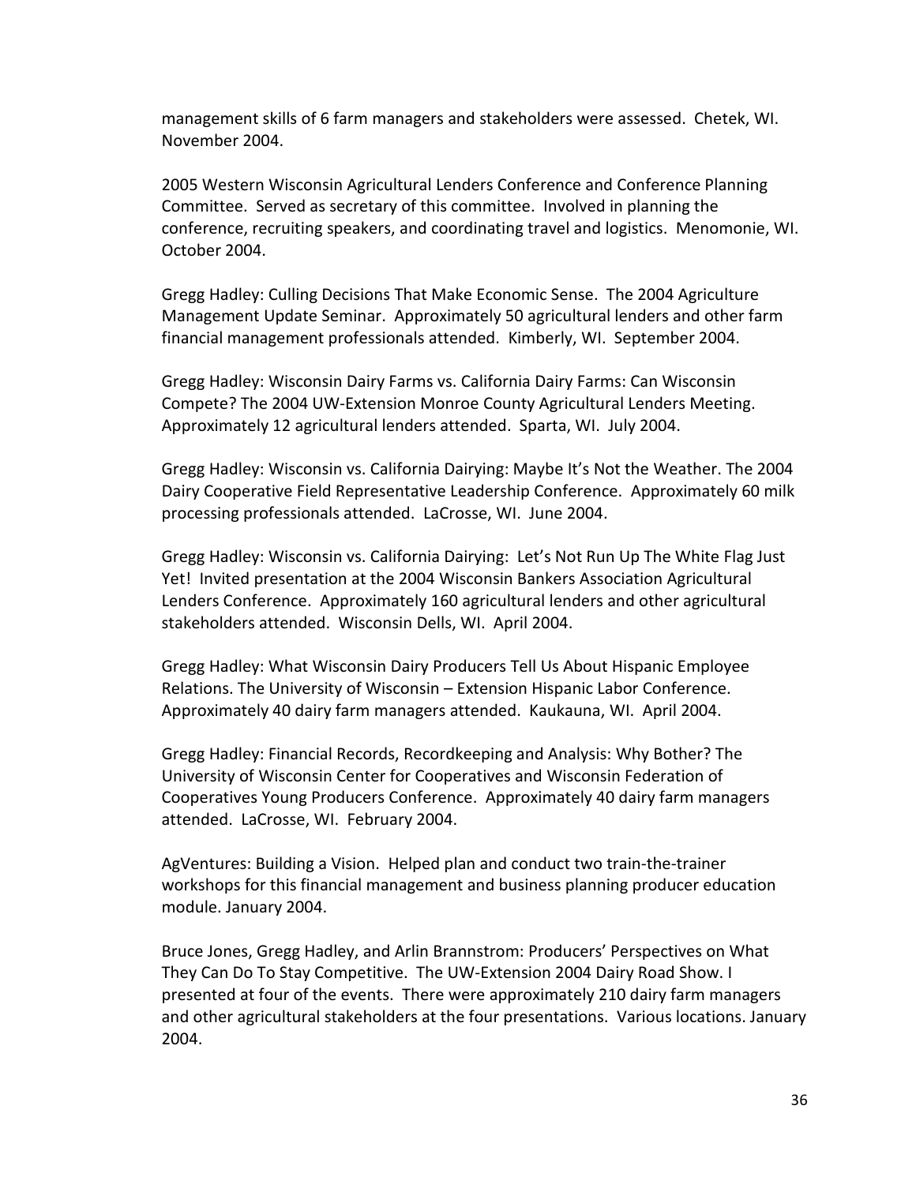management skills of 6 farm managers and stakeholders were assessed. Chetek, WI. November 2004.

2005 Western Wisconsin Agricultural Lenders Conference and Conference Planning Committee. Served as secretary of this committee. Involved in planning the conference, recruiting speakers, and coordinating travel and logistics. Menomonie, WI. October 2004.

Gregg Hadley: Culling Decisions That Make Economic Sense. The 2004 Agriculture Management Update Seminar. Approximately 50 agricultural lenders and other farm financial management professionals attended. Kimberly, WI. September 2004.

Gregg Hadley: Wisconsin Dairy Farms vs. California Dairy Farms: Can Wisconsin Compete? The 2004 UW-Extension Monroe County Agricultural Lenders Meeting. Approximately 12 agricultural lenders attended. Sparta, WI. July 2004.

Gregg Hadley: Wisconsin vs. California Dairying: Maybe It's Not the Weather. The 2004 Dairy Cooperative Field Representative Leadership Conference. Approximately 60 milk processing professionals attended. LaCrosse, WI. June 2004.

Gregg Hadley: Wisconsin vs. California Dairying: Let's Not Run Up The White Flag Just Yet! Invited presentation at the 2004 Wisconsin Bankers Association Agricultural Lenders Conference. Approximately 160 agricultural lenders and other agricultural stakeholders attended. Wisconsin Dells, WI. April 2004.

Gregg Hadley: What Wisconsin Dairy Producers Tell Us About Hispanic Employee Relations. The University of Wisconsin – Extension Hispanic Labor Conference. Approximately 40 dairy farm managers attended. Kaukauna, WI. April 2004.

Gregg Hadley: Financial Records, Recordkeeping and Analysis: Why Bother? The University of Wisconsin Center for Cooperatives and Wisconsin Federation of Cooperatives Young Producers Conference. Approximately 40 dairy farm managers attended. LaCrosse, WI. February 2004.

AgVentures: Building a Vision. Helped plan and conduct two train-the-trainer workshops for this financial management and business planning producer education module. January 2004.

Bruce Jones, Gregg Hadley, and Arlin Brannstrom: Producers' Perspectives on What They Can Do To Stay Competitive. The UW-Extension 2004 Dairy Road Show. I presented at four of the events. There were approximately 210 dairy farm managers and other agricultural stakeholders at the four presentations. Various locations. January 2004.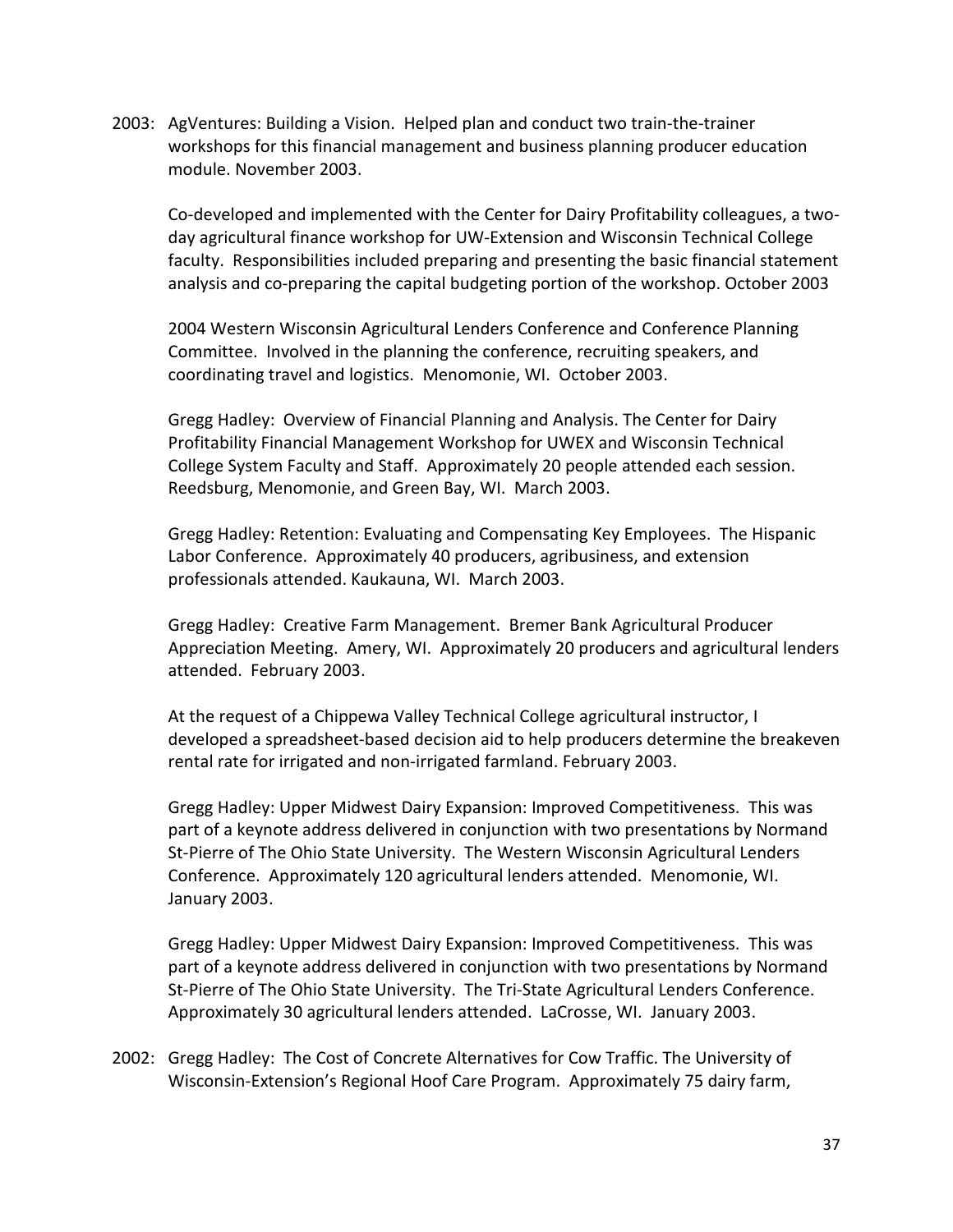2003: AgVentures: Building a Vision. Helped plan and conduct two train-the-trainer workshops for this financial management and business planning producer education module. November 2003.

Co-developed and implemented with the Center for Dairy Profitability colleagues, a two-day agricultural finance workshop for UW-Extension and Wisconsin Technical College faculty. Responsibilities included preparing and presenting the basic financial statement analysis and co-preparing the capital budgeting portion of the workshop. October 2003

2004 Western Wisconsin Agricultural Lenders Conference and Conference Planning Committee. Involved in the planning the conference, recruiting speakers, and coordinating travel and logistics. Menomonie, WI. October 2003.

Gregg Hadley: Overview of Financial Planning and Analysis. The Center for Dairy Profitability Financial Management Workshop for UWEX and Wisconsin Technical College System Faculty and Staff. Approximately 20 people attended each session. Reedsburg, Menomonie, and Green Bay, WI. March 2003.

Gregg Hadley: Retention: Evaluating and Compensating Key Employees. The Hispanic Labor Conference. Approximately 40 producers, agribusiness, and extension professionals attended. Kaukauna, WI. March 2003.

Gregg Hadley: Creative Farm Management. Bremer Bank Agricultural Producer Appreciation Meeting. Amery, WI. Approximately 20 producers and agricultural lenders attended. February 2003.

At the request of a Chippewa Valley Technical College agricultural instructor, I developed a spreadsheet-based decision aid to help producers determine the breakeven rental rate for irrigated and non-irrigated farmland. February 2003.

Gregg Hadley: Upper Midwest Dairy Expansion: Improved Competitiveness. This was part of a keynote address delivered in conjunction with two presentations by Normand St-Pierre of The Ohio State University. The Western Wisconsin Agricultural Lenders Conference. Approximately 120 agricultural lenders attended. Menomonie, WI. January 2003.

Gregg Hadley: Upper Midwest Dairy Expansion: Improved Competitiveness. This was part of a keynote address delivered in conjunction with two presentations by Normand St-Pierre of The Ohio State University. The Tri-State Agricultural Lenders Conference. Approximately 30 agricultural lenders attended. LaCrosse, WI. January 2003.

2002: Gregg Hadley: The Cost of Concrete Alternatives for Cow Traffic. The University of Wisconsin-Extension's Regional Hoof Care Program. Approximately 75 dairy farm,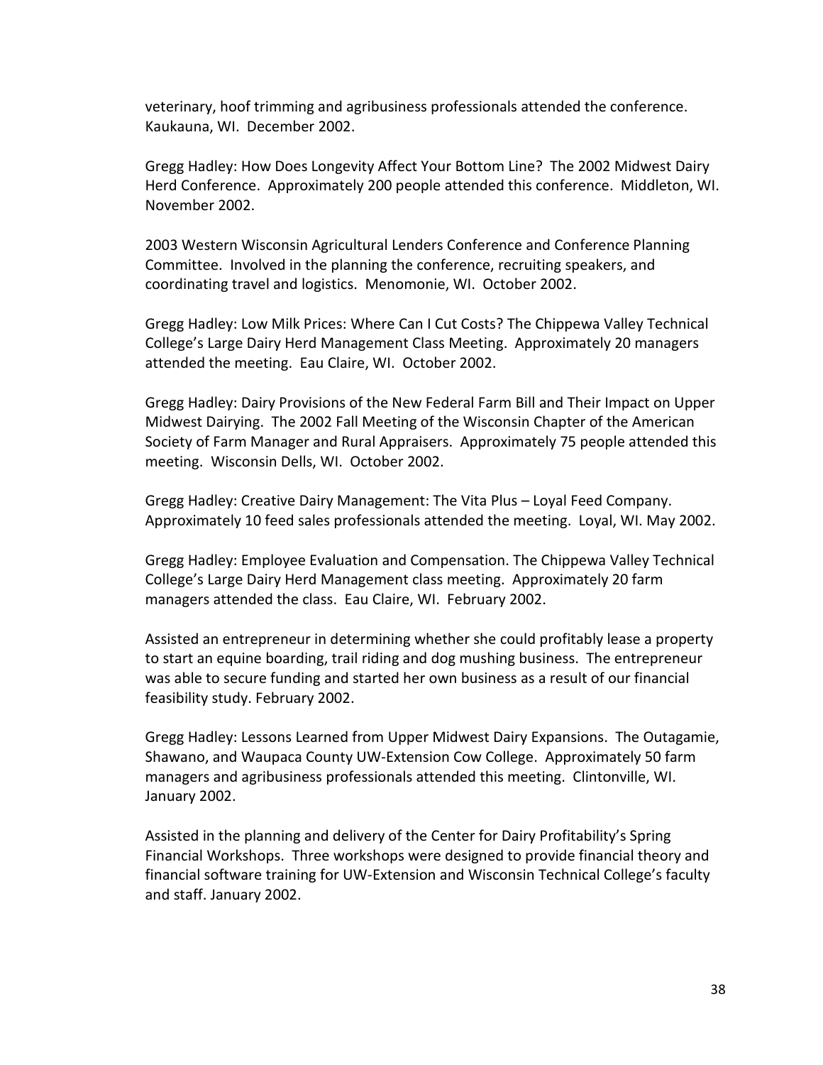veterinary, hoof trimming and agribusiness professionals attended the conference. Kaukauna, WI. December 2002.

Gregg Hadley: How Does Longevity Affect Your Bottom Line? The 2002 Midwest Dairy Herd Conference. Approximately 200 people attended this conference. Middleton, WI. November 2002.

2003 Western Wisconsin Agricultural Lenders Conference and Conference Planning Committee. Involved in the planning the conference, recruiting speakers, and coordinating travel and logistics. Menomonie, WI. October 2002.

Gregg Hadley: Low Milk Prices: Where Can I Cut Costs? The Chippewa Valley Technical College's Large Dairy Herd Management Class Meeting. Approximately 20 managers attended the meeting. Eau Claire, WI. October 2002.

Gregg Hadley: Dairy Provisions of the New Federal Farm Bill and Their Impact on Upper Midwest Dairying. The 2002 Fall Meeting of the Wisconsin Chapter of the American Society of Farm Manager and Rural Appraisers. Approximately 75 people attended this meeting. Wisconsin Dells, WI. October 2002.

Gregg Hadley: Creative Dairy Management: The Vita Plus – Loyal Feed Company. Approximately 10 feed sales professionals attended the meeting. Loyal, WI. May 2002.

Gregg Hadley: Employee Evaluation and Compensation. The Chippewa Valley Technical College's Large Dairy Herd Management class meeting. Approximately 20 farm managers attended the class. Eau Claire, WI. February 2002.

Assisted an entrepreneur in determining whether she could profitably lease a property to start an equine boarding, trail riding and dog mushing business. The entrepreneur was able to secure funding and started her own business as a result of our financial feasibility study. February 2002.

Gregg Hadley: Lessons Learned from Upper Midwest Dairy Expansions. The Outagamie, Shawano, and Waupaca County UW-Extension Cow College. Approximately 50 farm managers and agribusiness professionals attended this meeting. Clintonville, WI. January 2002.

Assisted in the planning and delivery of the Center for Dairy Profitability's Spring Financial Workshops. Three workshops were designed to provide financial theory and financial software training for UW-Extension and Wisconsin Technical College's faculty and staff. January 2002.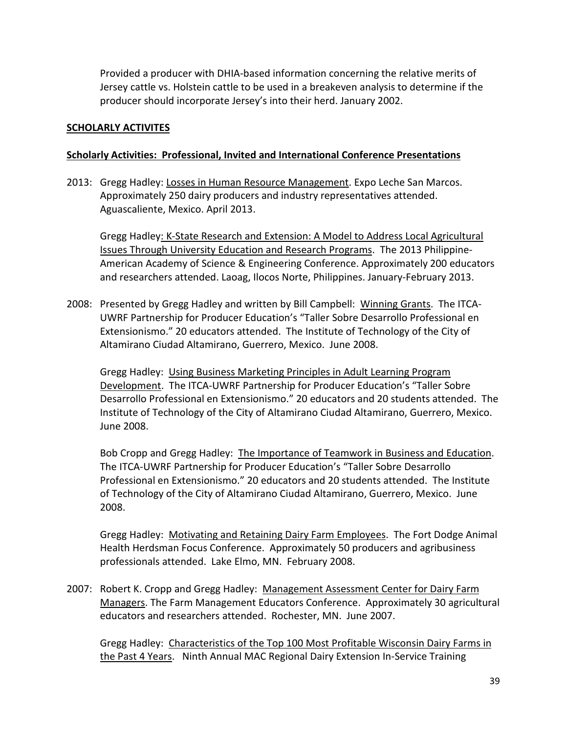Provided a producer with DHIA-based information concerning the relative merits of Jersey cattle vs. Holstein cattle to be used in a breakeven analysis to determine if the producer should incorporate Jersey's into their herd. January 2002.

## SCHOLARLY ACTIVITES

### Scholarly Activities: Professional, Invited and International Conference Presentations

2013: Gregg Hadley: Losses in Human Resource Management. Expo Leche San Marcos. Approximately 250 dairy producers and industry representatives attended. Aguascaliente, Mexico. April 2013.

Gregg Hadley: K-State Research and Extension: A Model to Address Local Agricultural Issues Through University Education and Research Programs. The 2013 Philippine-American Academy of Science & Engineering Conference. Approximately 200 educators and researchers attended. Laoag, Ilocos Norte, Philippines. January-February 2013.

2008: Presented by Gregg Hadley and written by Bill Campbell: Winning Grants. The ITCA-UWRF Partnership for Producer Education's "Taller Sobre Desarrollo Professional en Extensionismo." 20 educators attended. The Institute of Technology of the City of Altamirano Ciudad Altamirano, Guerrero, Mexico. June 2008.

Gregg Hadley: Using Business Marketing Principles in Adult Learning Program Development. The ITCA-UWRF Partnership for Producer Education's "Taller Sobre Desarrollo Professional en Extensionismo." 20 educators and 20 students attended. The Institute of Technology of the City of Altamirano Ciudad Altamirano, Guerrero, Mexico. June 2008.

Bob Cropp and Gregg Hadley: The Importance of Teamwork in Business and Education. The ITCA-UWRF Partnership for Producer Education's "Taller Sobre Desarrollo Professional en Extensionismo." 20 educators and 20 students attended. The Institute of Technology of the City of Altamirano Ciudad Altamirano, Guerrero, Mexico. June 2008.

Gregg Hadley: Motivating and Retaining Dairy Farm Employees. The Fort Dodge Animal Health Herdsman Focus Conference. Approximately 50 producers and agribusiness professionals attended. Lake Elmo, MN. February 2008.

2007: Robert K. Cropp and Gregg Hadley: Management Assessment Center for Dairy Farm Managers. The Farm Management Educators Conference. Approximately 30 agricultural educators and researchers attended. Rochester, MN. June 2007.

Gregg Hadley: Characteristics of the Top 100 Most Profitable Wisconsin Dairy Farms in the Past 4 Years. Ninth Annual MAC Regional Dairy Extension In-Service Training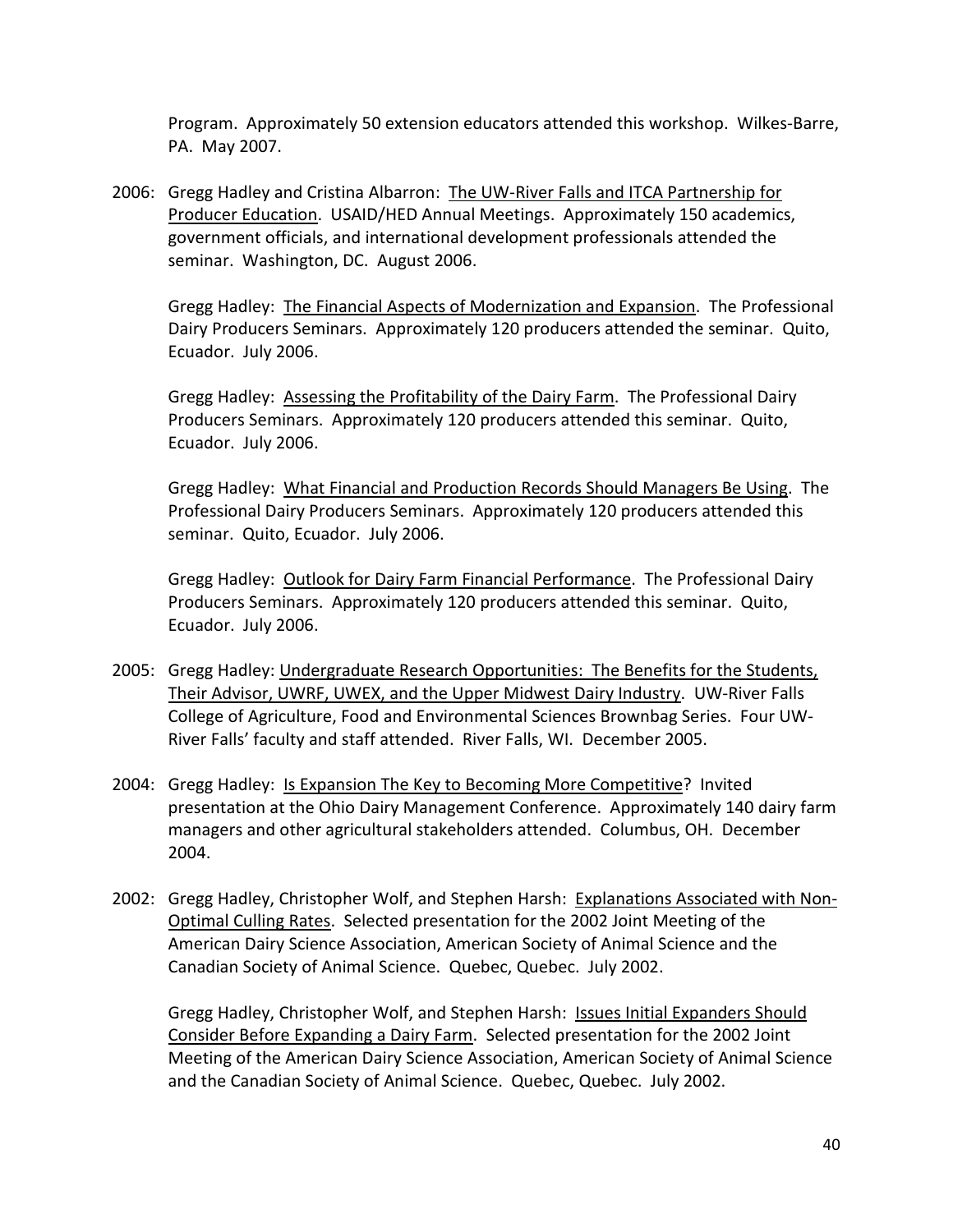Program. Approximately 50 extension educators attended this workshop. Wilkes-Barre, PA. May 2007.

2006: Gregg Hadley and Cristina Albarron: <u>The UW-River Falls and ITCA Partnership for Producer Education</u>. USAID/HED Annual Meetings. Approximately 150 academics, government officials, and international development professionals attended the seminar. Washington, DC. August 2006.

Gregg Hadley: <u>The Financial Aspects of Modernization and Expansion</u>. The Professional Dairy Producers Seminars. Approximately 120 producers attended the seminar. Quito, Ecuador. July 2006.

Gregg Hadley: <u>Assessing the Profitability of the Dairy Farm</u>. The Professional Dairy Producers Seminars. Approximately 120 producers attended this seminar. Quito, Ecuador. July 2006.

Gregg Hadley: <u>What Financial and Production Records Should Managers Be Using</u>. The Professional Dairy Producers Seminars. Approximately 120 producers attended this seminar. Quito, Ecuador. July 2006.

Gregg Hadley: <u>Outlook for Dairy Farm Financial Performance</u>. The Professional Dairy Producers Seminars. Approximately 120 producers attended this seminar. Quito, Ecuador. July 2006.

2005: Gregg Hadley: <u>Undergraduate Research Opportunities: The Benefits for the Students, Their Advisor, UWRF, UWEX, and the Upper Midwest Dairy Industry</u>. UW-River Falls College of Agriculture, Food and Environmental Sciences Brownbag Series. Four UW-River Falls' faculty and staff attended. River Falls, WI. December 2005.

2004: Gregg Hadley: <u>Is Expansion The Key to Becoming More Competitive</u>? Invited presentation at the Ohio Dairy Management Conference. Approximately 140 dairy farm managers and other agricultural stakeholders attended. Columbus, OH. December 2004.

2002: Gregg Hadley, Christopher Wolf, and Stephen Harsh: <u>Explanations Associated with Non-Optimal Culling Rates</u>. Selected presentation for the 2002 Joint Meeting of the American Dairy Science Association, American Society of Animal Science and the Canadian Society of Animal Science. Quebec, Quebec. July 2002.

Gregg Hadley, Christopher Wolf, and Stephen Harsh: <u>Issues Initial Expanders Should Consider Before Expanding a Dairy Farm</u>. Selected presentation for the 2002 Joint Meeting of the American Dairy Science Association, American Society of Animal Science and the Canadian Society of Animal Science. Quebec, Quebec. July 2002.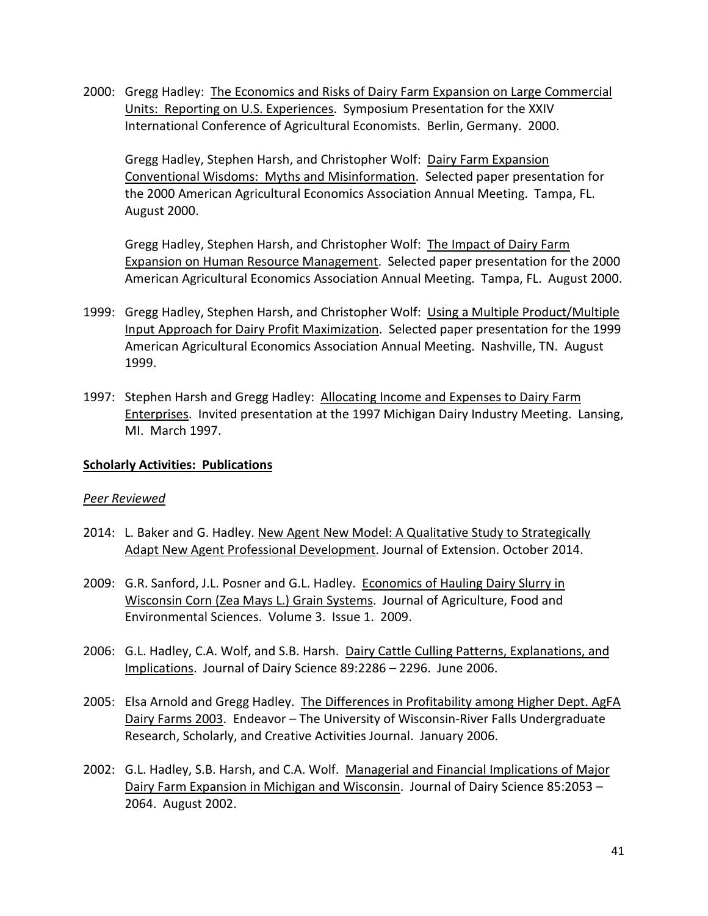2000: Gregg Hadley: The Economics and Risks of Dairy Farm Expansion on Large Commercial Units: Reporting on U.S. Experiences. Symposium Presentation for the XXIV International Conference of Agricultural Economists. Berlin, Germany. 2000.

Gregg Hadley, Stephen Harsh, and Christopher Wolf: Dairy Farm Expansion Conventional Wisdoms: Myths and Misinformation. Selected paper presentation for the 2000 American Agricultural Economics Association Annual Meeting. Tampa, FL. August 2000.

Gregg Hadley, Stephen Harsh, and Christopher Wolf: The Impact of Dairy Farm Expansion on Human Resource Management. Selected paper presentation for the 2000 American Agricultural Economics Association Annual Meeting. Tampa, FL. August 2000.

1999: Gregg Hadley, Stephen Harsh, and Christopher Wolf: Using a Multiple Product/Multiple Input Approach for Dairy Profit Maximization. Selected paper presentation for the 1999 American Agricultural Economics Association Annual Meeting. Nashville, TN. August 1999.

1997: Stephen Harsh and Gregg Hadley: Allocating Income and Expenses to Dairy Farm Enterprises. Invited presentation at the 1997 Michigan Dairy Industry Meeting. Lansing, MI. March 1997.

**Scholarly Activities: Publications**

*Peer Reviewed*

2014: L. Baker and G. Hadley. New Agent New Model: A Qualitative Study to Strategically Adapt New Agent Professional Development. Journal of Extension. October 2014.

2009: G.R. Sanford, J.L. Posner and G.L. Hadley. Economics of Hauling Dairy Slurry in Wisconsin Corn (Zea Mays L.) Grain Systems. Journal of Agriculture, Food and Environmental Sciences. Volume 3. Issue 1. 2009.

2006: G.L. Hadley, C.A. Wolf, and S.B. Harsh. Dairy Cattle Culling Patterns, Explanations, and Implications. Journal of Dairy Science 89:2286 – 2296. June 2006.

2005: Elsa Arnold and Gregg Hadley. The Differences in Profitability among Higher Dept. AgFA Dairy Farms 2003. Endeavor – The University of Wisconsin-River Falls Undergraduate Research, Scholarly, and Creative Activities Journal. January 2006.

2002: G.L. Hadley, S.B. Harsh, and C.A. Wolf. Managerial and Financial Implications of Major Dairy Farm Expansion in Michigan and Wisconsin. Journal of Dairy Science 85:2053 – 2064. August 2002.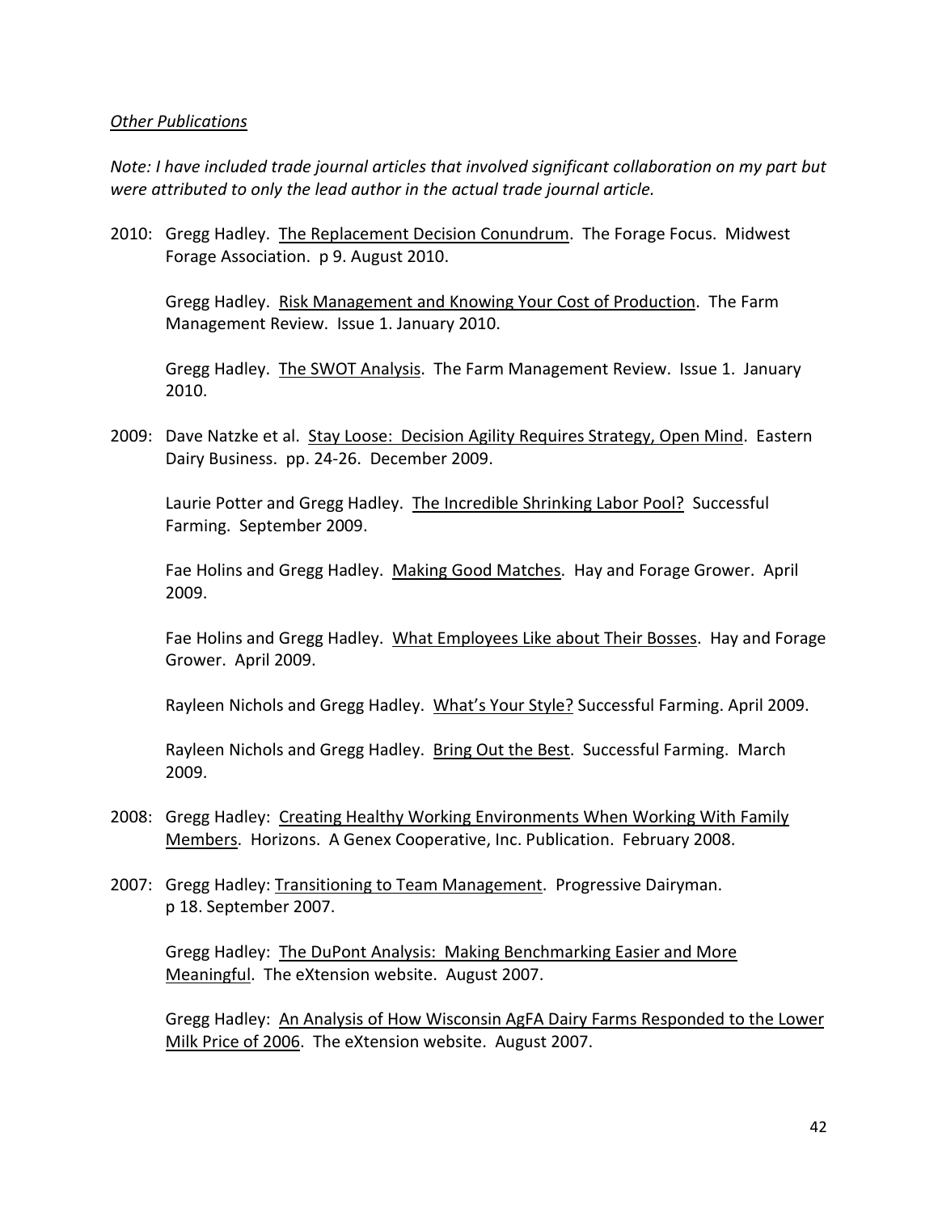*Other Publications*

*Note: I have included trade journal articles that involved significant collaboration on my part but were attributed to only the lead author in the actual trade journal article.*

2010: Gregg Hadley. <u>The Replacement Decision Conundrum</u>. The Forage Focus. Midwest Forage Association. p 9. August 2010.

Gregg Hadley. <u>Risk Management and Knowing Your Cost of Production</u>. The Farm Management Review. Issue 1. January 2010.

Gregg Hadley. <u>The SWOT Analysis</u>. The Farm Management Review. Issue 1. January 2010.

2009: Dave Natzke et al. <u>Stay Loose: Decision Agility Requires Strategy, Open Mind</u>. Eastern Dairy Business. pp. 24-26. December 2009.

Laurie Potter and Gregg Hadley. <u>The Incredible Shrinking Labor Pool?</u> Successful Farming. September 2009.

Fae Holins and Gregg Hadley. <u>Making Good Matches</u>. Hay and Forage Grower. April 2009.

Fae Holins and Gregg Hadley. <u>What Employees Like about Their Bosses</u>. Hay and Forage Grower. April 2009.

Rayleen Nichols and Gregg Hadley. <u>What's Your Style?</u> Successful Farming. April 2009.

Rayleen Nichols and Gregg Hadley. <u>Bring Out the Best</u>. Successful Farming. March 2009.

2008: Gregg Hadley: <u>Creating Healthy Working Environments When Working With Family Members</u>. Horizons. A Genex Cooperative, Inc. Publication. February 2008.

2007: Gregg Hadley: <u>Transitioning to Team Management</u>. Progressive Dairyman. p 18. September 2007.

Gregg Hadley: <u>The DuPont Analysis: Making Benchmarking Easier and More Meaningful</u>. The eXtension website. August 2007.

Gregg Hadley: <u>An Analysis of How Wisconsin AgFA Dairy Farms Responded to the Lower Milk Price of 2006</u>. The eXtension website. August 2007.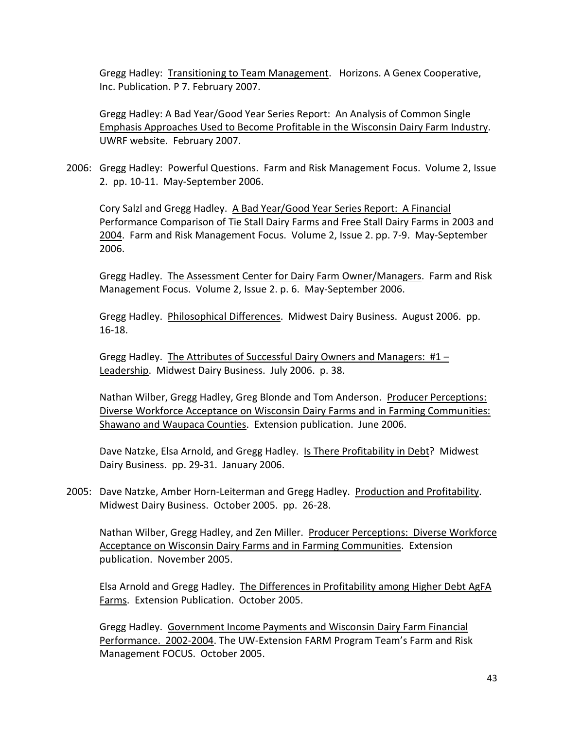Gregg Hadley: Transitioning to Team Management. Horizons. A Genex Cooperative, Inc. Publication. P 7. February 2007.

Gregg Hadley: A Bad Year/Good Year Series Report: An Analysis of Common Single Emphasis Approaches Used to Become Profitable in the Wisconsin Dairy Farm Industry. UWRF website. February 2007.

2006: Gregg Hadley: Powerful Questions. Farm and Risk Management Focus. Volume 2, Issue 2. pp. 10-11. May-September 2006.

Cory Salzl and Gregg Hadley. A Bad Year/Good Year Series Report: A Financial Performance Comparison of Tie Stall Dairy Farms and Free Stall Dairy Farms in 2003 and 2004. Farm and Risk Management Focus. Volume 2, Issue 2. pp. 7-9. May-September 2006.

Gregg Hadley. The Assessment Center for Dairy Farm Owner/Managers. Farm and Risk Management Focus. Volume 2, Issue 2. p. 6. May-September 2006.

Gregg Hadley. Philosophical Differences. Midwest Dairy Business. August 2006. pp. 16-18.

Gregg Hadley. The Attributes of Successful Dairy Owners and Managers: #1 – Leadership. Midwest Dairy Business. July 2006. p. 38.

Nathan Wilber, Gregg Hadley, Greg Blonde and Tom Anderson. Producer Perceptions: Diverse Workforce Acceptance on Wisconsin Dairy Farms and in Farming Communities: Shawano and Waupaca Counties. Extension publication. June 2006.

Dave Natzke, Elsa Arnold, and Gregg Hadley. Is There Profitability in Debt? Midwest Dairy Business. pp. 29-31. January 2006.

2005: Dave Natzke, Amber Horn-Leiterman and Gregg Hadley. Production and Profitability. Midwest Dairy Business. October 2005. pp. 26-28.

Nathan Wilber, Gregg Hadley, and Zen Miller. Producer Perceptions: Diverse Workforce Acceptance on Wisconsin Dairy Farms and in Farming Communities. Extension publication. November 2005.

Elsa Arnold and Gregg Hadley. The Differences in Profitability among Higher Debt AgFA Farms. Extension Publication. October 2005.

Gregg Hadley. Government Income Payments and Wisconsin Dairy Farm Financial Performance. 2002-2004. The UW-Extension FARM Program Team's Farm and Risk Management FOCUS. October 2005.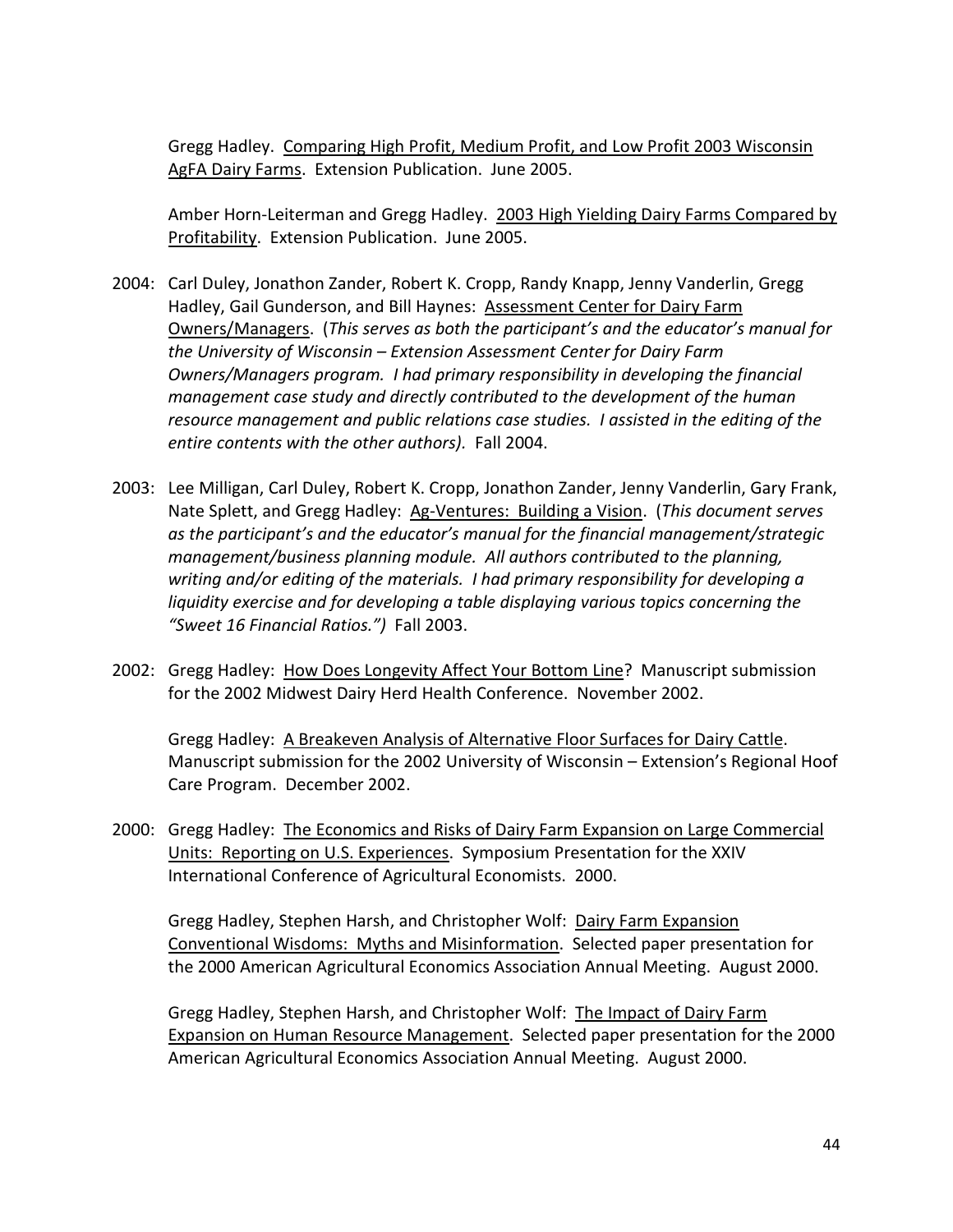Gregg Hadley. <u>Comparing High Profit, Medium Profit, and Low Profit 2003 Wisconsin AgFA Dairy Farms</u>. Extension Publication. June 2005.

Amber Horn-Leiterman and Gregg Hadley. <u>2003 High Yielding Dairy Farms Compared by Profitability</u>. Extension Publication. June 2005.

2004: Carl Duley, Jonathon Zander, Robert K. Cropp, Randy Knapp, Jenny Vanderlin, Gregg Hadley, Gail Gunderson, and Bill Haynes: <u>Assessment Center for Dairy Farm Owners/Managers</u>. (*This serves as both the participant's and the educator's manual for the University of Wisconsin – Extension Assessment Center for Dairy Farm Owners/Managers program. I had primary responsibility in developing the financial management case study and directly contributed to the development of the human resource management and public relations case studies. I assisted in the editing of the entire contents with the other authors).* Fall 2004.

2003: Lee Milligan, Carl Duley, Robert K. Cropp, Jonathon Zander, Jenny Vanderlin, Gary Frank, Nate Splett, and Gregg Hadley: <u>Ag-Ventures: Building a Vision</u>. (*This document serves as the participant's and the educator's manual for the financial management/strategic management/business planning module. All authors contributed to the planning, writing and/or editing of the materials. I had primary responsibility for developing a liquidity exercise and for developing a table displaying various topics concerning the "Sweet 16 Financial Ratios.")* Fall 2003.

2002: Gregg Hadley: <u>How Does Longevity Affect Your Bottom Line</u>? Manuscript submission for the 2002 Midwest Dairy Herd Health Conference. November 2002.

Gregg Hadley: <u>A Breakeven Analysis of Alternative Floor Surfaces for Dairy Cattle</u>. Manuscript submission for the 2002 University of Wisconsin – Extension's Regional Hoof Care Program. December 2002.

2000: Gregg Hadley: <u>The Economics and Risks of Dairy Farm Expansion on Large Commercial Units: Reporting on U.S. Experiences</u>. Symposium Presentation for the XXIV International Conference of Agricultural Economists. 2000.

Gregg Hadley, Stephen Harsh, and Christopher Wolf: <u>Dairy Farm Expansion Conventional Wisdoms: Myths and Misinformation</u>. Selected paper presentation for the 2000 American Agricultural Economics Association Annual Meeting. August 2000.

Gregg Hadley, Stephen Harsh, and Christopher Wolf: <u>The Impact of Dairy Farm Expansion on Human Resource Management</u>. Selected paper presentation for the 2000 American Agricultural Economics Association Annual Meeting. August 2000.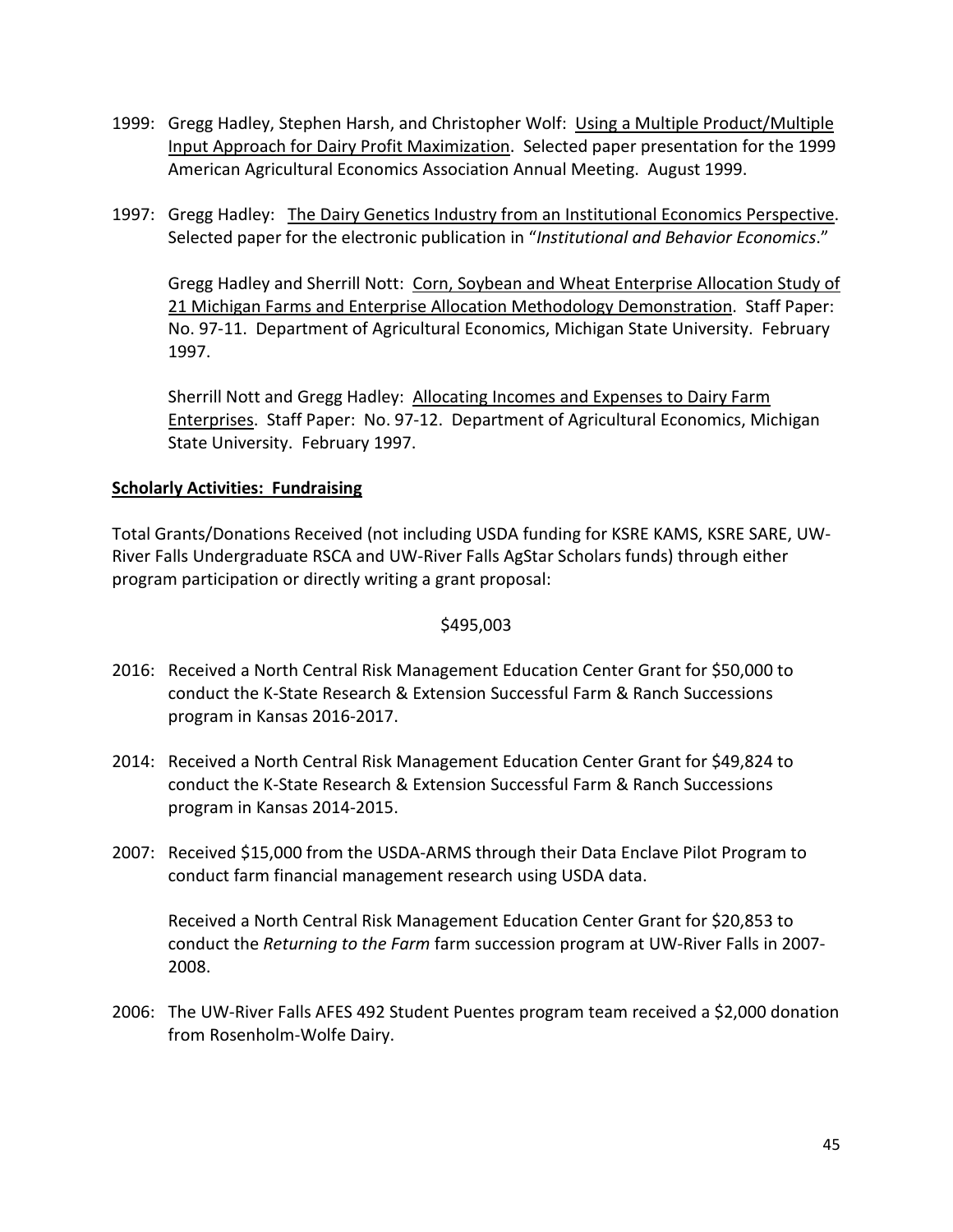1999: Gregg Hadley, Stephen Harsh, and Christopher Wolf: <u>Using a Multiple Product/Multiple Input Approach for Dairy Profit Maximization</u>. Selected paper presentation for the 1999 American Agricultural Economics Association Annual Meeting. August 1999.

1997: Gregg Hadley: <u>The Dairy Genetics Industry from an Institutional Economics Perspective</u>. Selected paper for the electronic publication in "*Institutional and Behavior Economics*."

Gregg Hadley and Sherrill Nott: <u>Corn, Soybean and Wheat Enterprise Allocation Study of 21 Michigan Farms and Enterprise Allocation Methodology Demonstration</u>. Staff Paper: No. 97-11. Department of Agricultural Economics, Michigan State University. February 1997.

Sherrill Nott and Gregg Hadley: <u>Allocating Incomes and Expenses to Dairy Farm Enterprises</u>. Staff Paper: No. 97-12. Department of Agricultural Economics, Michigan State University. February 1997.

**<u>Scholarly Activities: Fundraising</u>**

Total Grants/Donations Received (not including USDA funding for KSRE KAMS, KSRE SARE, UW-River Falls Undergraduate RSCA and UW-River Falls AgStar Scholars funds) through either program participation or directly writing a grant proposal:

$495,003

2016: Received a North Central Risk Management Education Center Grant for $50,000 to conduct the K-State Research & Extension Successful Farm & Ranch Successions program in Kansas 2016-2017.

2014: Received a North Central Risk Management Education Center Grant for $49,824 to conduct the K-State Research & Extension Successful Farm & Ranch Successions program in Kansas 2014-2015.

2007: Received $15,000 from the USDA-ARMS through their Data Enclave Pilot Program to conduct farm financial management research using USDA data.

Received a North Central Risk Management Education Center Grant for $20,853 to conduct the *Returning to the Farm* farm succession program at UW-River Falls in 2007-2008.

2006: The UW-River Falls AFES 492 Student Puentes program team received a $2,000 donation from Rosenholm-Wolfe Dairy.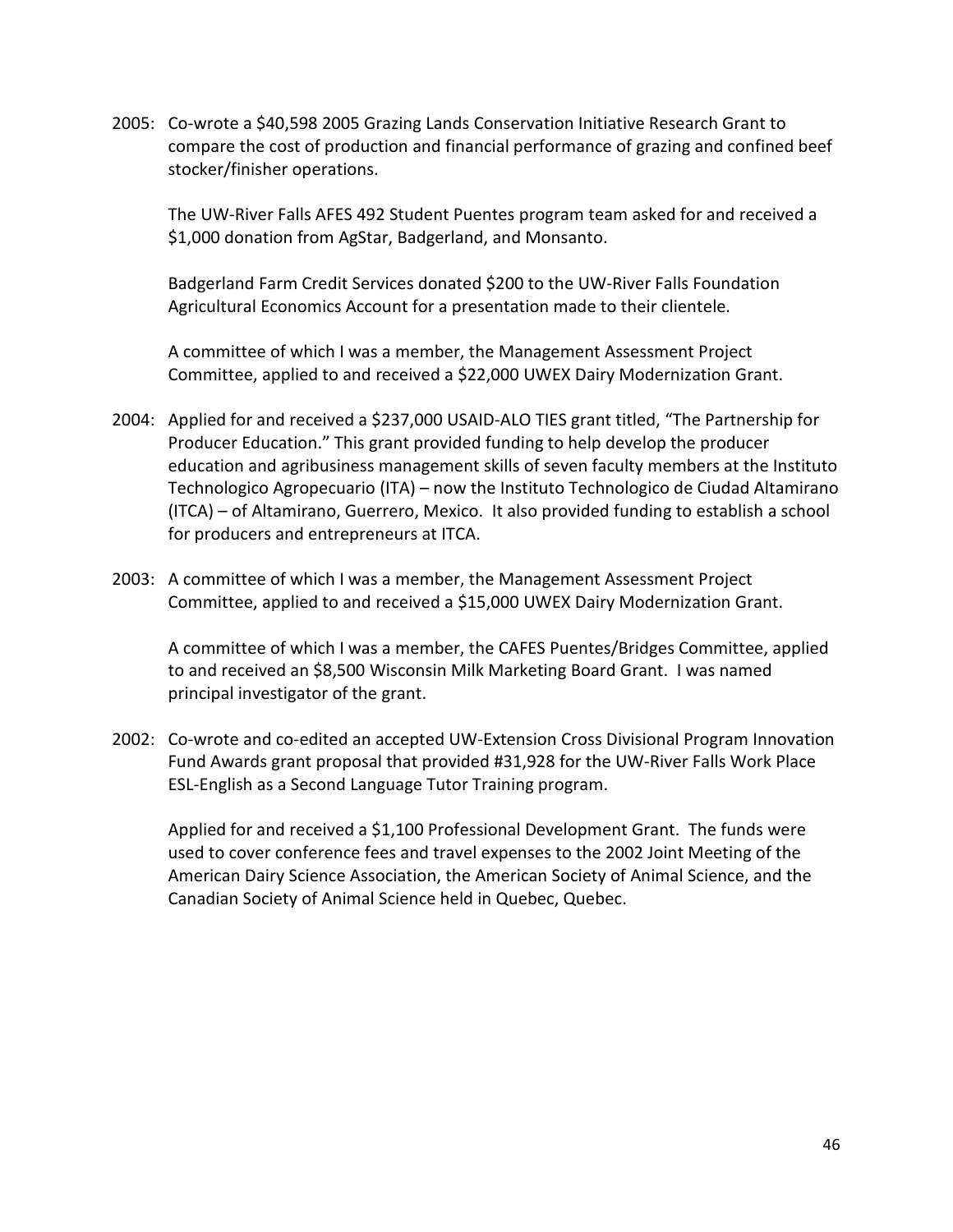2005: Co-wrote a $40,598 2005 Grazing Lands Conservation Initiative Research Grant to compare the cost of production and financial performance of grazing and confined beef stocker/finisher operations.

The UW-River Falls AFES 492 Student Puentes program team asked for and received a $1,000 donation from AgStar, Badgerland, and Monsanto.

Badgerland Farm Credit Services donated $200 to the UW-River Falls Foundation Agricultural Economics Account for a presentation made to their clientele.

A committee of which I was a member, the Management Assessment Project Committee, applied to and received a $22,000 UWEX Dairy Modernization Grant.

2004: Applied for and received a $237,000 USAID-ALO TIES grant titled, "The Partnership for Producer Education." This grant provided funding to help develop the producer education and agribusiness management skills of seven faculty members at the Instituto Technologico Agropecuario (ITA) – now the Instituto Technologico de Ciudad Altamirano (ITCA) – of Altamirano, Guerrero, Mexico. It also provided funding to establish a school for producers and entrepreneurs at ITCA.

2003: A committee of which I was a member, the Management Assessment Project Committee, applied to and received a $15,000 UWEX Dairy Modernization Grant.

A committee of which I was a member, the CAFES Puentes/Bridges Committee, applied to and received an $8,500 Wisconsin Milk Marketing Board Grant. I was named principal investigator of the grant.

2002: Co-wrote and co-edited an accepted UW-Extension Cross Divisional Program Innovation Fund Awards grant proposal that provided #31,928 for the UW-River Falls Work Place ESL-English as a Second Language Tutor Training program.

Applied for and received a $1,100 Professional Development Grant. The funds were used to cover conference fees and travel expenses to the 2002 Joint Meeting of the American Dairy Science Association, the American Society of Animal Science, and the Canadian Society of Animal Science held in Quebec, Quebec.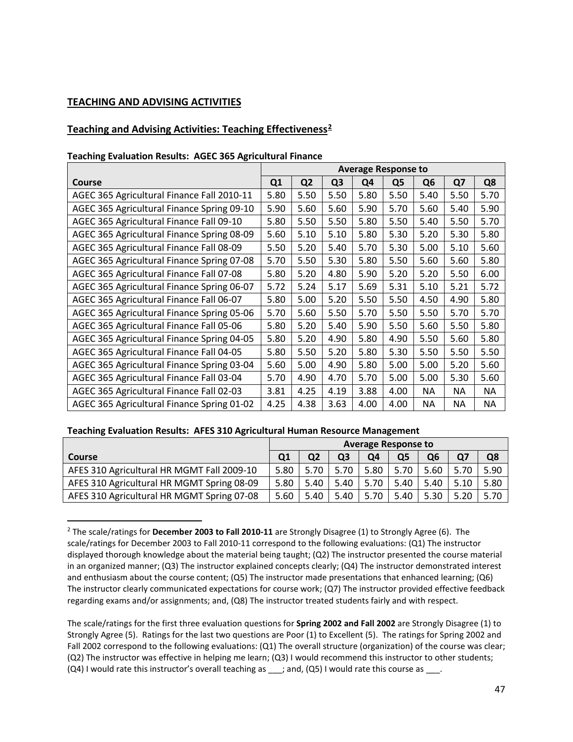## TEACHING AND ADVISING ACTIVITIES

### Teaching and Advising Activities: Teaching Effectiveness[2]

**Teaching Evaluation Results: AGEC 365 Agricultural Finance**

| Course | Average Response to | | | | | | | |
|---|---|---|---|---|---|---|---|---|
| | Q1 | Q2 | Q3 | Q4 | Q5 | Q6 | Q7 | Q8 |
| AGEC 365 Agricultural Finance Fall 2010-11 | 5.80 | 5.50 | 5.50 | 5.80 | 5.50 | 5.40 | 5.50 | 5.70 |
| AGEC 365 Agricultural Finance Spring 09-10 | 5.90 | 5.60 | 5.60 | 5.90 | 5.70 | 5.60 | 5.40 | 5.90 |
| AGEC 365 Agricultural Finance Fall 09-10 | 5.80 | 5.50 | 5.50 | 5.80 | 5.50 | 5.40 | 5.50 | 5.70 |
| AGEC 365 Agricultural Finance Spring 08-09 | 5.60 | 5.10 | 5.10 | 5.80 | 5.30 | 5.20 | 5.30 | 5.80 |
| AGEC 365 Agricultural Finance Fall 08-09 | 5.50 | 5.20 | 5.40 | 5.70 | 5.30 | 5.00 | 5.10 | 5.60 |
| AGEC 365 Agricultural Finance Spring 07-08 | 5.70 | 5.50 | 5.30 | 5.80 | 5.50 | 5.60 | 5.60 | 5.80 |
| AGEC 365 Agricultural Finance Fall 07-08 | 5.80 | 5.20 | 4.80 | 5.90 | 5.20 | 5.20 | 5.50 | 6.00 |
| AGEC 365 Agricultural Finance Spring 06-07 | 5.72 | 5.24 | 5.17 | 5.69 | 5.31 | 5.10 | 5.21 | 5.72 |
| AGEC 365 Agricultural Finance Fall 06-07 | 5.80 | 5.00 | 5.20 | 5.50 | 5.50 | 4.50 | 4.90 | 5.80 |
| AGEC 365 Agricultural Finance Spring 05-06 | 5.70 | 5.60 | 5.50 | 5.70 | 5.50 | 5.50 | 5.70 | 5.70 |
| AGEC 365 Agricultural Finance Fall 05-06 | 5.80 | 5.20 | 5.40 | 5.90 | 5.50 | 5.60 | 5.50 | 5.80 |
| AGEC 365 Agricultural Finance Spring 04-05 | 5.80 | 5.20 | 4.90 | 5.80 | 4.90 | 5.50 | 5.60 | 5.80 |
| AGEC 365 Agricultural Finance Fall 04-05 | 5.80 | 5.50 | 5.20 | 5.80 | 5.30 | 5.50 | 5.50 | 5.50 |
| AGEC 365 Agricultural Finance Spring 03-04 | 5.60 | 5.00 | 4.90 | 5.80 | 5.00 | 5.00 | 5.20 | 5.60 |
| AGEC 365 Agricultural Finance Fall 03-04 | 5.70 | 4.90 | 4.70 | 5.70 | 5.00 | 5.00 | 5.30 | 5.60 |
| AGEC 365 Agricultural Finance Fall 02-03 | 3.81 | 4.25 | 4.19 | 3.88 | 4.00 | NA | NA | NA |
| AGEC 365 Agricultural Finance Spring 01-02 | 4.25 | 4.38 | 3.63 | 4.00 | 4.00 | NA | NA | NA |

**Teaching Evaluation Results: AFES 310 Agricultural Human Resource Management**

| Course | Average Response to | | | | | | | |
|---|---|---|---|---|---|---|---|---|
| | Q1 | Q2 | Q3 | Q4 | Q5 | Q6 | Q7 | Q8 |
| AFES 310 Agricultural HR MGMT Fall 2009-10 | 5.80 | 5.70 | 5.70 | 5.80 | 5.70 | 5.60 | 5.70 | 5.90 |
| AFES 310 Agricultural HR MGMT Spring 08-09 | 5.80 | 5.40 | 5.40 | 5.70 | 5.40 | 5.40 | 5.10 | 5.80 |
| AFES 310 Agricultural HR MGMT Spring 07-08 | 5.60 | 5.40 | 5.40 | 5.70 | 5.40 | 5.30 | 5.20 | 5.70 |

[2] The scale/ratings for **December 2003 to Fall 2010-11** are Strongly Disagree (1) to Strongly Agree (6). The scale/ratings for December 2003 to Fall 2010-11 correspond to the following evaluations: (Q1) The instructor displayed thorough knowledge about the material being taught; (Q2) The instructor presented the course material in an organized manner; (Q3) The instructor explained concepts clearly; (Q4) The instructor demonstrated interest and enthusiasm about the course content; (Q5) The instructor made presentations that enhanced learning; (Q6) The instructor clearly communicated expectations for course work; (Q7) The instructor provided effective feedback regarding exams and/or assignments; and, (Q8) The instructor treated students fairly and with respect.

The scale/ratings for the first three evaluation questions for **Spring 2002 and Fall 2002** are Strongly Disagree (1) to Strongly Agree (5). Ratings for the last two questions are Poor (1) to Excellent (5). The ratings for Spring 2002 and Fall 2002 correspond to the following evaluations: (Q1) The overall structure (organization) of the course was clear; (Q2) The instructor was effective in helping me learn; (Q3) I would recommend this instructor to other students; (Q4) I would rate this instructor's overall teaching as ___; and, (Q5) I would rate this course as ___.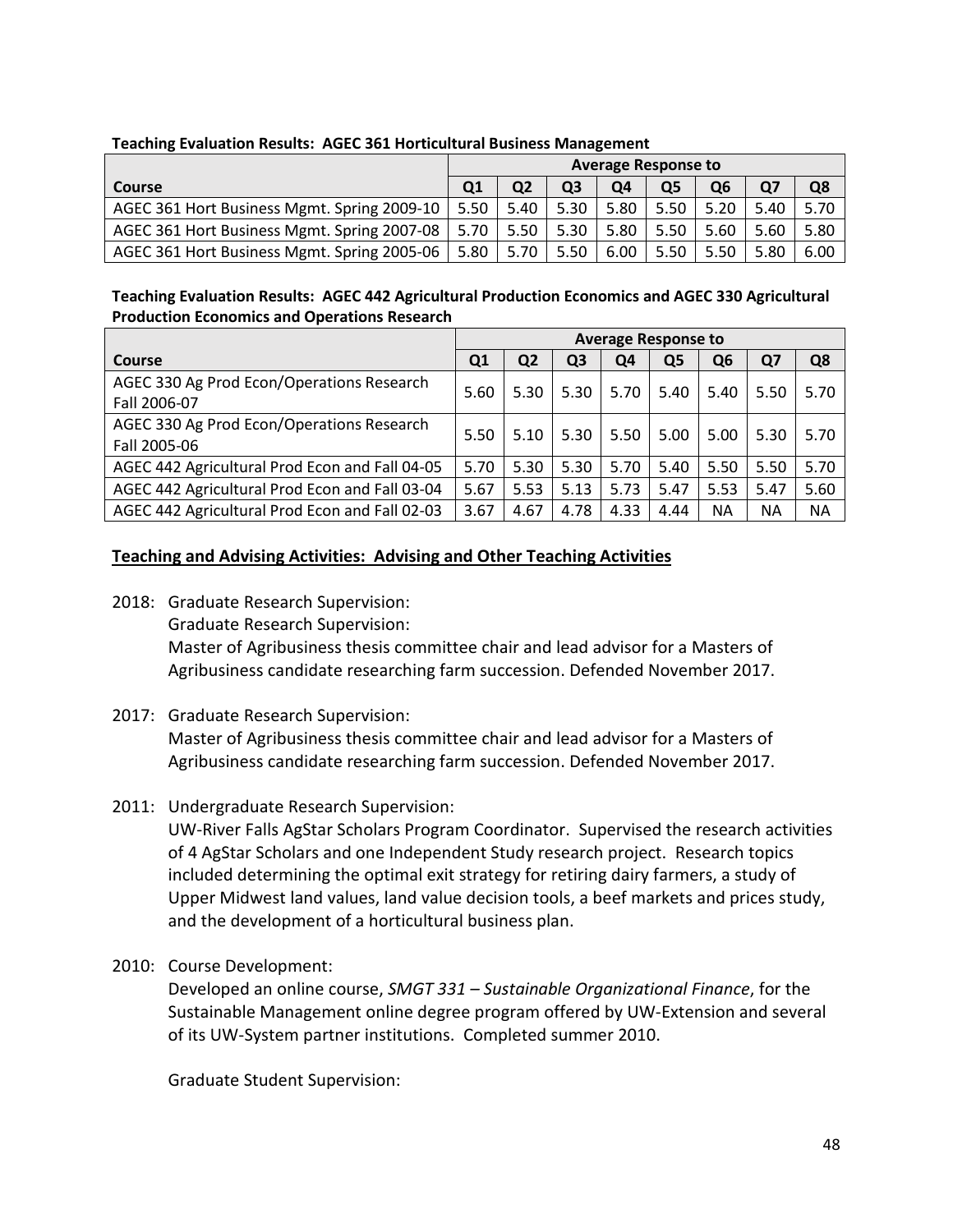**Teaching Evaluation Results: AGEC 361 Horticultural Business Management**

| | Average Response to | | | | | | | |
|---|---|---|---|---|---|---|---|---|
| **Course** | **Q1** | **Q2** | **Q3** | **Q4** | **Q5** | **Q6** | **Q7** | **Q8** |
| AGEC 361 Hort Business Mgmt. Spring 2009-10 | 5.50 | 5.40 | 5.30 | 5.80 | 5.50 | 5.20 | 5.40 | 5.70 |
| AGEC 361 Hort Business Mgmt. Spring 2007-08 | 5.70 | 5.50 | 5.30 | 5.80 | 5.50 | 5.60 | 5.60 | 5.80 |
| AGEC 361 Hort Business Mgmt. Spring 2005-06 | 5.80 | 5.70 | 5.50 | 6.00 | 5.50 | 5.50 | 5.80 | 6.00 |

**Teaching Evaluation Results: AGEC 442 Agricultural Production Economics and AGEC 330 Agricultural Production Economics and Operations Research**

| | Average Response to | | | | | | | |
|---|---|---|---|---|---|---|---|---|
| **Course** | **Q1** | **Q2** | **Q3** | **Q4** | **Q5** | **Q6** | **Q7** | **Q8** |
| AGEC 330 Ag Prod Econ/Operations Research Fall 2006-07 | 5.60 | 5.30 | 5.30 | 5.70 | 5.40 | 5.40 | 5.50 | 5.70 |
| AGEC 330 Ag Prod Econ/Operations Research Fall 2005-06 | 5.50 | 5.10 | 5.30 | 5.50 | 5.00 | 5.00 | 5.30 | 5.70 |
| AGEC 442 Agricultural Prod Econ and Fall 04-05 | 5.70 | 5.30 | 5.30 | 5.70 | 5.40 | 5.50 | 5.50 | 5.70 |
| AGEC 442 Agricultural Prod Econ and Fall 03-04 | 5.67 | 5.53 | 5.13 | 5.73 | 5.47 | 5.53 | 5.47 | 5.60 |
| AGEC 442 Agricultural Prod Econ and Fall 02-03 | 3.67 | 4.67 | 4.78 | 4.33 | 4.44 | NA | NA | NA |

**<u>Teaching and Advising Activities: Advising and Other Teaching Activities</u>**

2018: Graduate Research Supervision:
Graduate Research Supervision:
Master of Agribusiness thesis committee chair and lead advisor for a Masters of Agribusiness candidate researching farm succession. Defended November 2017.

2017: Graduate Research Supervision:
Master of Agribusiness thesis committee chair and lead advisor for a Masters of Agribusiness candidate researching farm succession. Defended November 2017.

2011: Undergraduate Research Supervision:
UW-River Falls AgStar Scholars Program Coordinator. Supervised the research activities of 4 AgStar Scholars and one Independent Study research project. Research topics included determining the optimal exit strategy for retiring dairy farmers, a study of Upper Midwest land values, land value decision tools, a beef markets and prices study, and the development of a horticultural business plan.

2010: Course Development:
Developed an online course, *SMGT 331 – Sustainable Organizational Finance*, for the Sustainable Management online degree program offered by UW-Extension and several of its UW-System partner institutions. Completed summer 2010.

Graduate Student Supervision: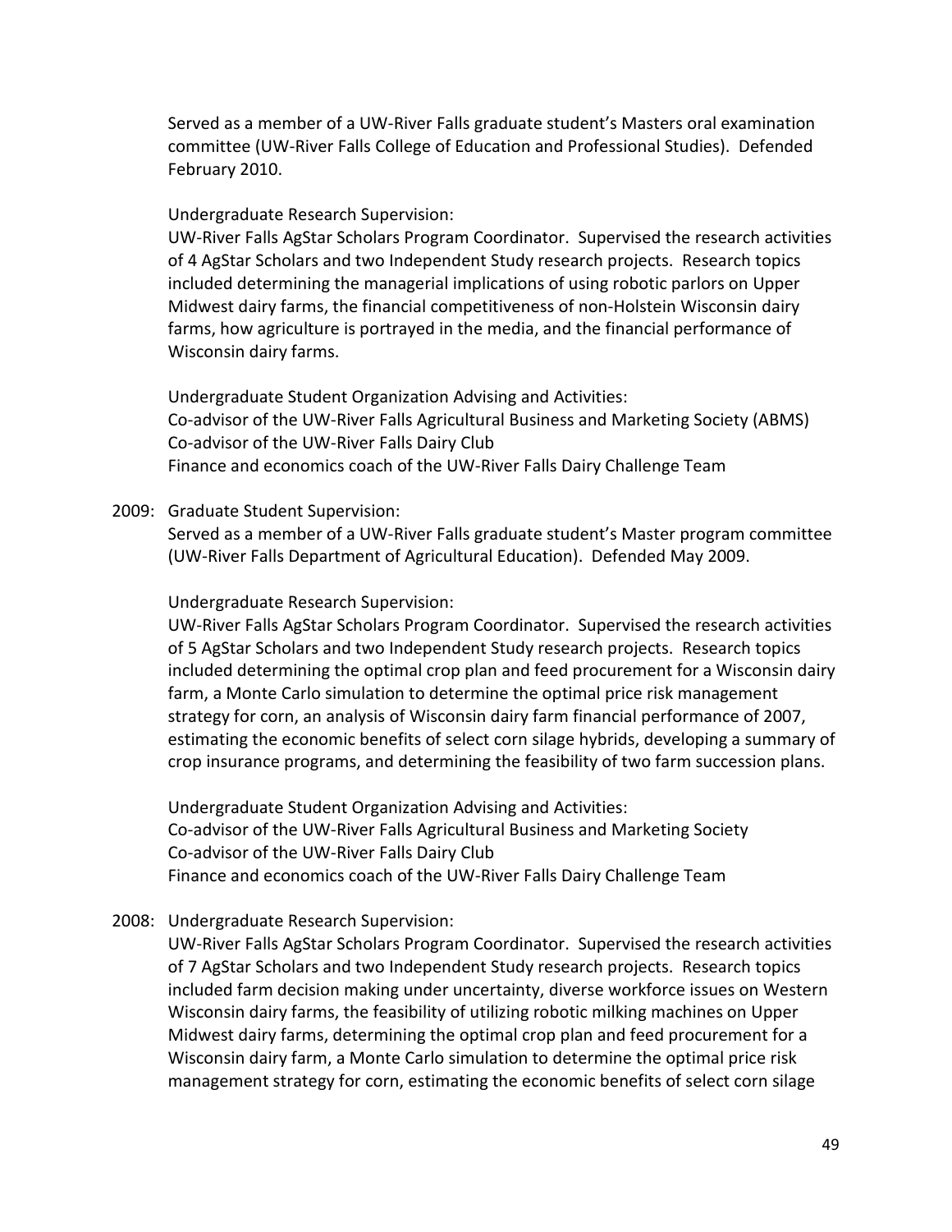Served as a member of a UW-River Falls graduate student's Masters oral examination committee (UW-River Falls College of Education and Professional Studies). Defended February 2010.

Undergraduate Research Supervision:
UW-River Falls AgStar Scholars Program Coordinator. Supervised the research activities of 4 AgStar Scholars and two Independent Study research projects. Research topics included determining the managerial implications of using robotic parlors on Upper Midwest dairy farms, the financial competitiveness of non-Holstein Wisconsin dairy farms, how agriculture is portrayed in the media, and the financial performance of Wisconsin dairy farms.

Undergraduate Student Organization Advising and Activities:
Co-advisor of the UW-River Falls Agricultural Business and Marketing Society (ABMS)
Co-advisor of the UW-River Falls Dairy Club
Finance and economics coach of the UW-River Falls Dairy Challenge Team

2009: Graduate Student Supervision:
Served as a member of a UW-River Falls graduate student's Master program committee (UW-River Falls Department of Agricultural Education). Defended May 2009.

Undergraduate Research Supervision:
UW-River Falls AgStar Scholars Program Coordinator. Supervised the research activities of 5 AgStar Scholars and two Independent Study research projects. Research topics included determining the optimal crop plan and feed procurement for a Wisconsin dairy farm, a Monte Carlo simulation to determine the optimal price risk management strategy for corn, an analysis of Wisconsin dairy farm financial performance of 2007, estimating the economic benefits of select corn silage hybrids, developing a summary of crop insurance programs, and determining the feasibility of two farm succession plans.

Undergraduate Student Organization Advising and Activities:
Co-advisor of the UW-River Falls Agricultural Business and Marketing Society
Co-advisor of the UW-River Falls Dairy Club
Finance and economics coach of the UW-River Falls Dairy Challenge Team

2008: Undergraduate Research Supervision:
UW-River Falls AgStar Scholars Program Coordinator. Supervised the research activities of 7 AgStar Scholars and two Independent Study research projects. Research topics included farm decision making under uncertainty, diverse workforce issues on Western Wisconsin dairy farms, the feasibility of utilizing robotic milking machines on Upper Midwest dairy farms, determining the optimal crop plan and feed procurement for a Wisconsin dairy farm, a Monte Carlo simulation to determine the optimal price risk management strategy for corn, estimating the economic benefits of select corn silage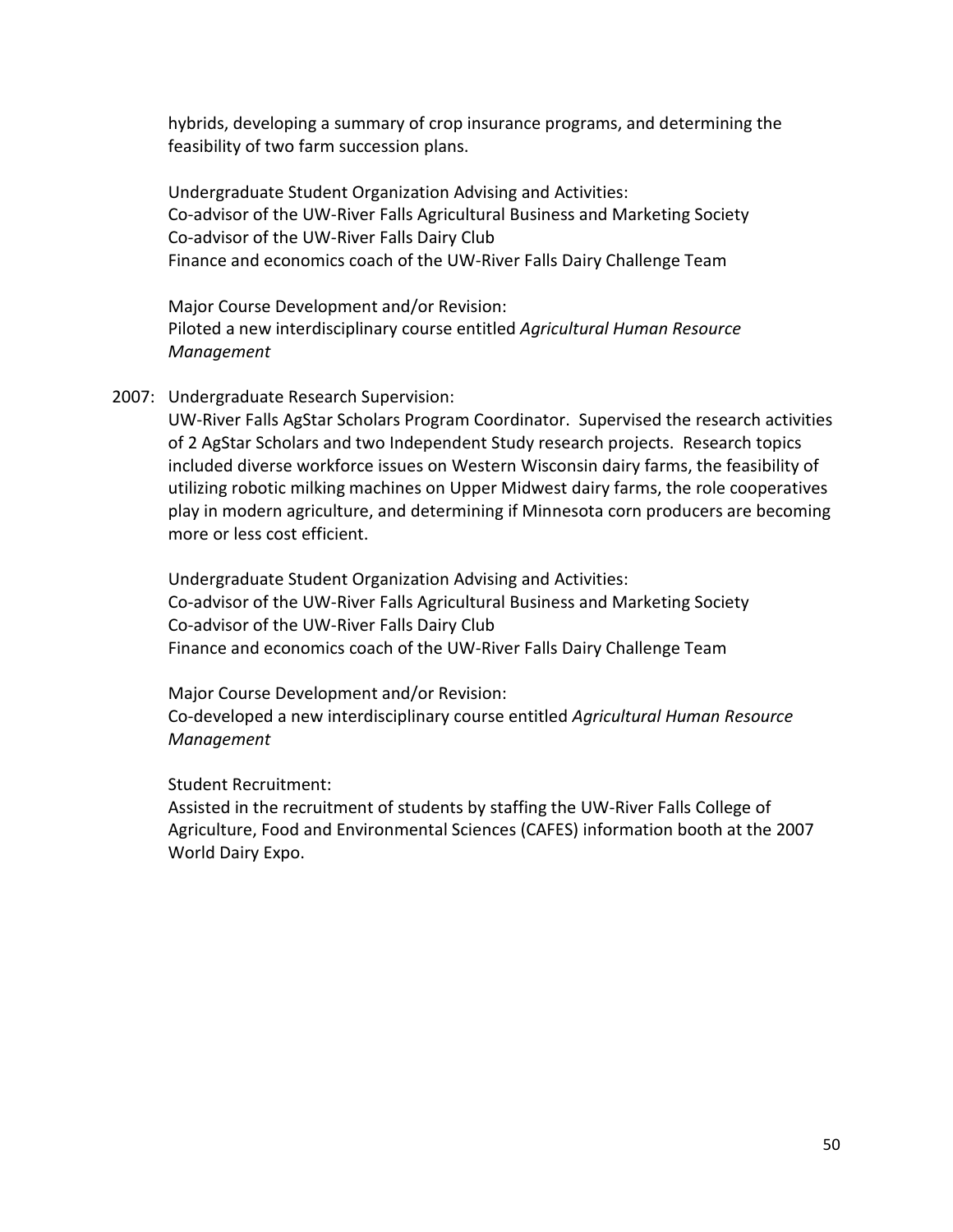hybrids, developing a summary of crop insurance programs, and determining the feasibility of two farm succession plans.

Undergraduate Student Organization Advising and Activities:
Co-advisor of the UW-River Falls Agricultural Business and Marketing Society
Co-advisor of the UW-River Falls Dairy Club
Finance and economics coach of the UW-River Falls Dairy Challenge Team

Major Course Development and/or Revision:
Piloted a new interdisciplinary course entitled *Agricultural Human Resource Management*

2007: Undergraduate Research Supervision:
UW-River Falls AgStar Scholars Program Coordinator. Supervised the research activities of 2 AgStar Scholars and two Independent Study research projects. Research topics included diverse workforce issues on Western Wisconsin dairy farms, the feasibility of utilizing robotic milking machines on Upper Midwest dairy farms, the role cooperatives play in modern agriculture, and determining if Minnesota corn producers are becoming more or less cost efficient.

Undergraduate Student Organization Advising and Activities:
Co-advisor of the UW-River Falls Agricultural Business and Marketing Society
Co-advisor of the UW-River Falls Dairy Club
Finance and economics coach of the UW-River Falls Dairy Challenge Team

Major Course Development and/or Revision:
Co-developed a new interdisciplinary course entitled *Agricultural Human Resource Management*

Student Recruitment:
Assisted in the recruitment of students by staffing the UW-River Falls College of Agriculture, Food and Environmental Sciences (CAFES) information booth at the 2007 World Dairy Expo.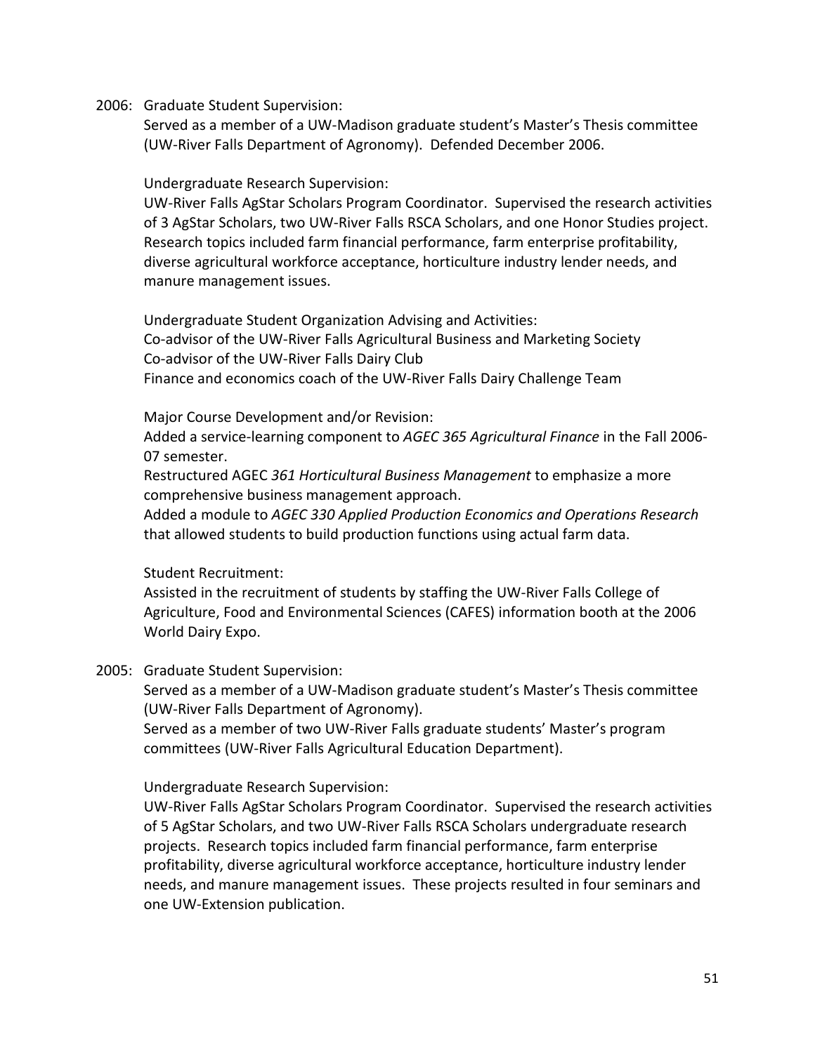2006: Graduate Student Supervision:

Served as a member of a UW-Madison graduate student's Master's Thesis committee (UW-River Falls Department of Agronomy). Defended December 2006.

Undergraduate Research Supervision:

UW-River Falls AgStar Scholars Program Coordinator. Supervised the research activities of 3 AgStar Scholars, two UW-River Falls RSCA Scholars, and one Honor Studies project. Research topics included farm financial performance, farm enterprise profitability, diverse agricultural workforce acceptance, horticulture industry lender needs, and manure management issues.

Undergraduate Student Organization Advising and Activities:

Co-advisor of the UW-River Falls Agricultural Business and Marketing Society
Co-advisor of the UW-River Falls Dairy Club
Finance and economics coach of the UW-River Falls Dairy Challenge Team

Major Course Development and/or Revision:

Added a service-learning component to *AGEC 365 Agricultural Finance* in the Fall 2006-07 semester.
Restructured AGEC *361 Horticultural Business Management* to emphasize a more comprehensive business management approach.
Added a module to *AGEC 330 Applied Production Economics and Operations Research* that allowed students to build production functions using actual farm data.

Student Recruitment:

Assisted in the recruitment of students by staffing the UW-River Falls College of Agriculture, Food and Environmental Sciences (CAFES) information booth at the 2006 World Dairy Expo.

2005: Graduate Student Supervision:

Served as a member of a UW-Madison graduate student's Master's Thesis committee (UW-River Falls Department of Agronomy).
Served as a member of two UW-River Falls graduate students' Master's program committees (UW-River Falls Agricultural Education Department).

Undergraduate Research Supervision:

UW-River Falls AgStar Scholars Program Coordinator. Supervised the research activities of 5 AgStar Scholars, and two UW-River Falls RSCA Scholars undergraduate research projects. Research topics included farm financial performance, farm enterprise profitability, diverse agricultural workforce acceptance, horticulture industry lender needs, and manure management issues. These projects resulted in four seminars and one UW-Extension publication.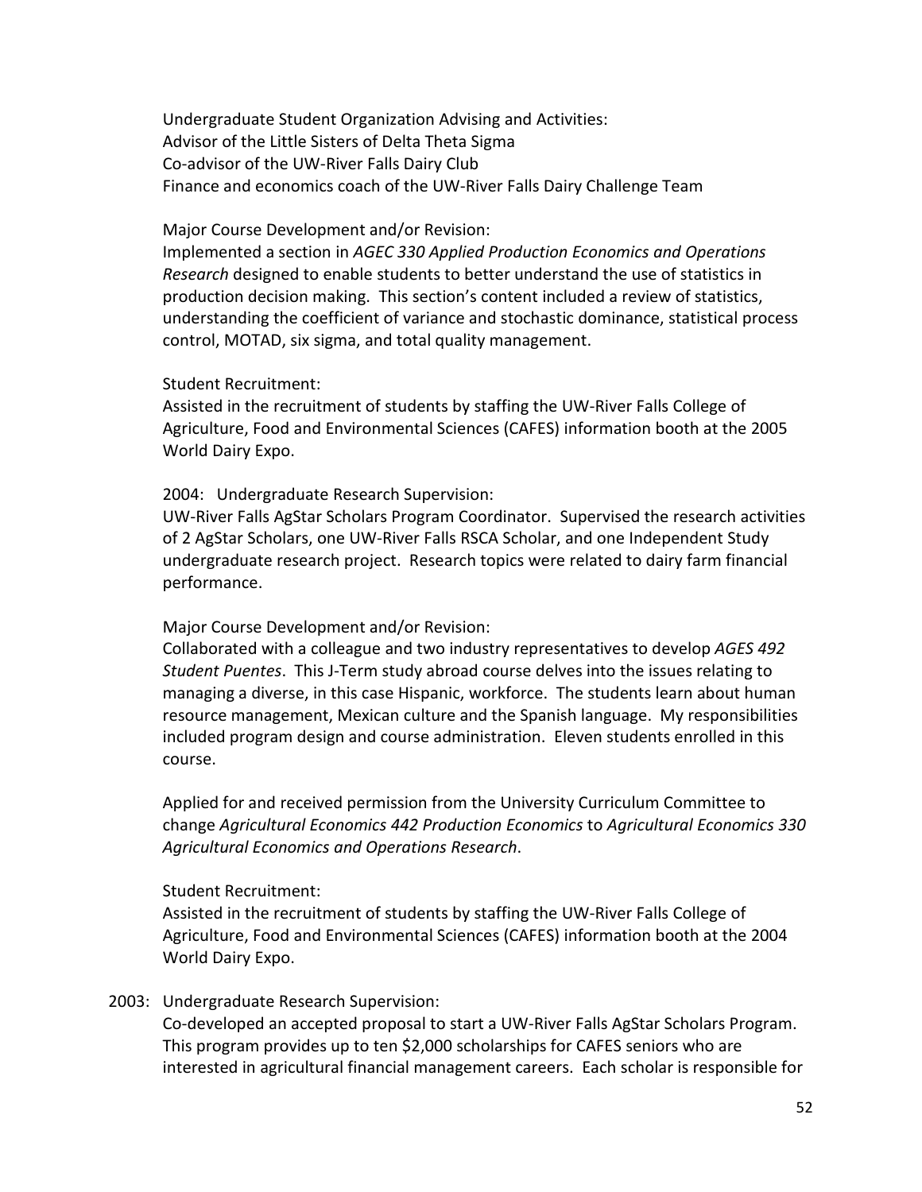Undergraduate Student Organization Advising and Activities:
Advisor of the Little Sisters of Delta Theta Sigma
Co-advisor of the UW-River Falls Dairy Club
Finance and economics coach of the UW-River Falls Dairy Challenge Team

Major Course Development and/or Revision:
Implemented a section in *AGEC 330 Applied Production Economics and Operations Research* designed to enable students to better understand the use of statistics in production decision making. This section's content included a review of statistics, understanding the coefficient of variance and stochastic dominance, statistical process control, MOTAD, six sigma, and total quality management.

Student Recruitment:
Assisted in the recruitment of students by staffing the UW-River Falls College of Agriculture, Food and Environmental Sciences (CAFES) information booth at the 2005 World Dairy Expo.

2004: Undergraduate Research Supervision:
UW-River Falls AgStar Scholars Program Coordinator. Supervised the research activities of 2 AgStar Scholars, one UW-River Falls RSCA Scholar, and one Independent Study undergraduate research project. Research topics were related to dairy farm financial performance.

Major Course Development and/or Revision:
Collaborated with a colleague and two industry representatives to develop *AGES 492 Student Puentes*. This J-Term study abroad course delves into the issues relating to managing a diverse, in this case Hispanic, workforce. The students learn about human resource management, Mexican culture and the Spanish language. My responsibilities included program design and course administration. Eleven students enrolled in this course.

Applied for and received permission from the University Curriculum Committee to change *Agricultural Economics 442 Production Economics* to *Agricultural Economics 330 Agricultural Economics and Operations Research*.

Student Recruitment:
Assisted in the recruitment of students by staffing the UW-River Falls College of Agriculture, Food and Environmental Sciences (CAFES) information booth at the 2004 World Dairy Expo.

2003: Undergraduate Research Supervision:
Co-developed an accepted proposal to start a UW-River Falls AgStar Scholars Program. This program provides up to ten $2,000 scholarships for CAFES seniors who are interested in agricultural financial management careers. Each scholar is responsible for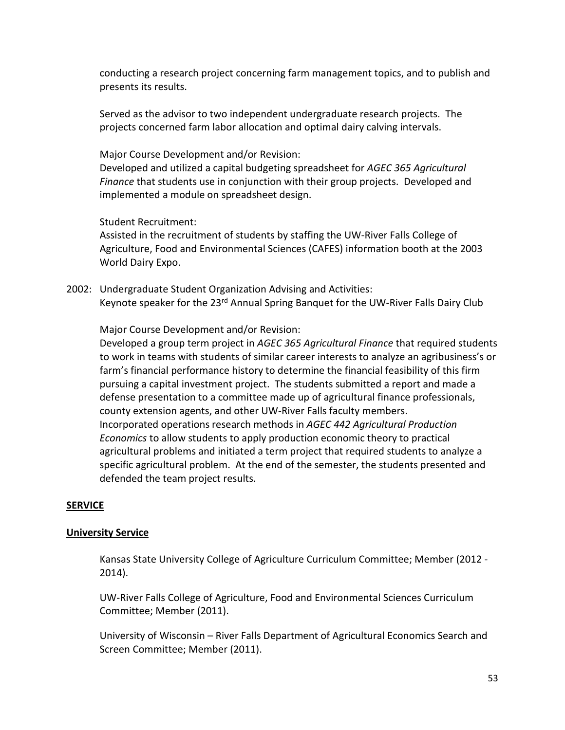conducting a research project concerning farm management topics, and to publish and presents its results.

Served as the advisor to two independent undergraduate research projects. The projects concerned farm labor allocation and optimal dairy calving intervals.

Major Course Development and/or Revision:
Developed and utilized a capital budgeting spreadsheet for *AGEC 365 Agricultural Finance* that students use in conjunction with their group projects. Developed and implemented a module on spreadsheet design.

Student Recruitment:
Assisted in the recruitment of students by staffing the UW-River Falls College of Agriculture, Food and Environmental Sciences (CAFES) information booth at the 2003 World Dairy Expo.

2002: Undergraduate Student Organization Advising and Activities:
Keynote speaker for the 23rd Annual Spring Banquet for the UW-River Falls Dairy Club

Major Course Development and/or Revision:
Developed a group term project in *AGEC 365 Agricultural Finance* that required students to work in teams with students of similar career interests to analyze an agribusiness's or farm's financial performance history to determine the financial feasibility of this firm pursuing a capital investment project. The students submitted a report and made a defense presentation to a committee made up of agricultural finance professionals, county extension agents, and other UW-River Falls faculty members.
Incorporated operations research methods in *AGEC 442 Agricultural Production Economics* to allow students to apply production economic theory to practical agricultural problems and initiated a term project that required students to analyze a specific agricultural problem. At the end of the semester, the students presented and defended the team project results.

## <u>**SERVICE**</u>

### <u>**University Service**</u>

Kansas State University College of Agriculture Curriculum Committee; Member (2012 - 2014).

UW-River Falls College of Agriculture, Food and Environmental Sciences Curriculum Committee; Member (2011).

University of Wisconsin – River Falls Department of Agricultural Economics Search and Screen Committee; Member (2011).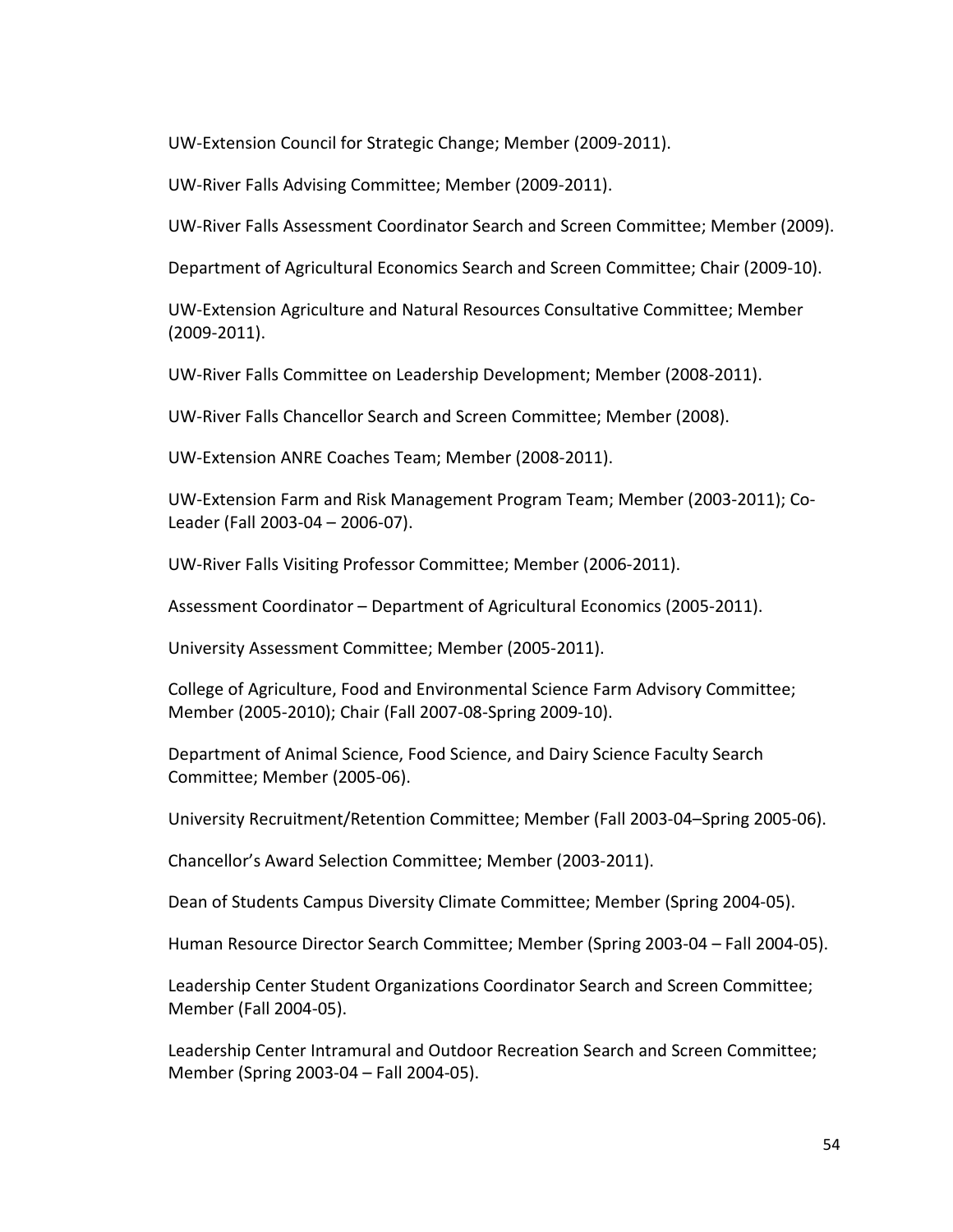UW-Extension Council for Strategic Change; Member (2009-2011).

UW-River Falls Advising Committee; Member (2009-2011).

UW-River Falls Assessment Coordinator Search and Screen Committee; Member (2009).

Department of Agricultural Economics Search and Screen Committee; Chair (2009-10).

UW-Extension Agriculture and Natural Resources Consultative Committee; Member (2009-2011).

UW-River Falls Committee on Leadership Development; Member (2008-2011).

UW-River Falls Chancellor Search and Screen Committee; Member (2008).

UW-Extension ANRE Coaches Team; Member (2008-2011).

UW-Extension Farm and Risk Management Program Team; Member (2003-2011); Co-Leader (Fall 2003-04 – 2006-07).

UW-River Falls Visiting Professor Committee; Member (2006-2011).

Assessment Coordinator – Department of Agricultural Economics (2005-2011).

University Assessment Committee; Member (2005-2011).

College of Agriculture, Food and Environmental Science Farm Advisory Committee; Member (2005-2010); Chair (Fall 2007-08-Spring 2009-10).

Department of Animal Science, Food Science, and Dairy Science Faculty Search Committee; Member (2005-06).

University Recruitment/Retention Committee; Member (Fall 2003-04–Spring 2005-06).

Chancellor's Award Selection Committee; Member (2003-2011).

Dean of Students Campus Diversity Climate Committee; Member (Spring 2004-05).

Human Resource Director Search Committee; Member (Spring 2003-04 – Fall 2004-05).

Leadership Center Student Organizations Coordinator Search and Screen Committee; Member (Fall 2004-05).

Leadership Center Intramural and Outdoor Recreation Search and Screen Committee; Member (Spring 2003-04 – Fall 2004-05).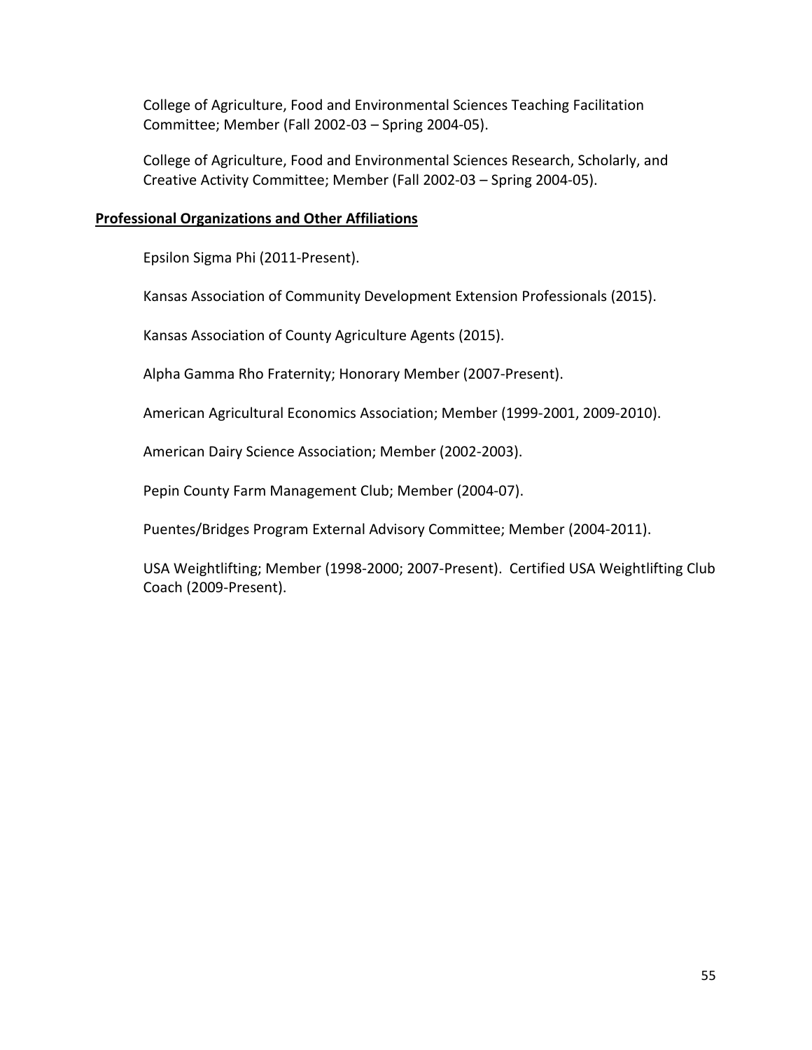College of Agriculture, Food and Environmental Sciences Teaching Facilitation Committee; Member (Fall 2002-03 – Spring 2004-05).

College of Agriculture, Food and Environmental Sciences Research, Scholarly, and Creative Activity Committee; Member (Fall 2002-03 – Spring 2004-05).

**Professional Organizations and Other Affiliations**

Epsilon Sigma Phi (2011-Present).

Kansas Association of Community Development Extension Professionals (2015).

Kansas Association of County Agriculture Agents (2015).

Alpha Gamma Rho Fraternity; Honorary Member (2007-Present).

American Agricultural Economics Association; Member (1999-2001, 2009-2010).

American Dairy Science Association; Member (2002-2003).

Pepin County Farm Management Club; Member (2004-07).

Puentes/Bridges Program External Advisory Committee; Member (2004-2011).

USA Weightlifting; Member (1998-2000; 2007-Present). Certified USA Weightlifting Club Coach (2009-Present).